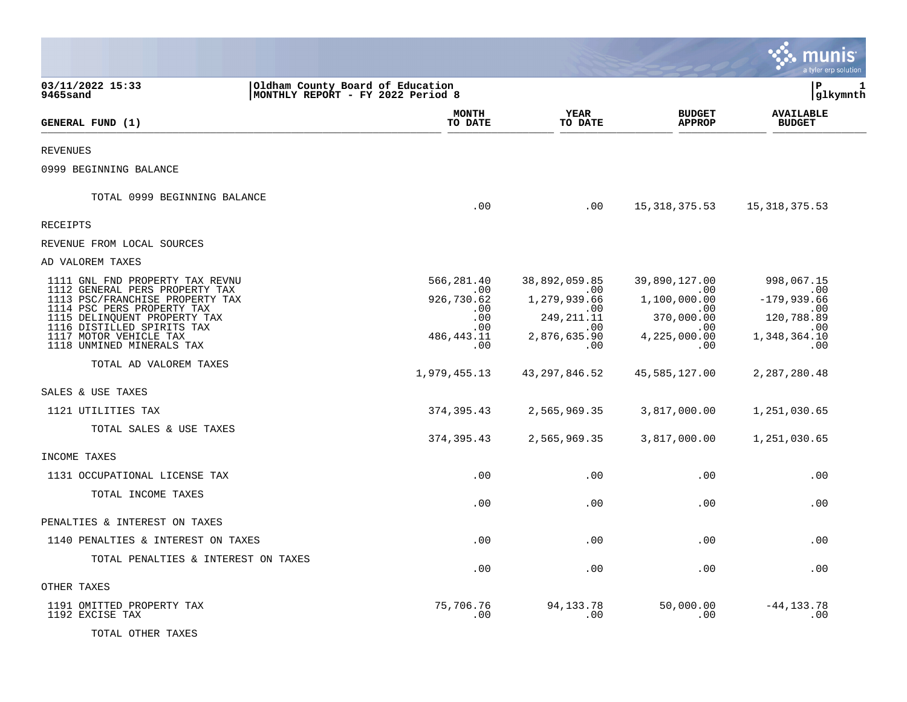03/11/2022 15:33 | Oldham County Board of Education | P 1
9465sand | MONTHLY REPORT - FY 2022 Period 8 | glkymnth

| GENERAL FUND (1) | MONTH TO DATE | YEAR TO DATE | BUDGET APPROP | AVAILABLE BUDGET |
|---|---|---|---|---|
| REVENUES | | | | |
| 0999 BEGINNING BALANCE | | | | |
| TOTAL 0999 BEGINNING BALANCE | .00 | .00 | 15,318,375.53 | 15,318,375.53 |
| RECEIPTS | | | | |
| REVENUE FROM LOCAL SOURCES | | | | |
| AD VALOREM TAXES | | | | |
| 1111 GNL FND PROPERTY TAX REVNU | 566,281.40 | 38,892,059.85 | 39,890,127.00 | 998,067.15 |
| 1112 GENERAL PERS PROPERTY TAX | .00 | .00 | .00 | .00 |
| 1113 PSC/FRANCHISE PROPERTY TAX | 926,730.62 | 1,279,939.66 | 1,100,000.00 | -179,939.66 |
| 1114 PSC PERS PROPERTY TAX | .00 | .00 | .00 | .00 |
| 1115 DELINQUENT PROPERTY TAX | .00 | 249,211.11 | 370,000.00 | 120,788.89 |
| 1116 DISTILLED SPIRITS TAX | .00 | .00 | .00 | .00 |
| 1117 MOTOR VEHICLE TAX | 486,443.11 | 2,876,635.90 | 4,225,000.00 | 1,348,364.10 |
| 1118 UNMINED MINERALS TAX | .00 | .00 | .00 | .00 |
| TOTAL AD VALOREM TAXES | 1,979,455.13 | 43,297,846.52 | 45,585,127.00 | 2,287,280.48 |
| SALES & USE TAXES | | | | |
| 1121 UTILITIES TAX | 374,395.43 | 2,565,969.35 | 3,817,000.00 | 1,251,030.65 |
| TOTAL SALES & USE TAXES | 374,395.43 | 2,565,969.35 | 3,817,000.00 | 1,251,030.65 |
| INCOME TAXES | | | | |
| 1131 OCCUPATIONAL LICENSE TAX | .00 | .00 | .00 | .00 |
| TOTAL INCOME TAXES | .00 | .00 | .00 | .00 |
| PENALTIES & INTEREST ON TAXES | | | | |
| 1140 PENALTIES & INTEREST ON TAXES | .00 | .00 | .00 | .00 |
| TOTAL PENALTIES & INTEREST ON TAXES | .00 | .00 | .00 | .00 |
| OTHER TAXES | | | | |
| 1191 OMITTED PROPERTY TAX | 75,706.76 | 94,133.78 | 50,000.00 | -44,133.78 |
| 1192 EXCISE TAX | .00 | .00 | .00 | .00 |
| TOTAL OTHER TAXES | | | | |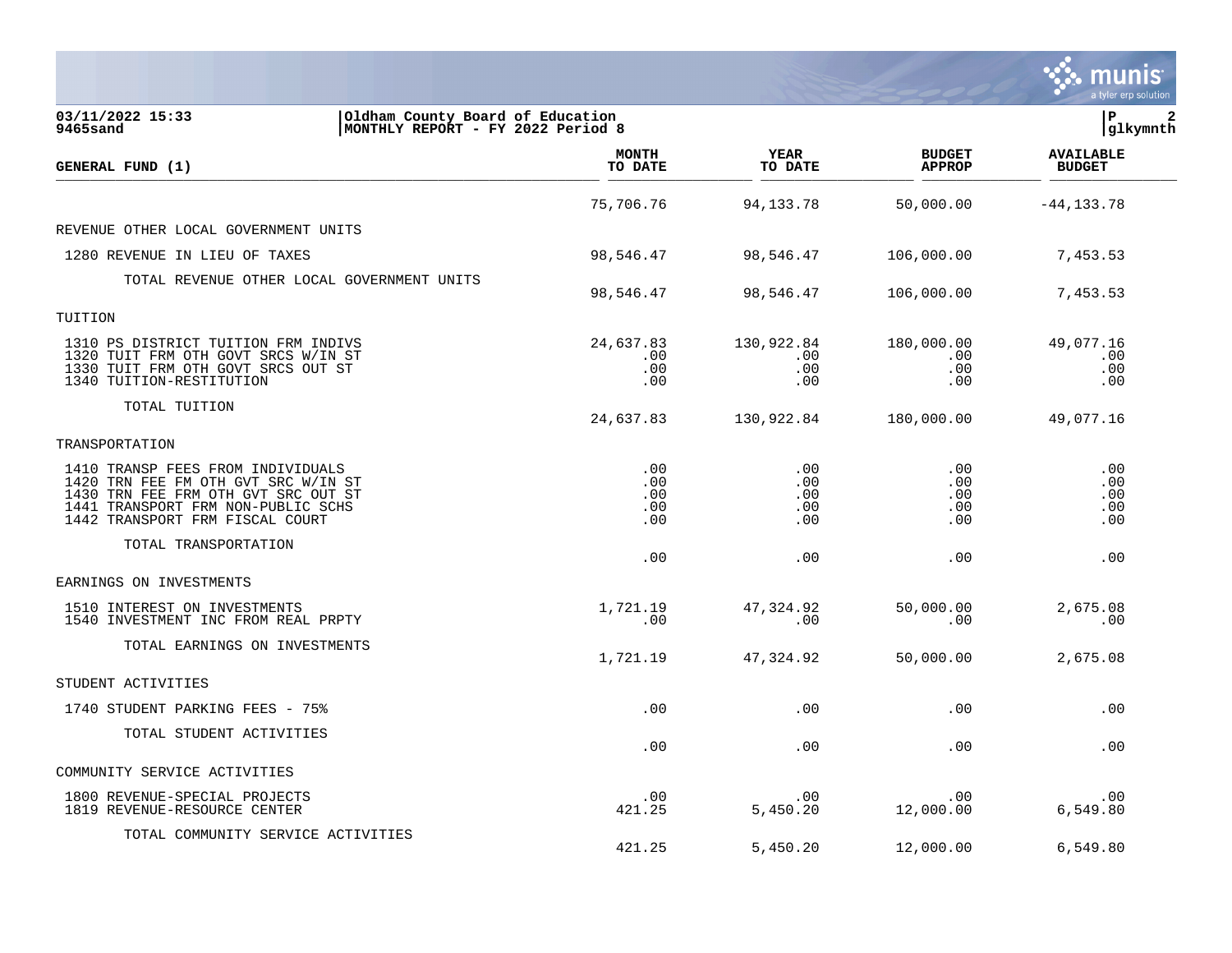**Oldham County Board of Education**
**MONTHLY REPORT - FY 2022 Period 8**

03/11/2022 15:33
9465sand

| GENERAL FUND (1) | MONTH TO DATE | YEAR TO DATE | BUDGET APPROP | AVAILABLE BUDGET |
|---|---|---|---|---|
| | 75,706.76 | 94,133.78 | 50,000.00 | -44,133.78 |
| **REVENUE OTHER LOCAL GOVERNMENT UNITS** | | | | |
| 1280 REVENUE IN LIEU OF TAXES | 98,546.47 | 98,546.47 | 106,000.00 | 7,453.53 |
| TOTAL REVENUE OTHER LOCAL GOVERNMENT UNITS | 98,546.47 | 98,546.47 | 106,000.00 | 7,453.53 |
| **TUITION** | | | | |
| 1310 PS DISTRICT TUITION FRM INDIVS | 24,637.83 | 130,922.84 | 180,000.00 | 49,077.16 |
| 1320 TUIT FRM OTH GOVT SRCS W/IN ST | .00 | .00 | .00 | .00 |
| 1330 TUIT FRM OTH GOVT SRCS OUT ST | .00 | .00 | .00 | .00 |
| 1340 TUITION-RESTITUTION | .00 | .00 | .00 | .00 |
| TOTAL TUITION | 24,637.83 | 130,922.84 | 180,000.00 | 49,077.16 |
| **TRANSPORTATION** | | | | |
| 1410 TRANSP FEES FROM INDIVIDUALS | .00 | .00 | .00 | .00 |
| 1420 TRN FEE FM OTH GVT SRC W/IN ST | .00 | .00 | .00 | .00 |
| 1430 TRN FEE FRM OTH GVT SRC OUT ST | .00 | .00 | .00 | .00 |
| 1441 TRANSPORT FRM NON-PUBLIC SCHS | .00 | .00 | .00 | .00 |
| 1442 TRANSPORT FRM FISCAL COURT | .00 | .00 | .00 | .00 |
| TOTAL TRANSPORTATION | .00 | .00 | .00 | .00 |
| **EARNINGS ON INVESTMENTS** | | | | |
| 1510 INTEREST ON INVESTMENTS | 1,721.19 | 47,324.92 | 50,000.00 | 2,675.08 |
| 1540 INVESTMENT INC FROM REAL PRPTY | .00 | .00 | .00 | .00 |
| TOTAL EARNINGS ON INVESTMENTS | 1,721.19 | 47,324.92 | 50,000.00 | 2,675.08 |
| **STUDENT ACTIVITIES** | | | | |
| 1740 STUDENT PARKING FEES - 75% | .00 | .00 | .00 | .00 |
| TOTAL STUDENT ACTIVITIES | .00 | .00 | .00 | .00 |
| **COMMUNITY SERVICE ACTIVITIES** | | | | |
| 1800 REVENUE-SPECIAL PROJECTS | .00 | .00 | .00 | .00 |
| 1819 REVENUE-RESOURCE CENTER | 421.25 | 5,450.20 | 12,000.00 | 6,549.80 |
| TOTAL COMMUNITY SERVICE ACTIVITIES | 421.25 | 5,450.20 | 12,000.00 | 6,549.80 |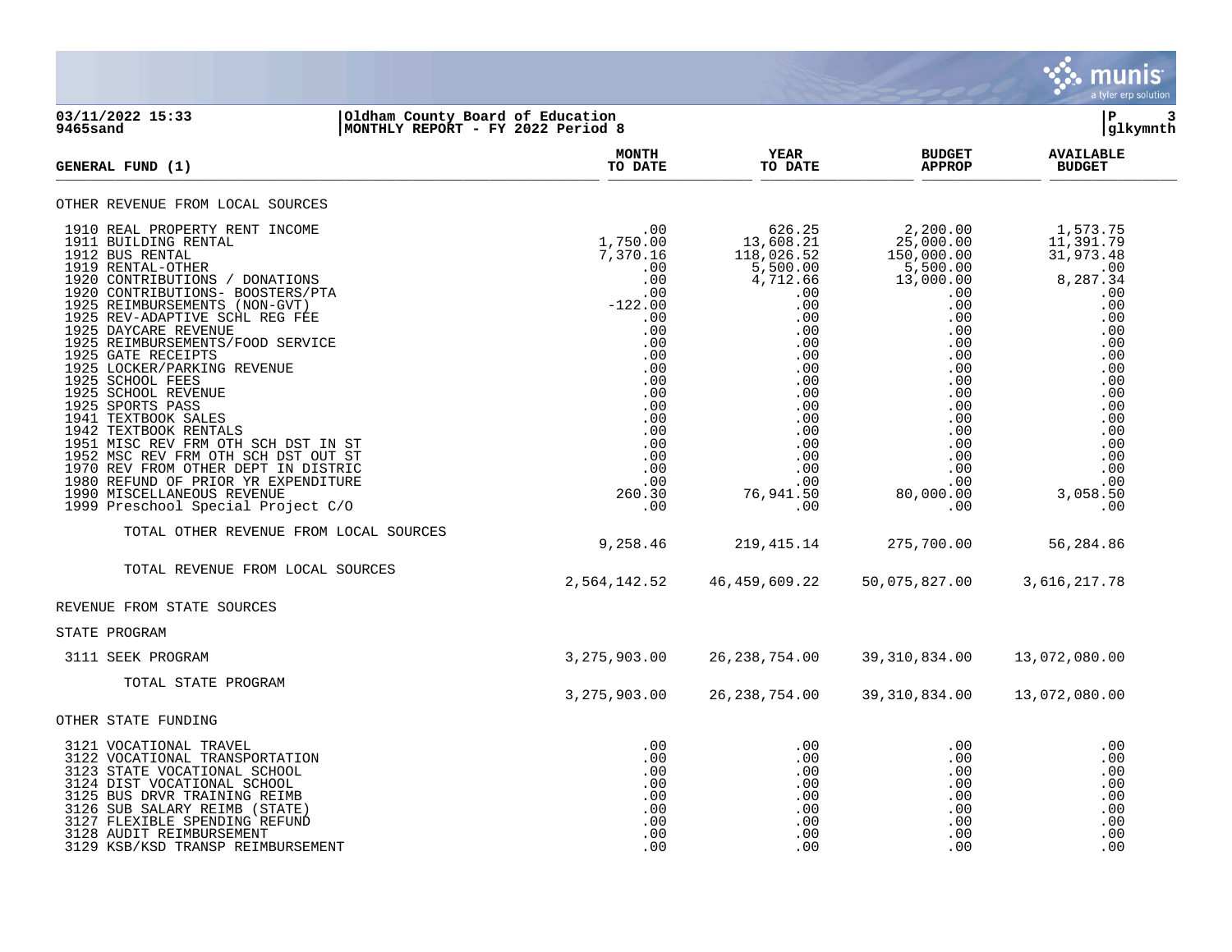**03/11/2022 15:33** | **Oldham County Board of Education**
**9465sand** | **MONTHLY REPORT - FY 2022 Period 8**

| GENERAL FUND (1) | MONTH TO DATE | YEAR TO DATE | BUDGET APPROP | AVAILABLE BUDGET |
|---|---|---|---|---|
| **OTHER REVENUE FROM LOCAL SOURCES** | | | | |
| 1910 REAL PROPERTY RENT INCOME | .00 | 626.25 | 2,200.00 | 1,573.75 |
| 1911 BUILDING RENTAL | 1,750.00 | 13,608.21 | 25,000.00 | 11,391.79 |
| 1912 BUS RENTAL | 7,370.16 | 118,026.52 | 150,000.00 | 31,973.48 |
| 1919 RENTAL-OTHER | .00 | 5,500.00 | 5,500.00 | .00 |
| 1920 CONTRIBUTIONS / DONATIONS | .00 | 4,712.66 | 13,000.00 | 8,287.34 |
| 1920 CONTRIBUTIONS- BOOSTERS/PTA | .00 | .00 | .00 | .00 |
| 1925 REIMBURSEMENTS (NON-GVT) | -122.00 | .00 | .00 | .00 |
| 1925 REV-ADAPTIVE SCHL REG FEE | .00 | .00 | .00 | .00 |
| 1925 DAYCARE REVENUE | .00 | .00 | .00 | .00 |
| 1925 REIMBURSEMENTS/FOOD SERVICE | .00 | .00 | .00 | .00 |
| 1925 GATE RECEIPTS | .00 | .00 | .00 | .00 |
| 1925 LOCKER/PARKING REVENUE | .00 | .00 | .00 | .00 |
| 1925 SCHOOL FEES | .00 | .00 | .00 | .00 |
| 1925 SCHOOL REVENUE | .00 | .00 | .00 | .00 |
| 1925 SPORTS PASS | .00 | .00 | .00 | .00 |
| 1941 TEXTBOOK SALES | .00 | .00 | .00 | .00 |
| 1942 TEXTBOOK RENTALS | .00 | .00 | .00 | .00 |
| 1951 MISC REV FRM OTH SCH DST IN ST | .00 | .00 | .00 | .00 |
| 1952 MSC REV FRM OTH SCH DST OUT ST | .00 | .00 | .00 | .00 |
| 1970 REV FROM OTHER DEPT IN DISTRIC | .00 | .00 | .00 | .00 |
| 1980 REFUND OF PRIOR YR EXPENDITURE | .00 | .00 | .00 | .00 |
| 1990 MISCELLANEOUS REVENUE | 260.30 | 76,941.50 | 80,000.00 | 3,058.50 |
| 1999 Preschool Special Project C/O | .00 | .00 | .00 | .00 |
| TOTAL OTHER REVENUE FROM LOCAL SOURCES | 9,258.46 | 219,415.14 | 275,700.00 | 56,284.86 |
| TOTAL REVENUE FROM LOCAL SOURCES | 2,564,142.52 | 46,459,609.22 | 50,075,827.00 | 3,616,217.78 |
| **REVENUE FROM STATE SOURCES** | | | | |
| **STATE PROGRAM** | | | | |
| 3111 SEEK PROGRAM | 3,275,903.00 | 26,238,754.00 | 39,310,834.00 | 13,072,080.00 |
| TOTAL STATE PROGRAM | 3,275,903.00 | 26,238,754.00 | 39,310,834.00 | 13,072,080.00 |
| **OTHER STATE FUNDING** | | | | |
| 3121 VOCATIONAL TRAVEL | .00 | .00 | .00 | .00 |
| 3122 VOCATIONAL TRANSPORTATION | .00 | .00 | .00 | .00 |
| 3123 STATE VOCATIONAL SCHOOL | .00 | .00 | .00 | .00 |
| 3124 DIST VOCATIONAL SCHOOL | .00 | .00 | .00 | .00 |
| 3125 BUS DRVR TRAINING REIMB | .00 | .00 | .00 | .00 |
| 3126 SUB SALARY REIMB (STATE) | .00 | .00 | .00 | .00 |
| 3127 FLEXIBLE SPENDING REFUND | .00 | .00 | .00 | .00 |
| 3128 AUDIT REIMBURSEMENT | .00 | .00 | .00 | .00 |
| 3129 KSB/KSD TRANSP REIMBURSEMENT | .00 | .00 | .00 | .00 |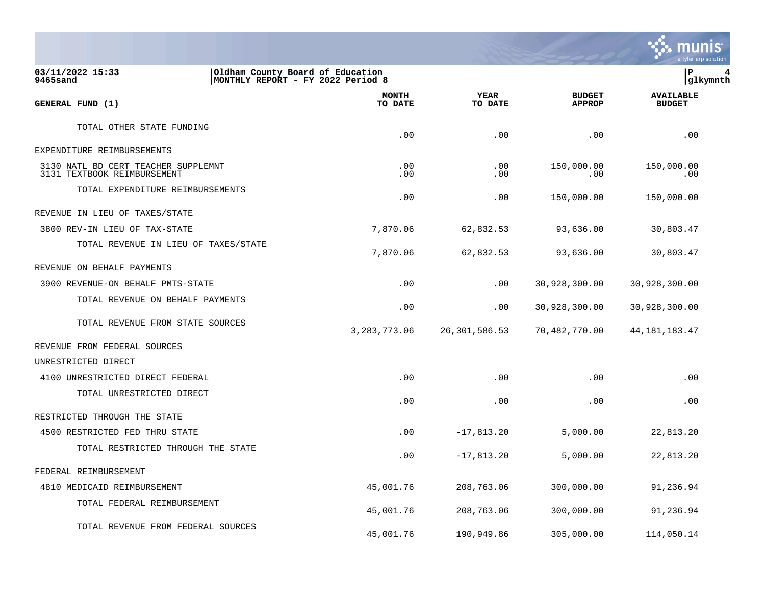03/11/2022 15:33 | Oldham County Board of Education | P 4
9465sand | MONTHLY REPORT - FY 2022 Period 8 | glkymnth

| GENERAL FUND (1) | MONTH TO DATE | YEAR TO DATE | BUDGET APPROP | AVAILABLE BUDGET |
|---|---|---|---|---|
| TOTAL OTHER STATE FUNDING | .00 | .00 | .00 | .00 |
| EXPENDITURE REIMBURSEMENTS | | | | |
| 3130 NATL BD CERT TEACHER SUPPLEMNT | .00 | .00 | 150,000.00 | 150,000.00 |
| 3131 TEXTBOOK REIMBURSEMENT | .00 | .00 | .00 | .00 |
| TOTAL EXPENDITURE REIMBURSEMENTS | .00 | .00 | 150,000.00 | 150,000.00 |
| REVENUE IN LIEU OF TAXES/STATE | | | | |
| 3800 REV-IN LIEU OF TAX-STATE | 7,870.06 | 62,832.53 | 93,636.00 | 30,803.47 |
| TOTAL REVENUE IN LIEU OF TAXES/STATE | 7,870.06 | 62,832.53 | 93,636.00 | 30,803.47 |
| REVENUE ON BEHALF PAYMENTS | | | | |
| 3900 REVENUE-ON BEHALF PMTS-STATE | .00 | .00 | 30,928,300.00 | 30,928,300.00 |
| TOTAL REVENUE ON BEHALF PAYMENTS | .00 | .00 | 30,928,300.00 | 30,928,300.00 |
| TOTAL REVENUE FROM STATE SOURCES | 3,283,773.06 | 26,301,586.53 | 70,482,770.00 | 44,181,183.47 |
| REVENUE FROM FEDERAL SOURCES | | | | |
| UNRESTRICTED DIRECT | | | | |
| 4100 UNRESTRICTED DIRECT FEDERAL | .00 | .00 | .00 | .00 |
| TOTAL UNRESTRICTED DIRECT | .00 | .00 | .00 | .00 |
| RESTRICTED THROUGH THE STATE | | | | |
| 4500 RESTRICTED FED THRU STATE | .00 | -17,813.20 | 5,000.00 | 22,813.20 |
| TOTAL RESTRICTED THROUGH THE STATE | .00 | -17,813.20 | 5,000.00 | 22,813.20 |
| FEDERAL REIMBURSEMENT | | | | |
| 4810 MEDICAID REIMBURSEMENT | 45,001.76 | 208,763.06 | 300,000.00 | 91,236.94 |
| TOTAL FEDERAL REIMBURSEMENT | 45,001.76 | 208,763.06 | 300,000.00 | 91,236.94 |
| TOTAL REVENUE FROM FEDERAL SOURCES | 45,001.76 | 190,949.86 | 305,000.00 | 114,050.14 |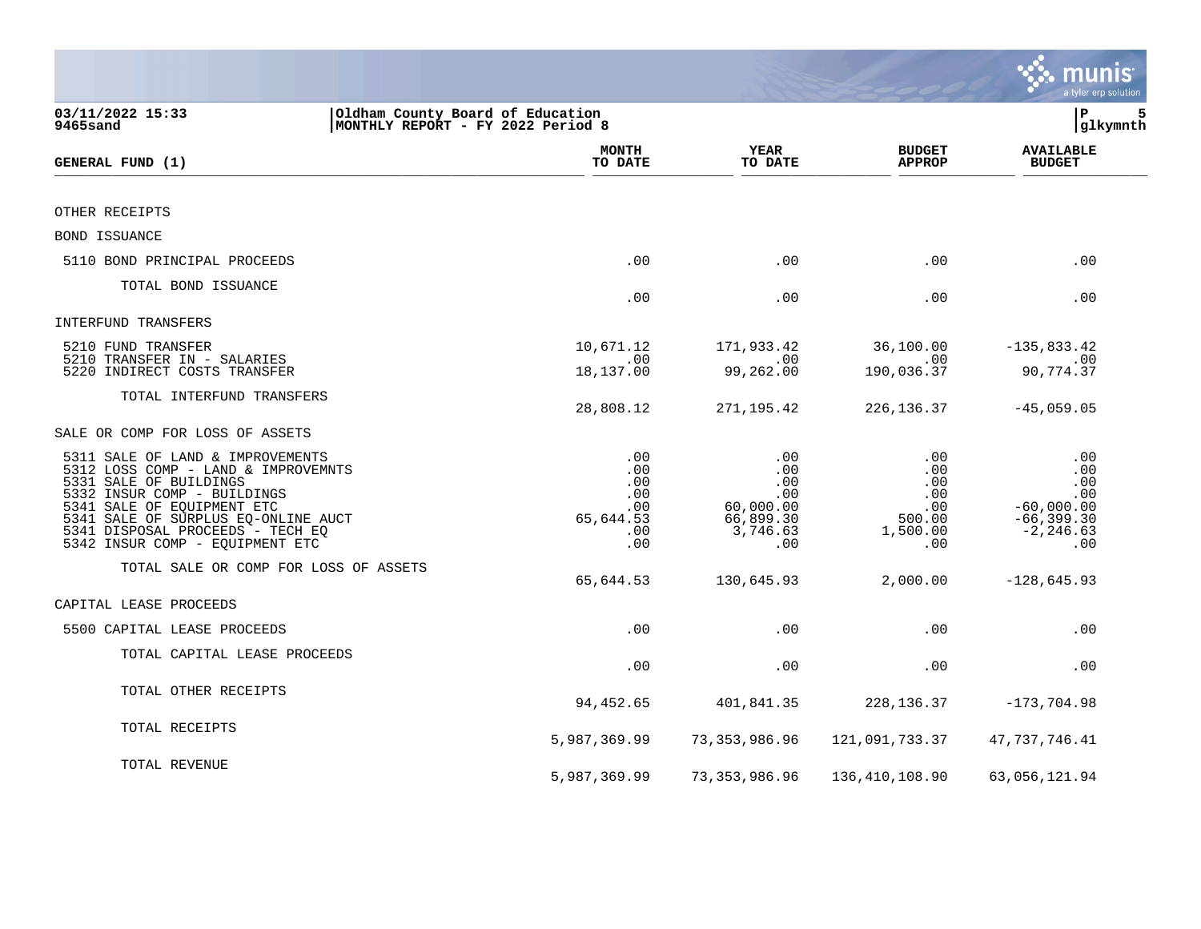**03/11/2022 15:33**
**9465sand**

**Oldham County Board of Education**
**MONTHLY REPORT - FY 2022 Period 8**

| GENERAL FUND (1) | MONTH TO DATE | YEAR TO DATE | BUDGET APPROP | AVAILABLE BUDGET |
|---|---|---|---|---|
| OTHER RECEIPTS | | | | |
| BOND ISSUANCE | | | | |
| 5110 BOND PRINCIPAL PROCEEDS | .00 | .00 | .00 | .00 |
| TOTAL BOND ISSUANCE | .00 | .00 | .00 | .00 |
| INTERFUND TRANSFERS | | | | |
| 5210 FUND TRANSFER | 10,671.12 | 171,933.42 | 36,100.00 | -135,833.42 |
| 5210 TRANSFER IN - SALARIES | .00 | .00 | .00 | .00 |
| 5220 INDIRECT COSTS TRANSFER | 18,137.00 | 99,262.00 | 190,036.37 | 90,774.37 |
| TOTAL INTERFUND TRANSFERS | 28,808.12 | 271,195.42 | 226,136.37 | -45,059.05 |
| SALE OR COMP FOR LOSS OF ASSETS | | | | |
| 5311 SALE OF LAND & IMPROVEMENTS | .00 | .00 | .00 | .00 |
| 5312 LOSS COMP - LAND & IMPROVEMNTS | .00 | .00 | .00 | .00 |
| 5331 SALE OF BUILDINGS | .00 | .00 | .00 | .00 |
| 5332 INSUR COMP - BUILDINGS | .00 | .00 | .00 | .00 |
| 5341 SALE OF EQUIPMENT ETC | .00 | 60,000.00 | .00 | -60,000.00 |
| 5341 SALE OF SURPLUS EQ-ONLINE AUCT | 65,644.53 | 66,899.30 | 500.00 | -66,399.30 |
| 5341 DISPOSAL PROCEEDS - TECH EQ | .00 | 3,746.63 | 1,500.00 | -2,246.63 |
| 5342 INSUR COMP - EQUIPMENT ETC | .00 | .00 | .00 | .00 |
| TOTAL SALE OR COMP FOR LOSS OF ASSETS | 65,644.53 | 130,645.93 | 2,000.00 | -128,645.93 |
| CAPITAL LEASE PROCEEDS | | | | |
| 5500 CAPITAL LEASE PROCEEDS | .00 | .00 | .00 | .00 |
| TOTAL CAPITAL LEASE PROCEEDS | .00 | .00 | .00 | .00 |
| TOTAL OTHER RECEIPTS | 94,452.65 | 401,841.35 | 228,136.37 | -173,704.98 |
| TOTAL RECEIPTS | 5,987,369.99 | 73,353,986.96 | 121,091,733.37 | 47,737,746.41 |
| TOTAL REVENUE | 5,987,369.99 | 73,353,986.96 | 136,410,108.90 | 63,056,121.94 |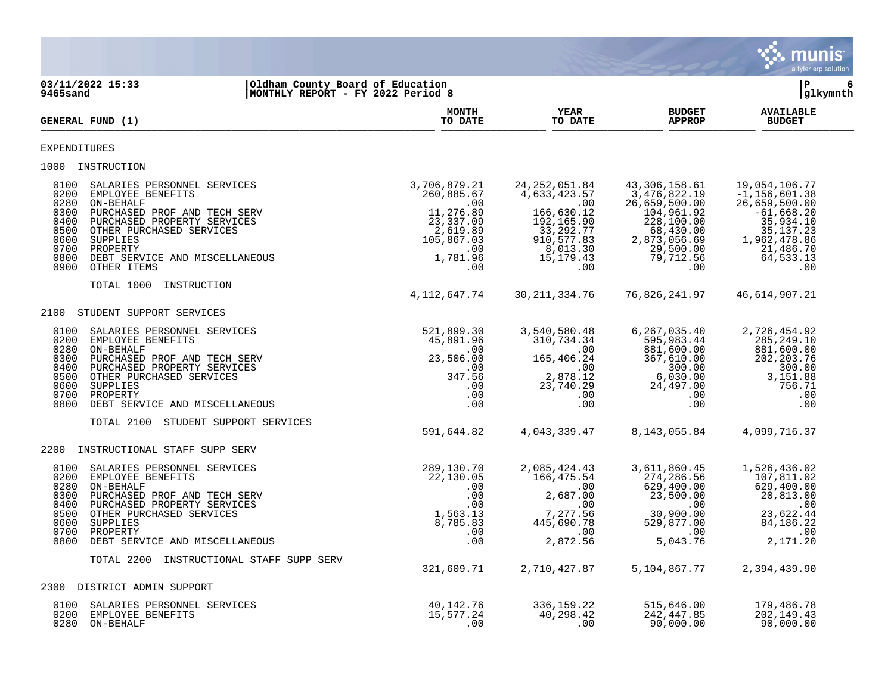03/11/2022 15:33 | Oldham County Board of Education
9465sand | MONTHLY REPORT - FY 2022 Period 8

| GENERAL FUND (1) | MONTH TO DATE | YEAR TO DATE | BUDGET APPROP | AVAILABLE BUDGET |
|---|---|---|---|---|
| **EXPENDITURES** | | | | |
| **1000 INSTRUCTION** | | | | |
| 0100 SALARIES PERSONNEL SERVICES | 3,706,879.21 | 24,252,051.84 | 43,306,158.61 | 19,054,106.77 |
| 0200 EMPLOYEE BENEFITS | 260,885.67 | 4,633,423.57 | 3,476,822.19 | -1,156,601.38 |
| 0280 ON-BEHALF | .00 | .00 | 26,659,500.00 | 26,659,500.00 |
| 0300 PURCHASED PROF AND TECH SERV | 11,276.89 | 166,630.12 | 104,961.92 | -61,668.20 |
| 0400 PURCHASED PROPERTY SERVICES | 23,337.09 | 192,165.90 | 228,100.00 | 35,934.10 |
| 0500 OTHER PURCHASED SERVICES | 2,619.89 | 33,292.77 | 68,430.00 | 35,137.23 |
| 0600 SUPPLIES | 105,867.03 | 910,577.83 | 2,873,056.69 | 1,962,478.86 |
| 0700 PROPERTY | .00 | 8,013.30 | 29,500.00 | 21,486.70 |
| 0800 DEBT SERVICE AND MISCELLANEOUS | 1,781.96 | 15,179.43 | 79,712.56 | 64,533.13 |
| 0900 OTHER ITEMS | .00 | .00 | .00 | .00 |
| TOTAL 1000 INSTRUCTION | 4,112,647.74 | 30,211,334.76 | 76,826,241.97 | 46,614,907.21 |
| **2100 STUDENT SUPPORT SERVICES** | | | | |
| 0100 SALARIES PERSONNEL SERVICES | 521,899.30 | 3,540,580.48 | 6,267,035.40 | 2,726,454.92 |
| 0200 EMPLOYEE BENEFITS | 45,891.96 | 310,734.34 | 595,983.44 | 285,249.10 |
| 0280 ON-BEHALF | .00 | .00 | 881,600.00 | 881,600.00 |
| 0300 PURCHASED PROF AND TECH SERV | 23,506.00 | 165,406.24 | 367,610.00 | 202,203.76 |
| 0400 PURCHASED PROPERTY SERVICES | .00 | .00 | 300.00 | 300.00 |
| 0500 OTHER PURCHASED SERVICES | 347.56 | 2,878.12 | 6,030.00 | 3,151.88 |
| 0600 SUPPLIES | .00 | 23,740.29 | 24,497.00 | 756.71 |
| 0700 PROPERTY | .00 | .00 | .00 | .00 |
| 0800 DEBT SERVICE AND MISCELLANEOUS | .00 | .00 | .00 | .00 |
| TOTAL 2100 STUDENT SUPPORT SERVICES | 591,644.82 | 4,043,339.47 | 8,143,055.84 | 4,099,716.37 |
| **2200 INSTRUCTIONAL STAFF SUPP SERV** | | | | |
| 0100 SALARIES PERSONNEL SERVICES | 289,130.70 | 2,085,424.43 | 3,611,860.45 | 1,526,436.02 |
| 0200 EMPLOYEE BENEFITS | 22,130.05 | 166,475.54 | 274,286.56 | 107,811.02 |
| 0280 ON-BEHALF | .00 | .00 | 629,400.00 | 629,400.00 |
| 0300 PURCHASED PROF AND TECH SERV | .00 | 2,687.00 | 23,500.00 | 20,813.00 |
| 0400 PURCHASED PROPERTY SERVICES | .00 | .00 | .00 | .00 |
| 0500 OTHER PURCHASED SERVICES | 1,563.13 | 7,277.56 | 30,900.00 | 23,622.44 |
| 0600 SUPPLIES | 8,785.83 | 445,690.78 | 529,877.00 | 84,186.22 |
| 0700 PROPERTY | .00 | .00 | .00 | .00 |
| 0800 DEBT SERVICE AND MISCELLANEOUS | .00 | 2,872.56 | 5,043.76 | 2,171.20 |
| TOTAL 2200 INSTRUCTIONAL STAFF SUPP SERV | 321,609.71 | 2,710,427.87 | 5,104,867.77 | 2,394,439.90 |
| **2300 DISTRICT ADMIN SUPPORT** | | | | |
| 0100 SALARIES PERSONNEL SERVICES | 40,142.76 | 336,159.22 | 515,646.00 | 179,486.78 |
| 0200 EMPLOYEE BENEFITS | 15,577.24 | 40,298.42 | 242,447.85 | 202,149.43 |
| 0280 ON-BEHALF | .00 | .00 | 90,000.00 | 90,000.00 |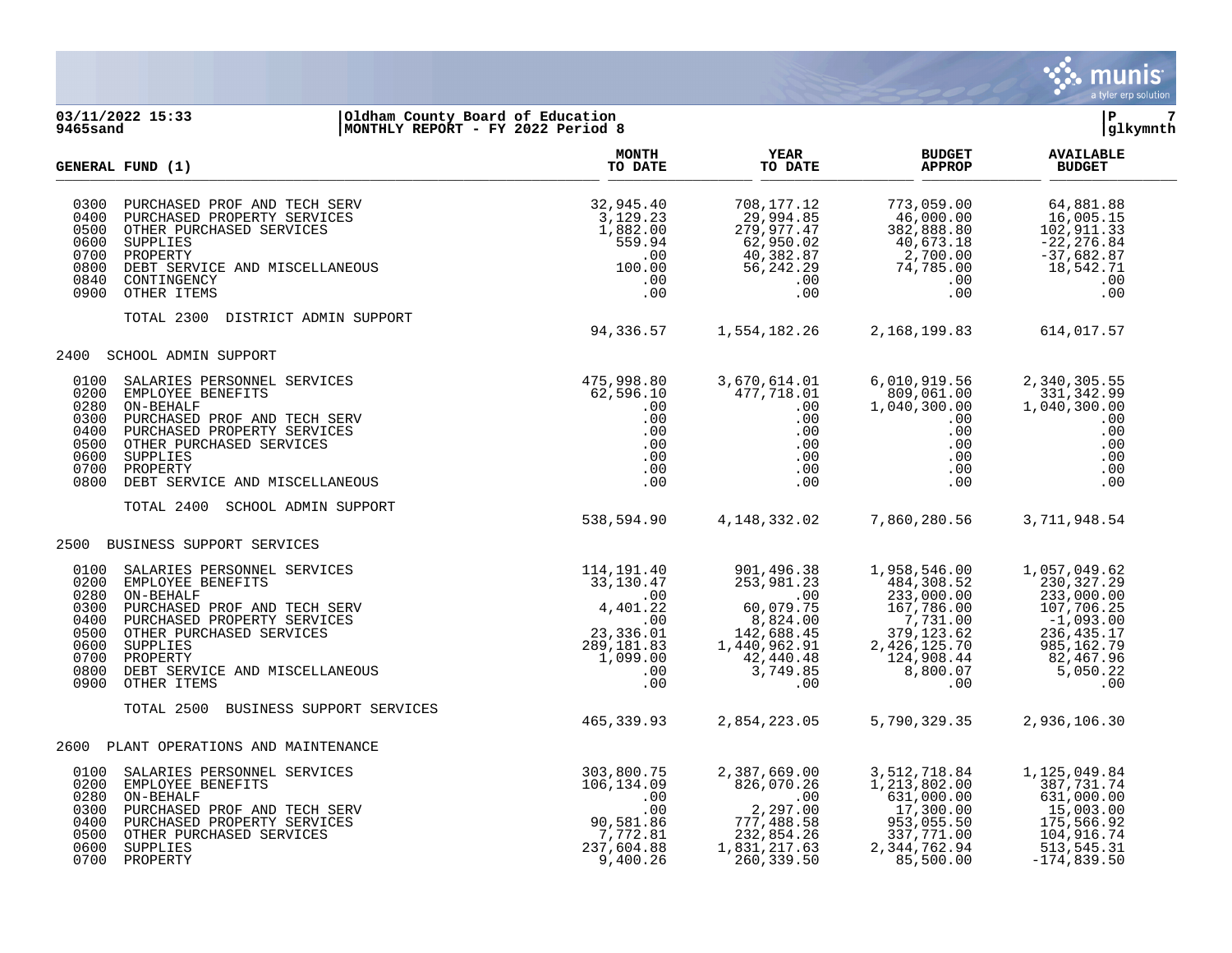**03/11/2022 15:33** | **Oldham County Board of Education**
**9465sand** | **MONTHLY REPORT - FY 2022 Period 8**

| GENERAL FUND (1) | | MONTH TO DATE | YEAR TO DATE | BUDGET APPROP | AVAILABLE BUDGET |
|---|---|---|---|---|---|
| 0300 | PURCHASED PROF AND TECH SERV | 32,945.40 | 708,177.12 | 773,059.00 | 64,881.88 |
| 0400 | PURCHASED PROPERTY SERVICES | 3,129.23 | 29,994.85 | 46,000.00 | 16,005.15 |
| 0500 | OTHER PURCHASED SERVICES | 1,882.00 | 279,977.47 | 382,888.80 | 102,911.33 |
| 0600 | SUPPLIES | 559.94 | 62,950.02 | 40,673.18 | -22,276.84 |
| 0700 | PROPERTY | .00 | 40,382.87 | 2,700.00 | -37,682.87 |
| 0800 | DEBT SERVICE AND MISCELLANEOUS | 100.00 | 56,242.29 | 74,785.00 | 18,542.71 |
| 0840 | CONTINGENCY | .00 | .00 | .00 | .00 |
| 0900 | OTHER ITEMS | .00 | .00 | .00 | .00 |
| | TOTAL 2300 DISTRICT ADMIN SUPPORT | 94,336.57 | 1,554,182.26 | 2,168,199.83 | 614,017.57 |
| 2400 | SCHOOL ADMIN SUPPORT | | | | |
| 0100 | SALARIES PERSONNEL SERVICES | 475,998.80 | 3,670,614.01 | 6,010,919.56 | 2,340,305.55 |
| 0200 | EMPLOYEE BENEFITS | 62,596.10 | 477,718.01 | 809,061.00 | 331,342.99 |
| 0280 | ON-BEHALF | .00 | .00 | 1,040,300.00 | 1,040,300.00 |
| 0300 | PURCHASED PROF AND TECH SERV | .00 | .00 | .00 | .00 |
| 0400 | PURCHASED PROPERTY SERVICES | .00 | .00 | .00 | .00 |
| 0500 | OTHER PURCHASED SERVICES | .00 | .00 | .00 | .00 |
| 0600 | SUPPLIES | .00 | .00 | .00 | .00 |
| 0700 | PROPERTY | .00 | .00 | .00 | .00 |
| 0800 | DEBT SERVICE AND MISCELLANEOUS | .00 | .00 | .00 | .00 |
| | TOTAL 2400 SCHOOL ADMIN SUPPORT | 538,594.90 | 4,148,332.02 | 7,860,280.56 | 3,711,948.54 |
| 2500 | BUSINESS SUPPORT SERVICES | | | | |
| 0100 | SALARIES PERSONNEL SERVICES | 114,191.40 | 901,496.38 | 1,958,546.00 | 1,057,049.62 |
| 0200 | EMPLOYEE BENEFITS | 33,130.47 | 253,981.23 | 484,308.52 | 230,327.29 |
| 0280 | ON-BEHALF | .00 | .00 | 233,000.00 | 233,000.00 |
| 0300 | PURCHASED PROF AND TECH SERV | 4,401.22 | 60,079.75 | 167,786.00 | 107,706.25 |
| 0400 | PURCHASED PROPERTY SERVICES | .00 | 8,824.00 | 7,731.00 | -1,093.00 |
| 0500 | OTHER PURCHASED SERVICES | 23,336.01 | 142,688.45 | 379,123.62 | 236,435.17 |
| 0600 | SUPPLIES | 289,181.83 | 1,440,962.91 | 2,426,125.70 | 985,162.79 |
| 0700 | PROPERTY | 1,099.00 | 42,440.48 | 124,908.44 | 82,467.96 |
| 0800 | DEBT SERVICE AND MISCELLANEOUS | .00 | 3,749.85 | 8,800.07 | 5,050.22 |
| 0900 | OTHER ITEMS | .00 | .00 | .00 | .00 |
| | TOTAL 2500 BUSINESS SUPPORT SERVICES | 465,339.93 | 2,854,223.05 | 5,790,329.35 | 2,936,106.30 |
| 2600 | PLANT OPERATIONS AND MAINTENANCE | | | | |
| 0100 | SALARIES PERSONNEL SERVICES | 303,800.75 | 2,387,669.00 | 3,512,718.84 | 1,125,049.84 |
| 0200 | EMPLOYEE BENEFITS | 106,134.09 | 826,070.26 | 1,213,802.00 | 387,731.74 |
| 0280 | ON-BEHALF | .00 | .00 | 631,000.00 | 631,000.00 |
| 0300 | PURCHASED PROF AND TECH SERV | .00 | 2,297.00 | 17,300.00 | 15,003.00 |
| 0400 | PURCHASED PROPERTY SERVICES | 90,581.86 | 777,488.58 | 953,055.50 | 175,566.92 |
| 0500 | OTHER PURCHASED SERVICES | 7,772.81 | 232,854.26 | 337,771.00 | 104,916.74 |
| 0600 | SUPPLIES | 237,604.88 | 1,831,217.63 | 2,344,762.94 | 513,545.31 |
| 0700 | PROPERTY | 9,400.26 | 260,339.50 | 85,500.00 | -174,839.50 |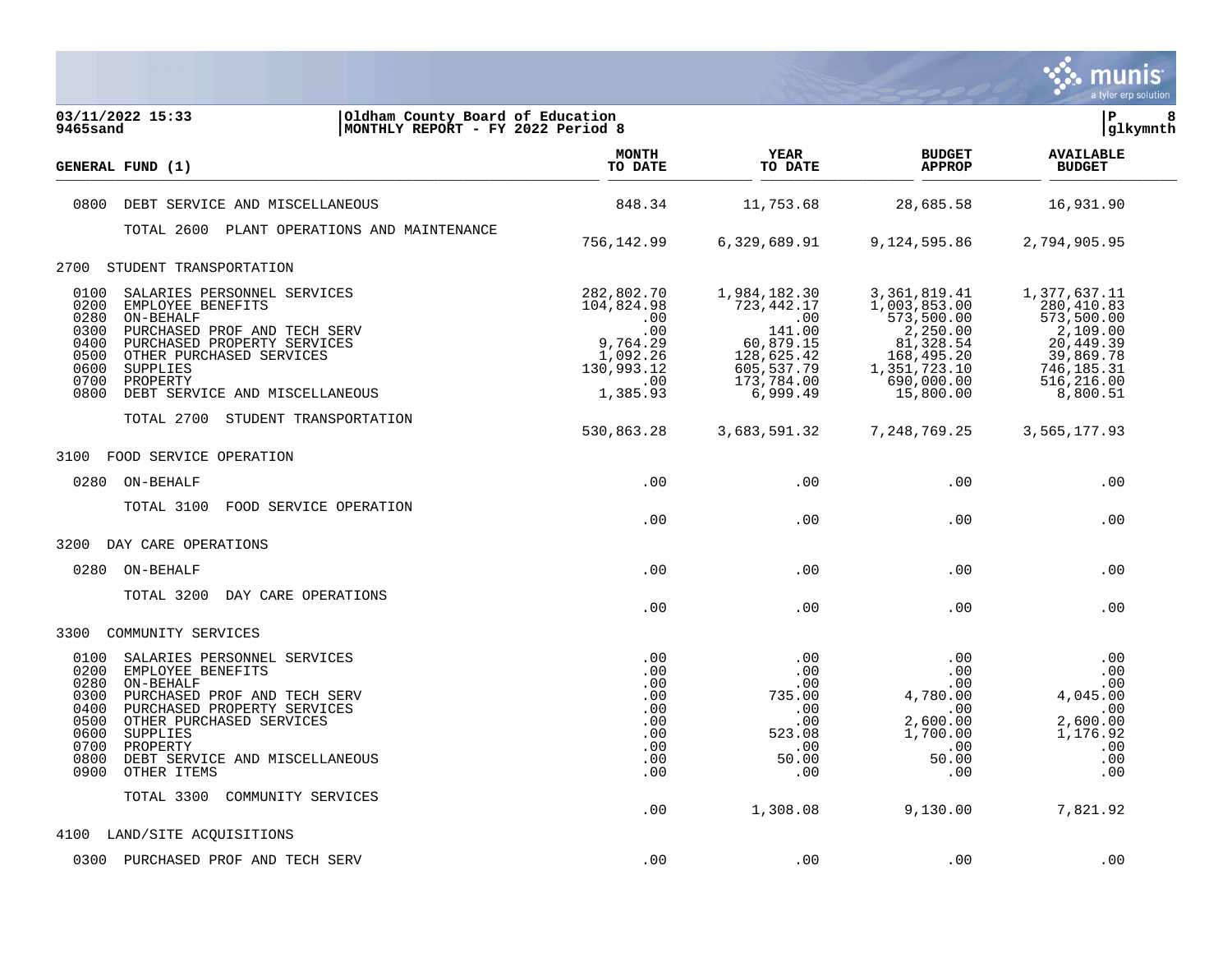**03/11/2022 15:33** | **Oldham County Board of Education**
**9465sand** | **MONTHLY REPORT - FY 2022 Period 8**

| GENERAL FUND (1) | MONTH TO DATE | YEAR TO DATE | BUDGET APPROP | AVAILABLE BUDGET |
|---|---|---|---|---|
| 0800 DEBT SERVICE AND MISCELLANEOUS | 848.34 | 11,753.68 | 28,685.58 | 16,931.90 |
| TOTAL 2600 PLANT OPERATIONS AND MAINTENANCE | 756,142.99 | 6,329,689.91 | 9,124,595.86 | 2,794,905.95 |
| **2700 STUDENT TRANSPORTATION** | | | | |
| 0100 SALARIES PERSONNEL SERVICES | 282,802.70 | 1,984,182.30 | 3,361,819.41 | 1,377,637.11 |
| 0200 EMPLOYEE BENEFITS | 104,824.98 | 723,442.17 | 1,003,853.00 | 280,410.83 |
| 0280 ON-BEHALF | .00 | .00 | 573,500.00 | 573,500.00 |
| 0300 PURCHASED PROF AND TECH SERV | .00 | 141.00 | 2,250.00 | 2,109.00 |
| 0400 PURCHASED PROPERTY SERVICES | 9,764.29 | 60,879.15 | 81,328.54 | 20,449.39 |
| 0500 OTHER PURCHASED SERVICES | 1,092.26 | 128,625.42 | 168,495.20 | 39,869.78 |
| 0600 SUPPLIES | 130,993.12 | 605,537.79 | 1,351,723.10 | 746,185.31 |
| 0700 PROPERTY | .00 | 173,784.00 | 690,000.00 | 516,216.00 |
| 0800 DEBT SERVICE AND MISCELLANEOUS | 1,385.93 | 6,999.49 | 15,800.00 | 8,800.51 |
| TOTAL 2700 STUDENT TRANSPORTATION | 530,863.28 | 3,683,591.32 | 7,248,769.25 | 3,565,177.93 |
| **3100 FOOD SERVICE OPERATION** | | | | |
| 0280 ON-BEHALF | .00 | .00 | .00 | .00 |
| TOTAL 3100 FOOD SERVICE OPERATION | .00 | .00 | .00 | .00 |
| **3200 DAY CARE OPERATIONS** | | | | |
| 0280 ON-BEHALF | .00 | .00 | .00 | .00 |
| TOTAL 3200 DAY CARE OPERATIONS | .00 | .00 | .00 | .00 |
| **3300 COMMUNITY SERVICES** | | | | |
| 0100 SALARIES PERSONNEL SERVICES | .00 | .00 | .00 | .00 |
| 0200 EMPLOYEE BENEFITS | .00 | .00 | .00 | .00 |
| 0280 ON-BEHALF | .00 | .00 | .00 | .00 |
| 0300 PURCHASED PROF AND TECH SERV | .00 | 735.00 | 4,780.00 | 4,045.00 |
| 0400 PURCHASED PROPERTY SERVICES | .00 | .00 | .00 | .00 |
| 0500 OTHER PURCHASED SERVICES | .00 | .00 | 2,600.00 | 2,600.00 |
| 0600 SUPPLIES | .00 | 523.08 | 1,700.00 | 1,176.92 |
| 0700 PROPERTY | .00 | .00 | .00 | .00 |
| 0800 DEBT SERVICE AND MISCELLANEOUS | .00 | 50.00 | 50.00 | .00 |
| 0900 OTHER ITEMS | .00 | .00 | .00 | .00 |
| TOTAL 3300 COMMUNITY SERVICES | .00 | 1,308.08 | 9,130.00 | 7,821.92 |
| **4100 LAND/SITE ACQUISITIONS** | | | | |
| 0300 PURCHASED PROF AND TECH SERV | .00 | .00 | .00 | .00 |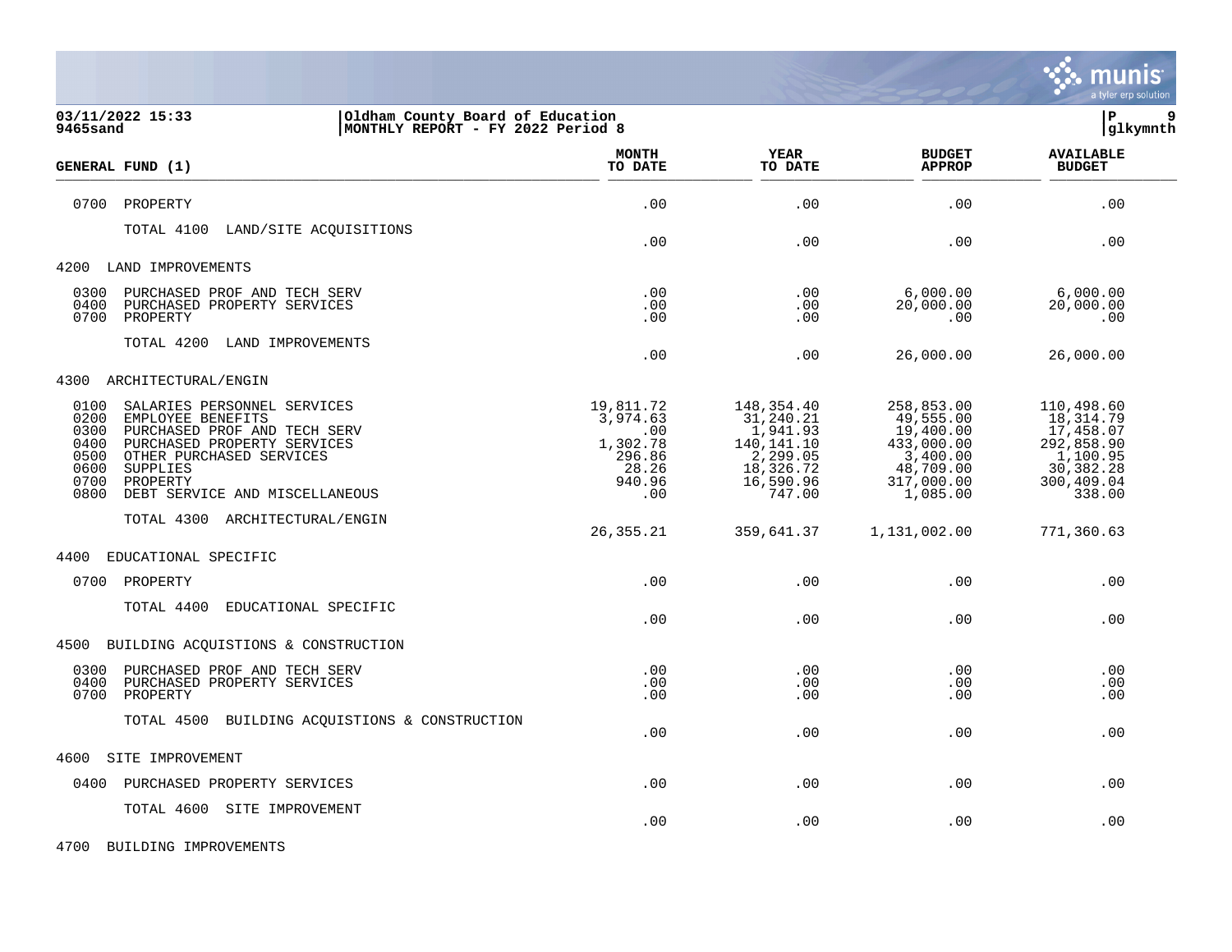**GENERAL FUND (1)**

| GENERAL FUND (1) | MONTH TO DATE | YEAR TO DATE | BUDGET APPROP | AVAILABLE BUDGET |
|---|---|---|---|---|
| 0700 PROPERTY | .00 | .00 | .00 | .00 |
| TOTAL 4100 LAND/SITE ACQUISITIONS | .00 | .00 | .00 | .00 |
| **4200 LAND IMPROVEMENTS** | | | | |
| 0300 PURCHASED PROF AND TECH SERV | .00 | .00 | 6,000.00 | 6,000.00 |
| 0400 PURCHASED PROPERTY SERVICES | .00 | .00 | 20,000.00 | 20,000.00 |
| 0700 PROPERTY | .00 | .00 | .00 | .00 |
| TOTAL 4200 LAND IMPROVEMENTS | .00 | .00 | 26,000.00 | 26,000.00 |
| **4300 ARCHITECTURAL/ENGIN** | | | | |
| 0100 SALARIES PERSONNEL SERVICES | 19,811.72 | 148,354.40 | 258,853.00 | 110,498.60 |
| 0200 EMPLOYEE BENEFITS | 3,974.63 | 31,240.21 | 49,555.00 | 18,314.79 |
| 0300 PURCHASED PROF AND TECH SERV | .00 | 1,941.93 | 19,400.00 | 17,458.07 |
| 0400 PURCHASED PROPERTY SERVICES | 1,302.78 | 140,141.10 | 433,000.00 | 292,858.90 |
| 0500 OTHER PURCHASED SERVICES | 296.86 | 2,299.05 | 3,400.00 | 1,100.95 |
| 0600 SUPPLIES | 28.26 | 18,326.72 | 48,709.00 | 30,382.28 |
| 0700 PROPERTY | 940.96 | 16,590.96 | 317,000.00 | 300,409.04 |
| 0800 DEBT SERVICE AND MISCELLANEOUS | .00 | 747.00 | 1,085.00 | 338.00 |
| TOTAL 4300 ARCHITECTURAL/ENGIN | 26,355.21 | 359,641.37 | 1,131,002.00 | 771,360.63 |
| **4400 EDUCATIONAL SPECIFIC** | | | | |
| 0700 PROPERTY | .00 | .00 | .00 | .00 |
| TOTAL 4400 EDUCATIONAL SPECIFIC | .00 | .00 | .00 | .00 |
| **4500 BUILDING ACQUISTIONS & CONSTRUCTION** | | | | |
| 0300 PURCHASED PROF AND TECH SERV | .00 | .00 | .00 | .00 |
| 0400 PURCHASED PROPERTY SERVICES | .00 | .00 | .00 | .00 |
| 0700 PROPERTY | .00 | .00 | .00 | .00 |
| TOTAL 4500 BUILDING ACQUISTIONS & CONSTRUCTION | .00 | .00 | .00 | .00 |
| **4600 SITE IMPROVEMENT** | | | | |
| 0400 PURCHASED PROPERTY SERVICES | .00 | .00 | .00 | .00 |
| TOTAL 4600 SITE IMPROVEMENT | .00 | .00 | .00 | .00 |
| **4700 BUILDING IMPROVEMENTS** | | | | |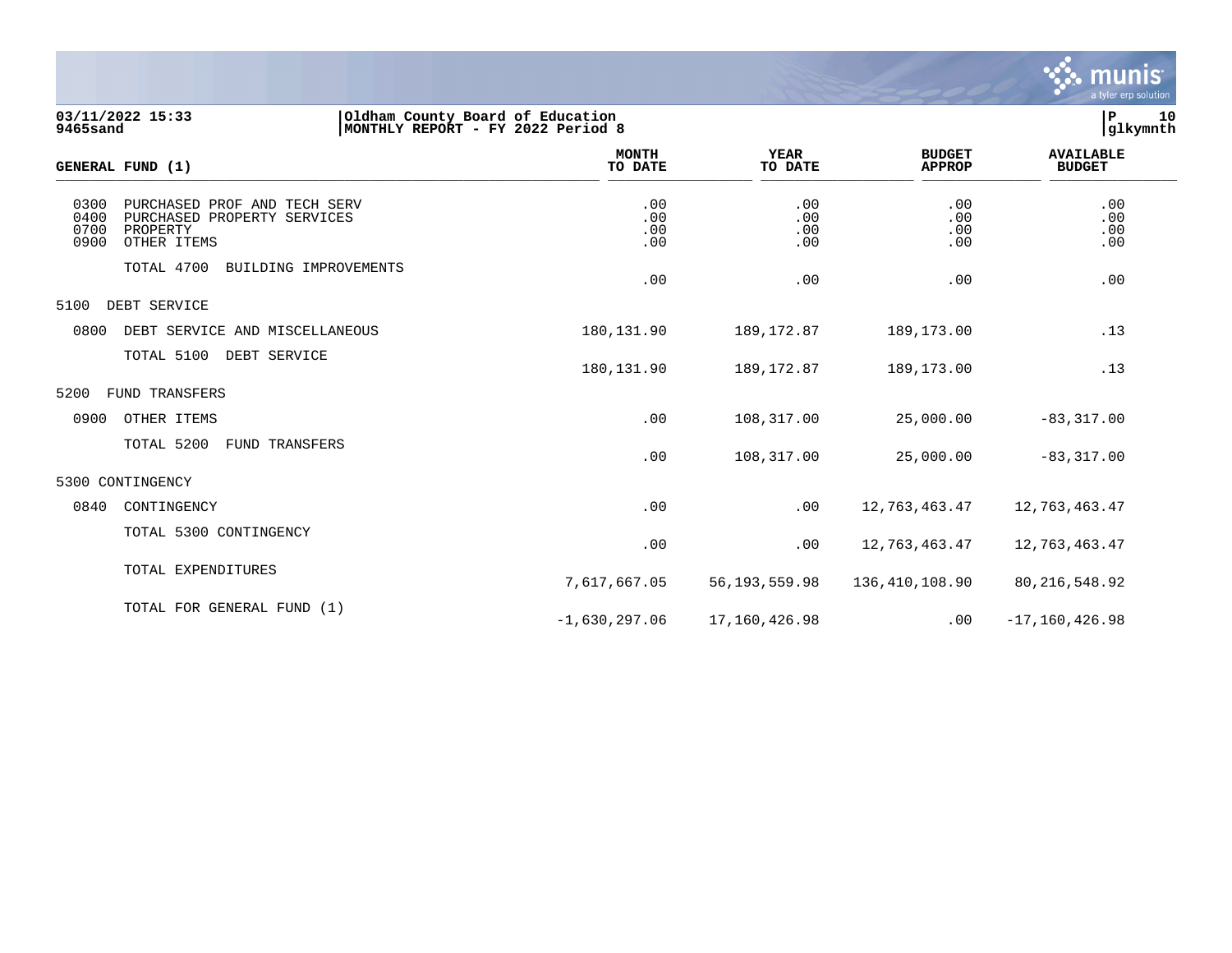**03/11/2022 15:33** | **Oldham County Board of Education**
**9465sand** | **MONTHLY REPORT - FY 2022 Period 8**

| GENERAL FUND (1) | MONTH TO DATE | YEAR TO DATE | BUDGET APPROP | AVAILABLE BUDGET |
|---|---|---|---|---|
| 0300 PURCHASED PROF AND TECH SERV | .00 | .00 | .00 | .00 |
| 0400 PURCHASED PROPERTY SERVICES | .00 | .00 | .00 | .00 |
| 0700 PROPERTY | .00 | .00 | .00 | .00 |
| 0900 OTHER ITEMS | .00 | .00 | .00 | .00 |
| TOTAL 4700 BUILDING IMPROVEMENTS | .00 | .00 | .00 | .00 |
| 5100 DEBT SERVICE | | | | |
| 0800 DEBT SERVICE AND MISCELLANEOUS | 180,131.90 | 189,172.87 | 189,173.00 | .13 |
| TOTAL 5100 DEBT SERVICE | 180,131.90 | 189,172.87 | 189,173.00 | .13 |
| 5200 FUND TRANSFERS | | | | |
| 0900 OTHER ITEMS | .00 | 108,317.00 | 25,000.00 | -83,317.00 |
| TOTAL 5200 FUND TRANSFERS | .00 | 108,317.00 | 25,000.00 | -83,317.00 |
| 5300 CONTINGENCY | | | | |
| 0840 CONTINGENCY | .00 | .00 | 12,763,463.47 | 12,763,463.47 |
| TOTAL 5300 CONTINGENCY | .00 | .00 | 12,763,463.47 | 12,763,463.47 |
| TOTAL EXPENDITURES | 7,617,667.05 | 56,193,559.98 | 136,410,108.90 | 80,216,548.92 |
| TOTAL FOR GENERAL FUND (1) | -1,630,297.06 | 17,160,426.98 | .00 | -17,160,426.98 |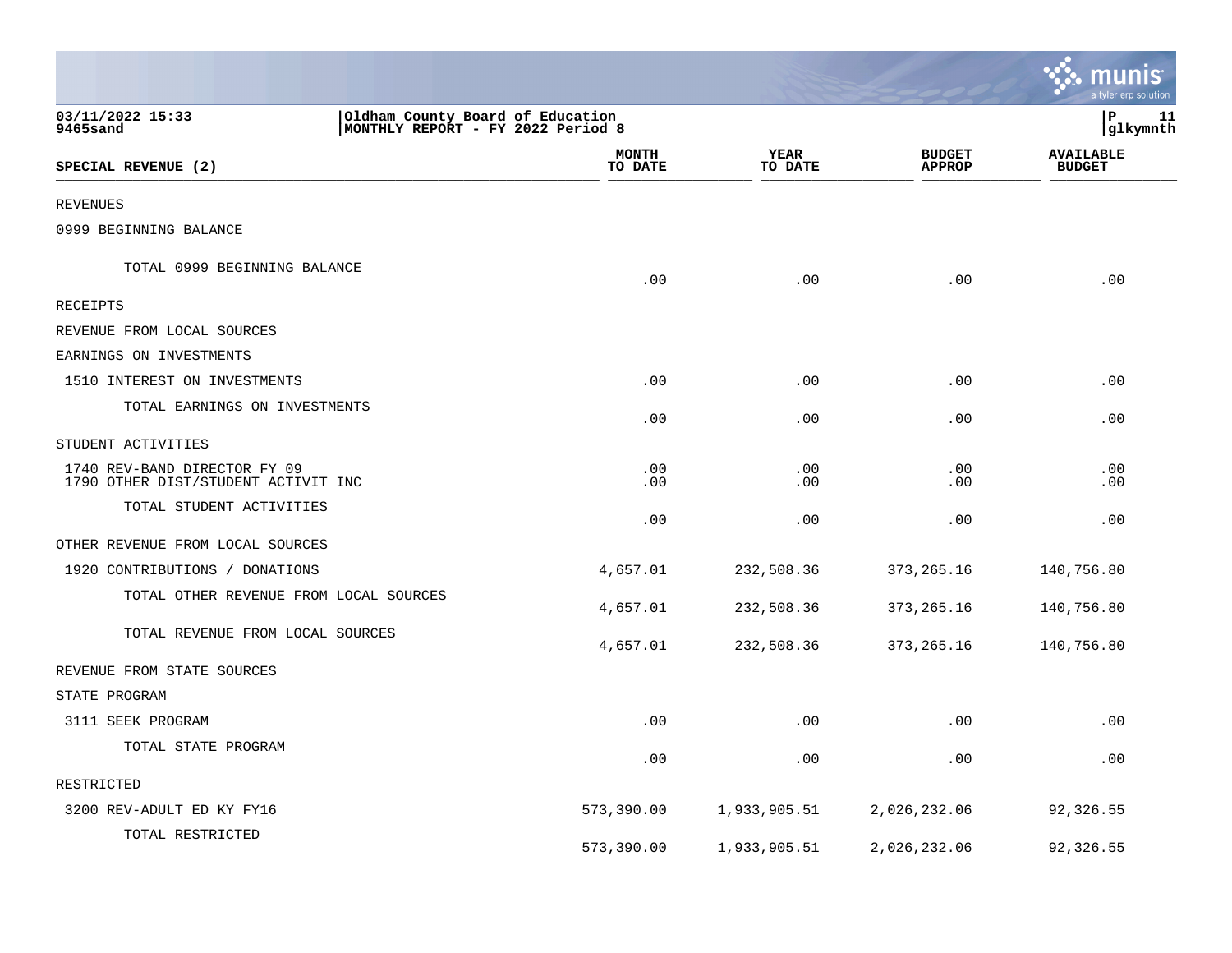03/11/2022 15:33
9465sand

Oldham County Board of Education
MONTHLY REPORT - FY 2022 Period 8

| SPECIAL REVENUE (2) | MONTH TO DATE | YEAR TO DATE | BUDGET APPROP | AVAILABLE BUDGET |
|---|---|---|---|---|
| REVENUES | | | | |
| 0999 BEGINNING BALANCE | | | | |
| TOTAL 0999 BEGINNING BALANCE | .00 | .00 | .00 | .00 |
| RECEIPTS | | | | |
| REVENUE FROM LOCAL SOURCES | | | | |
| EARNINGS ON INVESTMENTS | | | | |
| 1510 INTEREST ON INVESTMENTS | .00 | .00 | .00 | .00 |
| TOTAL EARNINGS ON INVESTMENTS | .00 | .00 | .00 | .00 |
| STUDENT ACTIVITIES | | | | |
| 1740 REV-BAND DIRECTOR FY 09 | .00 | .00 | .00 | .00 |
| 1790 OTHER DIST/STUDENT ACTIVIT INC | .00 | .00 | .00 | .00 |
| TOTAL STUDENT ACTIVITIES | .00 | .00 | .00 | .00 |
| OTHER REVENUE FROM LOCAL SOURCES | | | | |
| 1920 CONTRIBUTIONS / DONATIONS | 4,657.01 | 232,508.36 | 373,265.16 | 140,756.80 |
| TOTAL OTHER REVENUE FROM LOCAL SOURCES | 4,657.01 | 232,508.36 | 373,265.16 | 140,756.80 |
| TOTAL REVENUE FROM LOCAL SOURCES | 4,657.01 | 232,508.36 | 373,265.16 | 140,756.80 |
| REVENUE FROM STATE SOURCES | | | | |
| STATE PROGRAM | | | | |
| 3111 SEEK PROGRAM | .00 | .00 | .00 | .00 |
| TOTAL STATE PROGRAM | .00 | .00 | .00 | .00 |
| RESTRICTED | | | | |
| 3200 REV-ADULT ED KY FY16 | 573,390.00 | 1,933,905.51 | 2,026,232.06 | 92,326.55 |
| TOTAL RESTRICTED | 573,390.00 | 1,933,905.51 | 2,026,232.06 | 92,326.55 |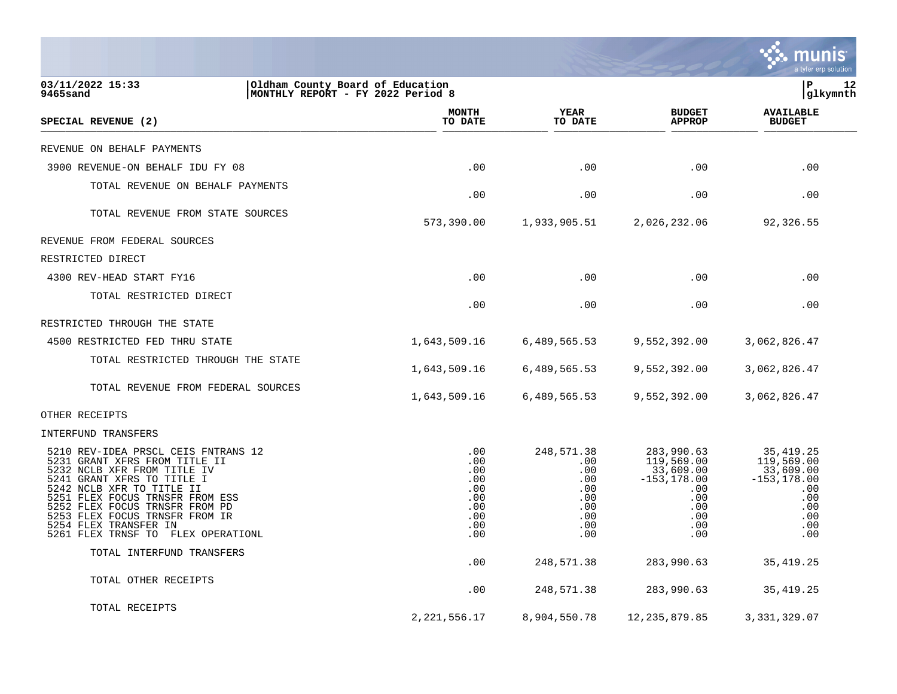03/11/2022 15:33 | Oldham County Board of Education | P 12
9465sand | MONTHLY REPORT - FY 2022 Period 8 | glkymnth

| SPECIAL REVENUE (2) | MONTH TO DATE | YEAR TO DATE | BUDGET APPROP | AVAILABLE BUDGET |
|---|---|---|---|---|
| REVENUE ON BEHALF PAYMENTS | | | | |
| 3900 REVENUE-ON BEHALF IDU FY 08 | .00 | .00 | .00 | .00 |
| TOTAL REVENUE ON BEHALF PAYMENTS | .00 | .00 | .00 | .00 |
| TOTAL REVENUE FROM STATE SOURCES | 573,390.00 | 1,933,905.51 | 2,026,232.06 | 92,326.55 |
| REVENUE FROM FEDERAL SOURCES | | | | |
| RESTRICTED DIRECT | | | | |
| 4300 REV-HEAD START FY16 | .00 | .00 | .00 | .00 |
| TOTAL RESTRICTED DIRECT | .00 | .00 | .00 | .00 |
| RESTRICTED THROUGH THE STATE | | | | |
| 4500 RESTRICTED FED THRU STATE | 1,643,509.16 | 6,489,565.53 | 9,552,392.00 | 3,062,826.47 |
| TOTAL RESTRICTED THROUGH THE STATE | 1,643,509.16 | 6,489,565.53 | 9,552,392.00 | 3,062,826.47 |
| TOTAL REVENUE FROM FEDERAL SOURCES | 1,643,509.16 | 6,489,565.53 | 9,552,392.00 | 3,062,826.47 |
| OTHER RECEIPTS | | | | |
| INTERFUND TRANSFERS | | | | |
| 5210 REV-IDEA PRSCL CEIS FNTRANS 12 | .00 | 248,571.38 | 283,990.63 | 35,419.25 |
| 5231 GRANT XFRS FROM TITLE II | .00 | .00 | 119,569.00 | 119,569.00 |
| 5232 NCLB XFR FROM TITLE IV | .00 | .00 | 33,609.00 | 33,609.00 |
| 5241 GRANT XFRS TO TITLE I | .00 | .00 | -153,178.00 | -153,178.00 |
| 5242 NCLB XFR TO TITLE II | .00 | .00 | .00 | .00 |
| 5251 FLEX FOCUS TRNSFR FROM ESS | .00 | .00 | .00 | .00 |
| 5252 FLEX FOCUS TRNSFR FROM PD | .00 | .00 | .00 | .00 |
| 5253 FLEX FOCUS TRNSFR FROM IR | .00 | .00 | .00 | .00 |
| 5254 FLEX TRANSFER IN | .00 | .00 | .00 | .00 |
| 5261 FLEX TRNSF TO FLEX OPERATIONL | .00 | .00 | .00 | .00 |
| TOTAL INTERFUND TRANSFERS | .00 | 248,571.38 | 283,990.63 | 35,419.25 |
| TOTAL OTHER RECEIPTS | .00 | 248,571.38 | 283,990.63 | 35,419.25 |
| TOTAL RECEIPTS | 2,221,556.17 | 8,904,550.78 | 12,235,879.85 | 3,331,329.07 |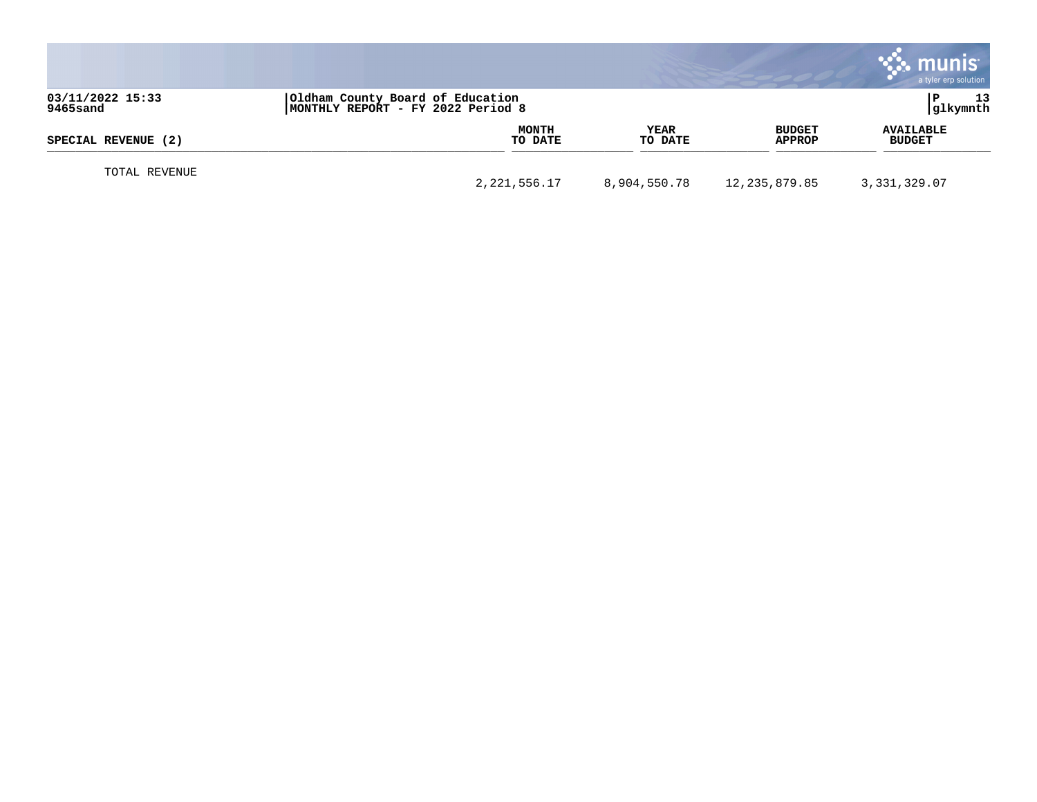| SPECIAL REVENUE (2) | MONTH TO DATE | YEAR TO DATE | BUDGET APPROP | AVAILABLE BUDGET |
|---|---|---|---|---|
| TOTAL REVENUE | 2,221,556.17 | 8,904,550.78 | 12,235,879.85 | 3,331,329.07 |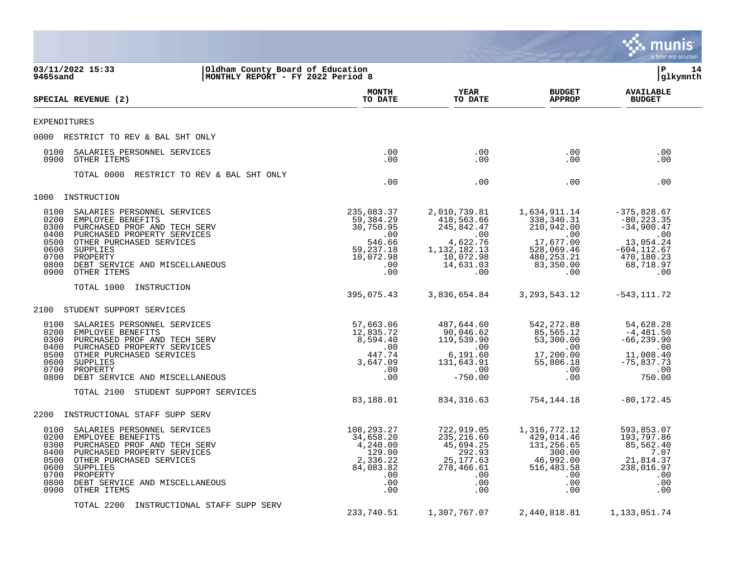**03/11/2022 15:33** | **Oldham County Board of Education**
**9465sand** | **MONTHLY REPORT - FY 2022 Period 8**

| SPECIAL REVENUE (2) | MONTH TO DATE | YEAR TO DATE | BUDGET APPROP | AVAILABLE BUDGET |
|---|---|---|---|---|
| EXPENDITURES | | | | |
| 0000 RESTRICT TO REV & BAL SHT ONLY | | | | |
| 0100 SALARIES PERSONNEL SERVICES | .00 | .00 | .00 | .00 |
| 0900 OTHER ITEMS | .00 | .00 | .00 | .00 |
| TOTAL 0000 RESTRICT TO REV & BAL SHT ONLY | .00 | .00 | .00 | .00 |
| 1000 INSTRUCTION | | | | |
| 0100 SALARIES PERSONNEL SERVICES | 235,083.37 | 2,010,739.81 | 1,634,911.14 | -375,828.67 |
| 0200 EMPLOYEE BENEFITS | 59,384.29 | 418,563.66 | 338,340.31 | -80,223.35 |
| 0300 PURCHASED PROF AND TECH SERV | 30,750.95 | 245,842.47 | 210,942.00 | -34,900.47 |
| 0400 PURCHASED PROPERTY SERVICES | .00 | .00 | .00 | .00 |
| 0500 OTHER PURCHASED SERVICES | 546.66 | 4,622.76 | 17,677.00 | 13,054.24 |
| 0600 SUPPLIES | 59,237.18 | 1,132,182.13 | 528,069.46 | -604,112.67 |
| 0700 PROPERTY | 10,072.98 | 10,072.98 | 480,253.21 | 470,180.23 |
| 0800 DEBT SERVICE AND MISCELLANEOUS | .00 | 14,631.03 | 83,350.00 | 68,718.97 |
| 0900 OTHER ITEMS | .00 | .00 | .00 | .00 |
| TOTAL 1000 INSTRUCTION | 395,075.43 | 3,836,654.84 | 3,293,543.12 | -543,111.72 |
| 2100 STUDENT SUPPORT SERVICES | | | | |
| 0100 SALARIES PERSONNEL SERVICES | 57,663.06 | 487,644.60 | 542,272.88 | 54,628.28 |
| 0200 EMPLOYEE BENEFITS | 12,835.72 | 90,046.62 | 85,565.12 | -4,481.50 |
| 0300 PURCHASED PROF AND TECH SERV | 8,594.40 | 119,539.90 | 53,300.00 | -66,239.90 |
| 0400 PURCHASED PROPERTY SERVICES | .00 | .00 | .00 | .00 |
| 0500 OTHER PURCHASED SERVICES | 447.74 | 6,191.60 | 17,200.00 | 11,008.40 |
| 0600 SUPPLIES | 3,647.09 | 131,643.91 | 55,806.18 | -75,837.73 |
| 0700 PROPERTY | .00 | .00 | .00 | .00 |
| 0800 DEBT SERVICE AND MISCELLANEOUS | .00 | -750.00 | .00 | 750.00 |
| TOTAL 2100 STUDENT SUPPORT SERVICES | 83,188.01 | 834,316.63 | 754,144.18 | -80,172.45 |
| 2200 INSTRUCTIONAL STAFF SUPP SERV | | | | |
| 0100 SALARIES PERSONNEL SERVICES | 108,293.27 | 722,919.05 | 1,316,772.12 | 593,853.07 |
| 0200 EMPLOYEE BENEFITS | 34,658.20 | 235,216.60 | 429,014.46 | 193,797.86 |
| 0300 PURCHASED PROF AND TECH SERV | 4,240.00 | 45,694.25 | 131,256.65 | 85,562.40 |
| 0400 PURCHASED PROPERTY SERVICES | 129.00 | 292.93 | 300.00 | 7.07 |
| 0500 OTHER PURCHASED SERVICES | 2,336.22 | 25,177.63 | 46,992.00 | 21,814.37 |
| 0600 SUPPLIES | 84,083.82 | 278,466.61 | 516,483.58 | 238,016.97 |
| 0700 PROPERTY | .00 | .00 | .00 | .00 |
| 0800 DEBT SERVICE AND MISCELLANEOUS | .00 | .00 | .00 | .00 |
| 0900 OTHER ITEMS | .00 | .00 | .00 | .00 |
| TOTAL 2200 INSTRUCTIONAL STAFF SUPP SERV | 233,740.51 | 1,307,767.07 | 2,440,818.81 | 1,133,051.74 |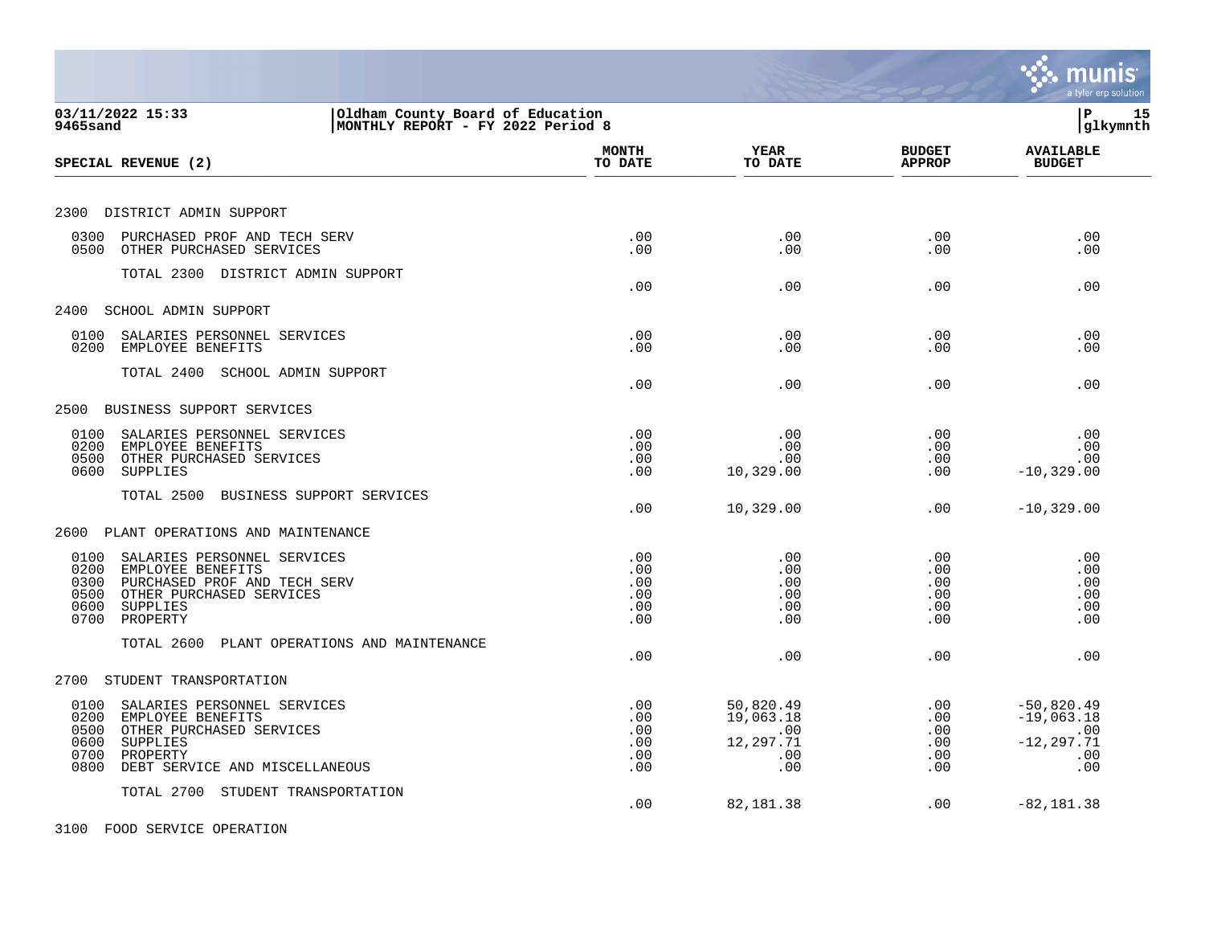03/11/2022 15:33 | Oldham County Board of Education
9465sand | MONTHLY REPORT - FY 2022 Period 8

| SPECIAL REVENUE (2) | MONTH TO DATE | YEAR TO DATE | BUDGET APPROP | AVAILABLE BUDGET |
|---|---|---|---|---|
| **2300 DISTRICT ADMIN SUPPORT** | | | | |
| 0300 PURCHASED PROF AND TECH SERV | .00 | .00 | .00 | .00 |
| 0500 OTHER PURCHASED SERVICES | .00 | .00 | .00 | .00 |
| TOTAL 2300 DISTRICT ADMIN SUPPORT | .00 | .00 | .00 | .00 |
| **2400 SCHOOL ADMIN SUPPORT** | | | | |
| 0100 SALARIES PERSONNEL SERVICES | .00 | .00 | .00 | .00 |
| 0200 EMPLOYEE BENEFITS | .00 | .00 | .00 | .00 |
| TOTAL 2400 SCHOOL ADMIN SUPPORT | .00 | .00 | .00 | .00 |
| **2500 BUSINESS SUPPORT SERVICES** | | | | |
| 0100 SALARIES PERSONNEL SERVICES | .00 | .00 | .00 | .00 |
| 0200 EMPLOYEE BENEFITS | .00 | .00 | .00 | .00 |
| 0500 OTHER PURCHASED SERVICES | .00 | .00 | .00 | .00 |
| 0600 SUPPLIES | .00 | 10,329.00 | .00 | -10,329.00 |
| TOTAL 2500 BUSINESS SUPPORT SERVICES | .00 | 10,329.00 | .00 | -10,329.00 |
| **2600 PLANT OPERATIONS AND MAINTENANCE** | | | | |
| 0100 SALARIES PERSONNEL SERVICES | .00 | .00 | .00 | .00 |
| 0200 EMPLOYEE BENEFITS | .00 | .00 | .00 | .00 |
| 0300 PURCHASED PROF AND TECH SERV | .00 | .00 | .00 | .00 |
| 0500 OTHER PURCHASED SERVICES | .00 | .00 | .00 | .00 |
| 0600 SUPPLIES | .00 | .00 | .00 | .00 |
| 0700 PROPERTY | .00 | .00 | .00 | .00 |
| TOTAL 2600 PLANT OPERATIONS AND MAINTENANCE | .00 | .00 | .00 | .00 |
| **2700 STUDENT TRANSPORTATION** | | | | |
| 0100 SALARIES PERSONNEL SERVICES | .00 | 50,820.49 | .00 | -50,820.49 |
| 0200 EMPLOYEE BENEFITS | .00 | 19,063.18 | .00 | -19,063.18 |
| 0500 OTHER PURCHASED SERVICES | .00 | .00 | .00 | .00 |
| 0600 SUPPLIES | .00 | 12,297.71 | .00 | -12,297.71 |
| 0700 PROPERTY | .00 | .00 | .00 | .00 |
| 0800 DEBT SERVICE AND MISCELLANEOUS | .00 | .00 | .00 | .00 |
| TOTAL 2700 STUDENT TRANSPORTATION | .00 | 82,181.38 | .00 | -82,181.38 |
| **3100 FOOD SERVICE OPERATION** | | | | |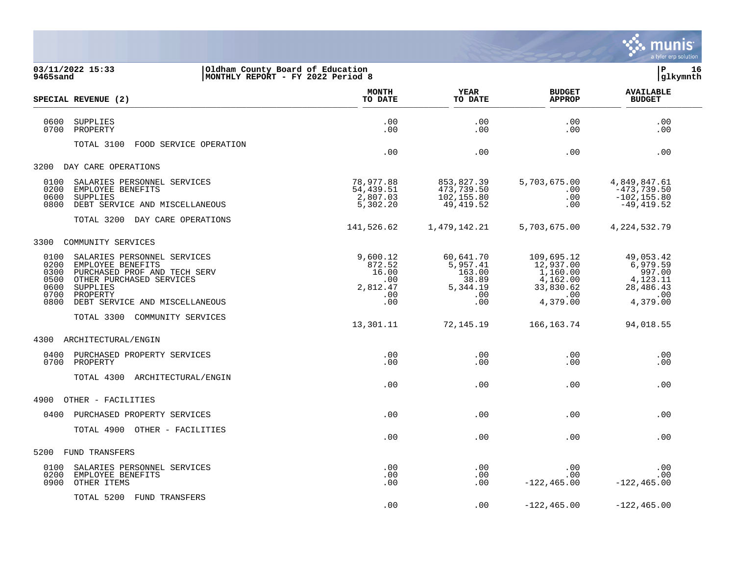**03/11/2022 15:33** | **Oldham County Board of Education**
**9465sand** | **MONTHLY REPORT - FY 2022 Period 8**

| SPECIAL REVENUE (2) | MONTH TO DATE | YEAR TO DATE | BUDGET APPROP | AVAILABLE BUDGET |
|---|---|---|---|---|
| 0600 SUPPLIES | .00 | .00 | .00 | .00 |
| 0700 PROPERTY | .00 | .00 | .00 | .00 |
| TOTAL 3100 FOOD SERVICE OPERATION | .00 | .00 | .00 | .00 |
| **3200 DAY CARE OPERATIONS** | | | | |
| 0100 SALARIES PERSONNEL SERVICES | 78,977.88 | 853,827.39 | 5,703,675.00 | 4,849,847.61 |
| 0200 EMPLOYEE BENEFITS | 54,439.51 | 473,739.50 | .00 | -473,739.50 |
| 0600 SUPPLIES | 2,807.03 | 102,155.80 | .00 | -102,155.80 |
| 0800 DEBT SERVICE AND MISCELLANEOUS | 5,302.20 | 49,419.52 | .00 | -49,419.52 |
| TOTAL 3200 DAY CARE OPERATIONS | 141,526.62 | 1,479,142.21 | 5,703,675.00 | 4,224,532.79 |
| **3300 COMMUNITY SERVICES** | | | | |
| 0100 SALARIES PERSONNEL SERVICES | 9,600.12 | 60,641.70 | 109,695.12 | 49,053.42 |
| 0200 EMPLOYEE BENEFITS | 872.52 | 5,957.41 | 12,937.00 | 6,979.59 |
| 0300 PURCHASED PROF AND TECH SERV | 16.00 | 163.00 | 1,160.00 | 997.00 |
| 0500 OTHER PURCHASED SERVICES | .00 | 38.89 | 4,162.00 | 4,123.11 |
| 0600 SUPPLIES | 2,812.47 | 5,344.19 | 33,830.62 | 28,486.43 |
| 0700 PROPERTY | .00 | .00 | .00 | .00 |
| 0800 DEBT SERVICE AND MISCELLANEOUS | .00 | .00 | 4,379.00 | 4,379.00 |
| TOTAL 3300 COMMUNITY SERVICES | 13,301.11 | 72,145.19 | 166,163.74 | 94,018.55 |
| **4300 ARCHITECTURAL/ENGIN** | | | | |
| 0400 PURCHASED PROPERTY SERVICES | .00 | .00 | .00 | .00 |
| 0700 PROPERTY | .00 | .00 | .00 | .00 |
| TOTAL 4300 ARCHITECTURAL/ENGIN | .00 | .00 | .00 | .00 |
| **4900 OTHER - FACILITIES** | | | | |
| 0400 PURCHASED PROPERTY SERVICES | .00 | .00 | .00 | .00 |
| TOTAL 4900 OTHER - FACILITIES | .00 | .00 | .00 | .00 |
| **5200 FUND TRANSFERS** | | | | |
| 0100 SALARIES PERSONNEL SERVICES | .00 | .00 | .00 | .00 |
| 0200 EMPLOYEE BENEFITS | .00 | .00 | .00 | .00 |
| 0900 OTHER ITEMS | .00 | .00 | -122,465.00 | -122,465.00 |
| TOTAL 5200 FUND TRANSFERS | .00 | .00 | -122,465.00 | -122,465.00 |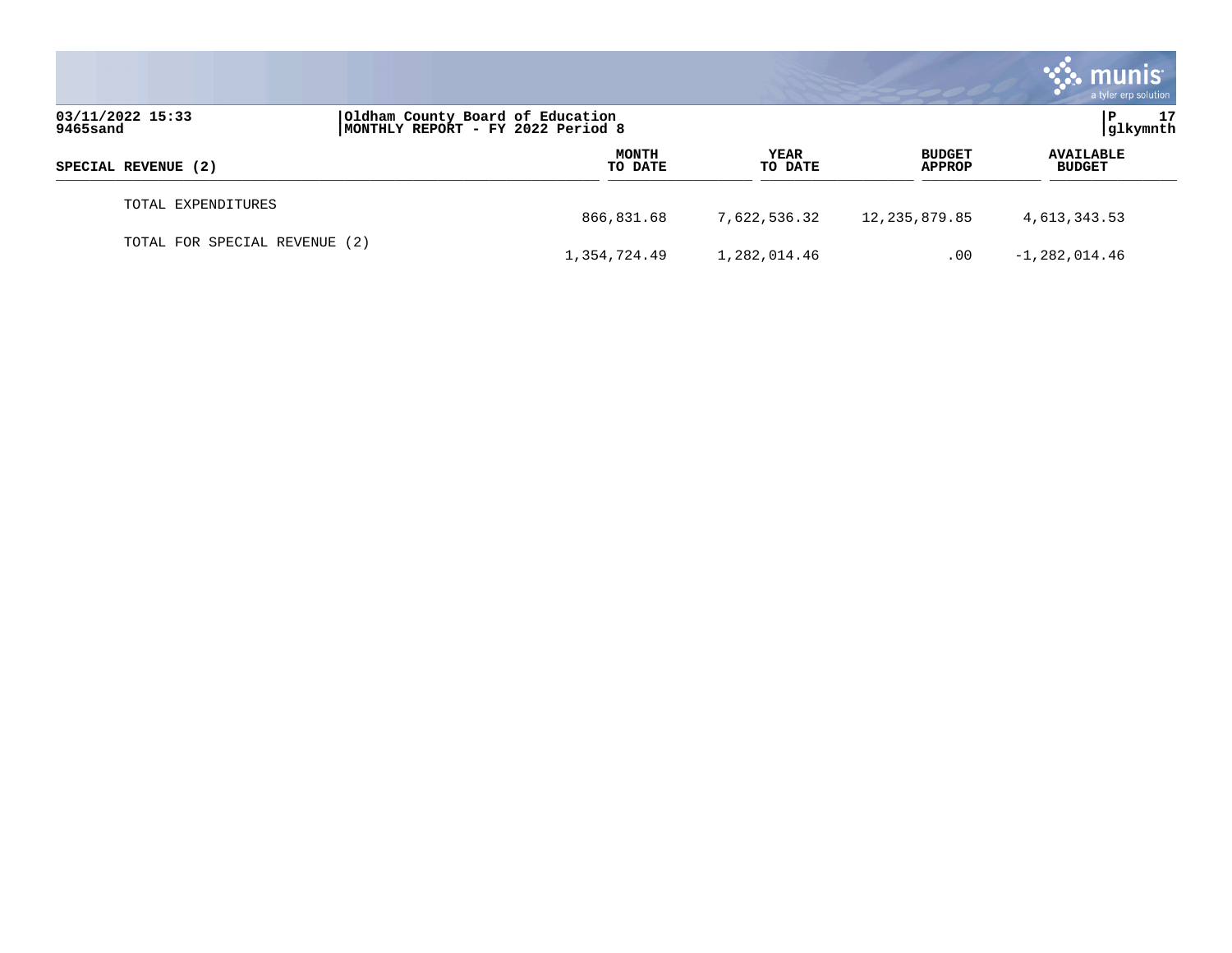| SPECIAL REVENUE (2) | MONTH TO DATE | YEAR TO DATE | BUDGET APPROP | AVAILABLE BUDGET |
|---|---|---|---|---|
| TOTAL EXPENDITURES | 866,831.68 | 7,622,536.32 | 12,235,879.85 | 4,613,343.53 |
| TOTAL FOR SPECIAL REVENUE (2) | 1,354,724.49 | 1,282,014.46 | .00 | -1,282,014.46 |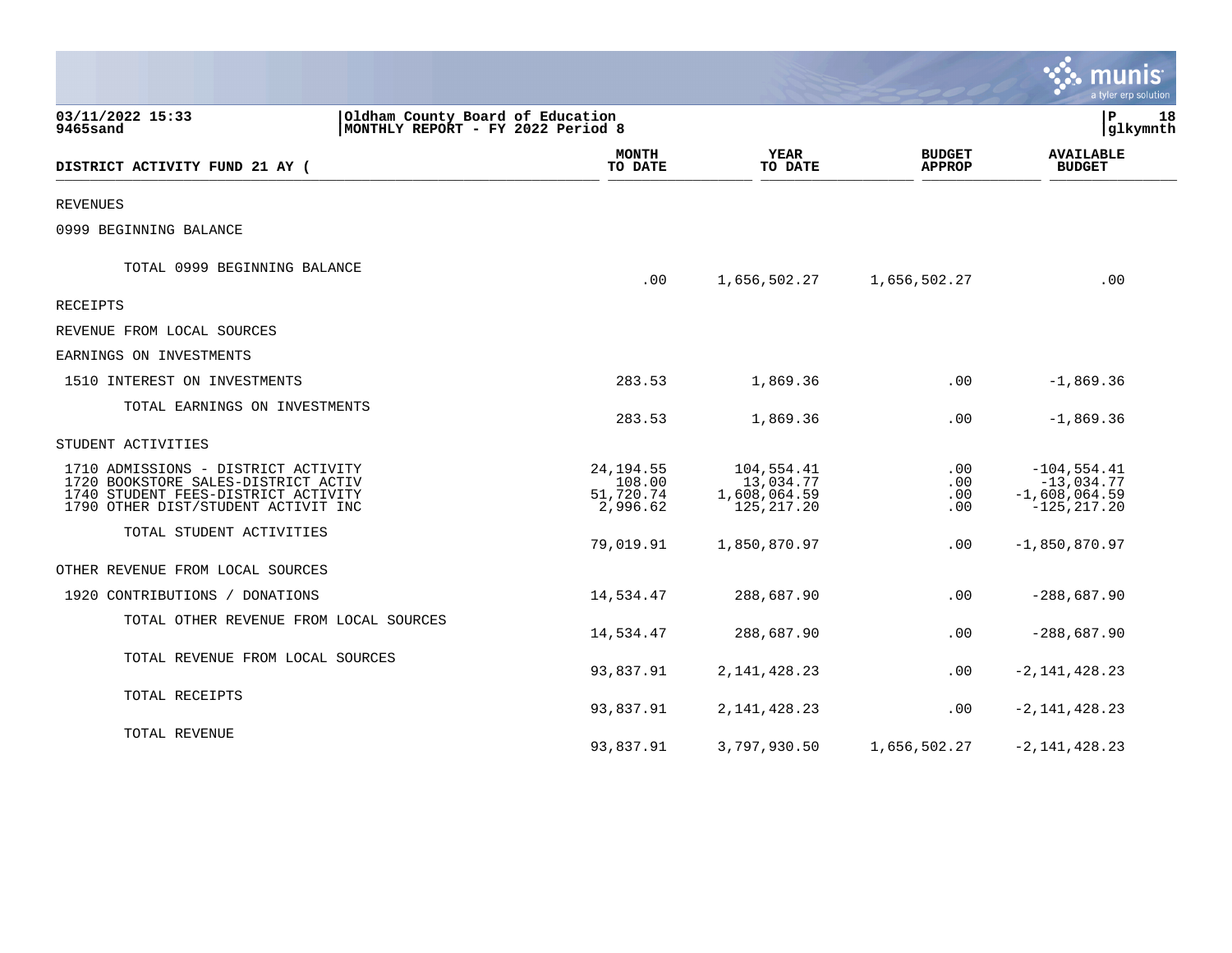03/11/2022 15:33 | Oldham County Board of Education | P 18
9465sand | MONTHLY REPORT - FY 2022 Period 8 | glkymnth

| DISTRICT ACTIVITY FUND 21 AY ( | MONTH TO DATE | YEAR TO DATE | BUDGET APPROP | AVAILABLE BUDGET |
|---|---|---|---|---|
| REVENUES | | | | |
| 0999 BEGINNING BALANCE | | | | |
| TOTAL 0999 BEGINNING BALANCE | .00 | 1,656,502.27 | 1,656,502.27 | .00 |
| RECEIPTS | | | | |
| REVENUE FROM LOCAL SOURCES | | | | |
| EARNINGS ON INVESTMENTS | | | | |
| 1510 INTEREST ON INVESTMENTS | 283.53 | 1,869.36 | .00 | -1,869.36 |
| TOTAL EARNINGS ON INVESTMENTS | 283.53 | 1,869.36 | .00 | -1,869.36 |
| STUDENT ACTIVITIES | | | | |
| 1710 ADMISSIONS - DISTRICT ACTIVITY | 24,194.55 | 104,554.41 | .00 | -104,554.41 |
| 1720 BOOKSTORE SALES-DISTRICT ACTIV | 108.00 | 13,034.77 | .00 | -13,034.77 |
| 1740 STUDENT FEES-DISTRICT ACTIVITY | 51,720.74 | 1,608,064.59 | .00 | -1,608,064.59 |
| 1790 OTHER DIST/STUDENT ACTIVIT INC | 2,996.62 | 125,217.20 | .00 | -125,217.20 |
| TOTAL STUDENT ACTIVITIES | 79,019.91 | 1,850,870.97 | .00 | -1,850,870.97 |
| OTHER REVENUE FROM LOCAL SOURCES | | | | |
| 1920 CONTRIBUTIONS / DONATIONS | 14,534.47 | 288,687.90 | .00 | -288,687.90 |
| TOTAL OTHER REVENUE FROM LOCAL SOURCES | 14,534.47 | 288,687.90 | .00 | -288,687.90 |
| TOTAL REVENUE FROM LOCAL SOURCES | 93,837.91 | 2,141,428.23 | .00 | -2,141,428.23 |
| TOTAL RECEIPTS | 93,837.91 | 2,141,428.23 | .00 | -2,141,428.23 |
| TOTAL REVENUE | 93,837.91 | 3,797,930.50 | 1,656,502.27 | -2,141,428.23 |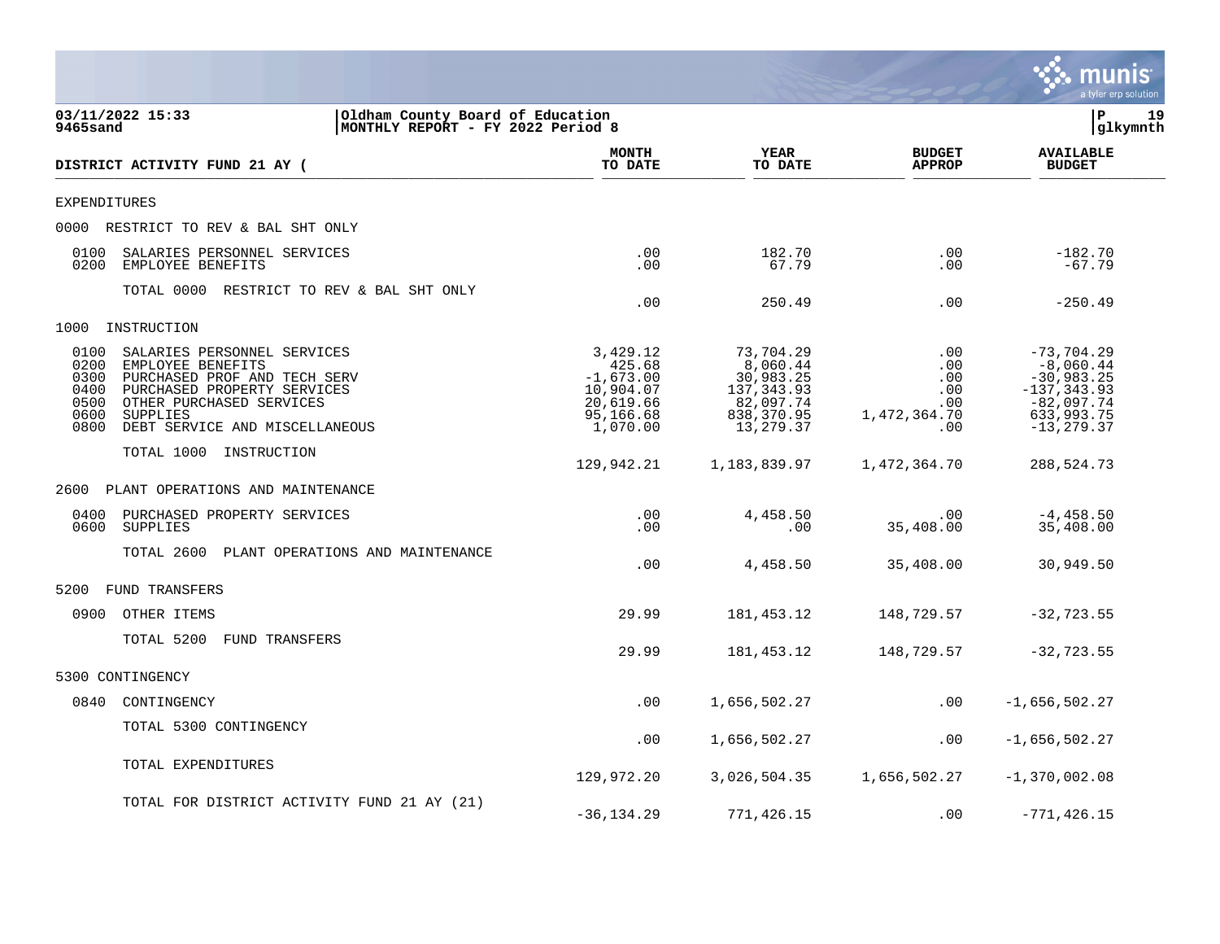03/11/2022 15:33 | Oldham County Board of Education
9465sand | MONTHLY REPORT - FY 2022 Period 8

| DISTRICT ACTIVITY FUND 21 AY ( | MONTH TO DATE | YEAR TO DATE | BUDGET APPROP | AVAILABLE BUDGET |
|---|---|---|---|---|
| **EXPENDITURES** | | | | |
| 0000 RESTRICT TO REV & BAL SHT ONLY | | | | |
| 0100 SALARIES PERSONNEL SERVICES | .00 | 182.70 | .00 | -182.70 |
| 0200 EMPLOYEE BENEFITS | .00 | 67.79 | .00 | -67.79 |
| TOTAL 0000 RESTRICT TO REV & BAL SHT ONLY | .00 | 250.49 | .00 | -250.49 |
| 1000 INSTRUCTION | | | | |
| 0100 SALARIES PERSONNEL SERVICES | 3,429.12 | 73,704.29 | .00 | -73,704.29 |
| 0200 EMPLOYEE BENEFITS | 425.68 | 8,060.44 | .00 | -8,060.44 |
| 0300 PURCHASED PROF AND TECH SERV | -1,673.00 | 30,983.25 | .00 | -30,983.25 |
| 0400 PURCHASED PROPERTY SERVICES | 10,904.07 | 137,343.93 | .00 | -137,343.93 |
| 0500 OTHER PURCHASED SERVICES | 20,619.66 | 82,097.74 | .00 | -82,097.74 |
| 0600 SUPPLIES | 95,166.68 | 838,370.95 | 1,472,364.70 | 633,993.75 |
| 0800 DEBT SERVICE AND MISCELLANEOUS | 1,070.00 | 13,279.37 | .00 | -13,279.37 |
| TOTAL 1000 INSTRUCTION | 129,942.21 | 1,183,839.97 | 1,472,364.70 | 288,524.73 |
| 2600 PLANT OPERATIONS AND MAINTENANCE | | | | |
| 0400 PURCHASED PROPERTY SERVICES | .00 | 4,458.50 | .00 | -4,458.50 |
| 0600 SUPPLIES | .00 | .00 | 35,408.00 | 35,408.00 |
| TOTAL 2600 PLANT OPERATIONS AND MAINTENANCE | .00 | 4,458.50 | 35,408.00 | 30,949.50 |
| 5200 FUND TRANSFERS | | | | |
| 0900 OTHER ITEMS | 29.99 | 181,453.12 | 148,729.57 | -32,723.55 |
| TOTAL 5200 FUND TRANSFERS | 29.99 | 181,453.12 | 148,729.57 | -32,723.55 |
| 5300 CONTINGENCY | | | | |
| 0840 CONTINGENCY | .00 | 1,656,502.27 | .00 | -1,656,502.27 |
| TOTAL 5300 CONTINGENCY | .00 | 1,656,502.27 | .00 | -1,656,502.27 |
| TOTAL EXPENDITURES | 129,972.20 | 3,026,504.35 | 1,656,502.27 | -1,370,002.08 |
| TOTAL FOR DISTRICT ACTIVITY FUND 21 AY (21) | -36,134.29 | 771,426.15 | .00 | -771,426.15 |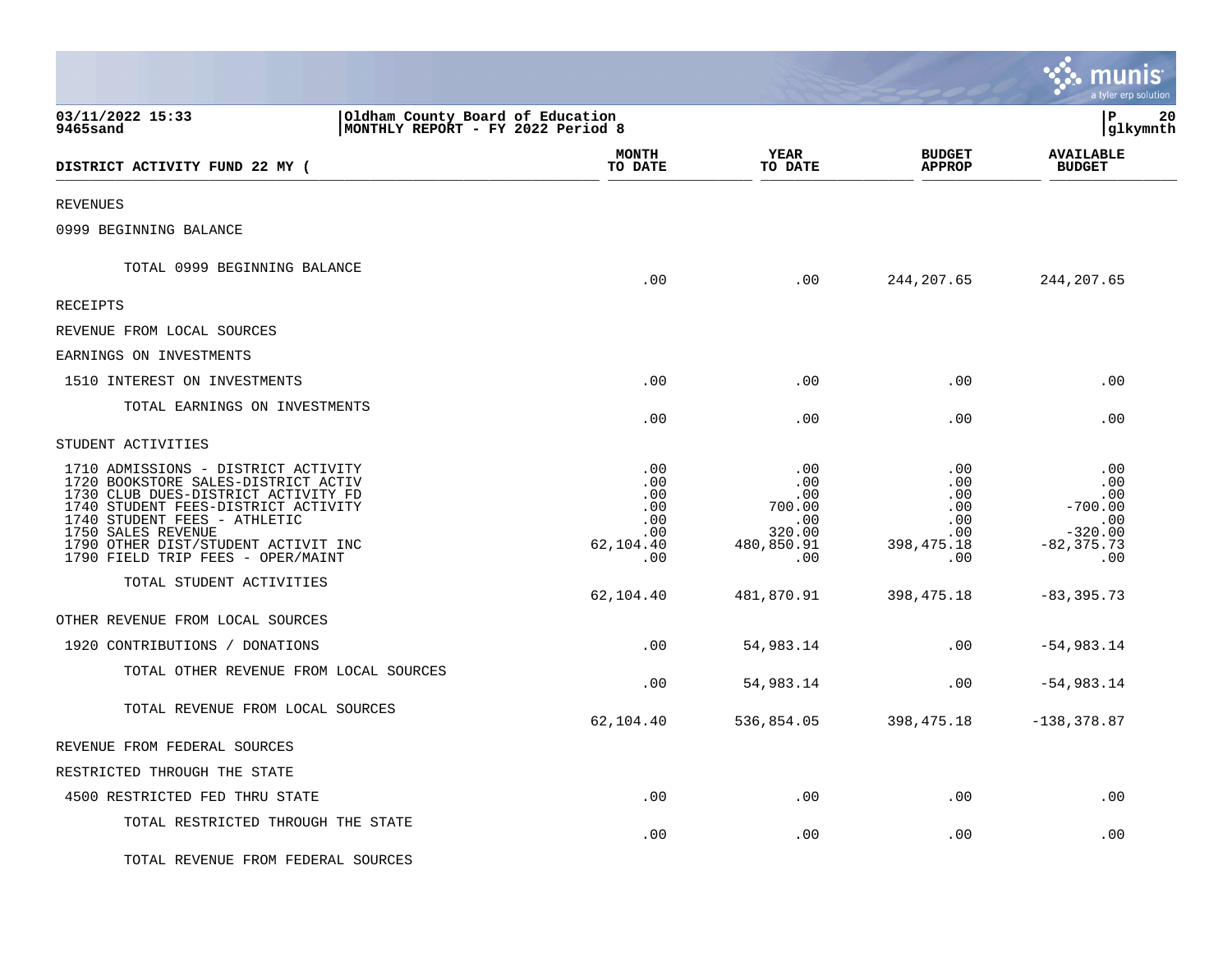03/11/2022 15:33 | Oldham County Board of Education
9465sand | MONTHLY REPORT - FY 2022 Period 8 | glkymnth

| DISTRICT ACTIVITY FUND 22 MY ( | MONTH TO DATE | YEAR TO DATE | BUDGET APPROP | AVAILABLE BUDGET |
|---|---|---|---|---|
| REVENUES | | | | |
| 0999 BEGINNING BALANCE | | | | |
| TOTAL 0999 BEGINNING BALANCE | .00 | .00 | 244,207.65 | 244,207.65 |
| RECEIPTS | | | | |
| REVENUE FROM LOCAL SOURCES | | | | |
| EARNINGS ON INVESTMENTS | | | | |
| 1510 INTEREST ON INVESTMENTS | .00 | .00 | .00 | .00 |
| TOTAL EARNINGS ON INVESTMENTS | .00 | .00 | .00 | .00 |
| STUDENT ACTIVITIES | | | | |
| 1710 ADMISSIONS - DISTRICT ACTIVITY | .00 | .00 | .00 | .00 |
| 1720 BOOKSTORE SALES-DISTRICT ACTIV | .00 | .00 | .00 | .00 |
| 1730 CLUB DUES-DISTRICT ACTIVITY FD | .00 | .00 | .00 | .00 |
| 1740 STUDENT FEES-DISTRICT ACTIVITY | .00 | 700.00 | .00 | -700.00 |
| 1740 STUDENT FEES - ATHLETIC | .00 | .00 | .00 | .00 |
| 1750 SALES REVENUE | .00 | 320.00 | .00 | -320.00 |
| 1790 OTHER DIST/STUDENT ACTIVIT INC | 62,104.40 | 480,850.91 | 398,475.18 | -82,375.73 |
| 1790 FIELD TRIP FEES - OPER/MAINT | .00 | .00 | .00 | .00 |
| TOTAL STUDENT ACTIVITIES | 62,104.40 | 481,870.91 | 398,475.18 | -83,395.73 |
| OTHER REVENUE FROM LOCAL SOURCES | | | | |
| 1920 CONTRIBUTIONS / DONATIONS | .00 | 54,983.14 | .00 | -54,983.14 |
| TOTAL OTHER REVENUE FROM LOCAL SOURCES | .00 | 54,983.14 | .00 | -54,983.14 |
| TOTAL REVENUE FROM LOCAL SOURCES | 62,104.40 | 536,854.05 | 398,475.18 | -138,378.87 |
| REVENUE FROM FEDERAL SOURCES | | | | |
| RESTRICTED THROUGH THE STATE | | | | |
| 4500 RESTRICTED FED THRU STATE | .00 | .00 | .00 | .00 |
| TOTAL RESTRICTED THROUGH THE STATE | .00 | .00 | .00 | .00 |
| TOTAL REVENUE FROM FEDERAL SOURCES | | | | |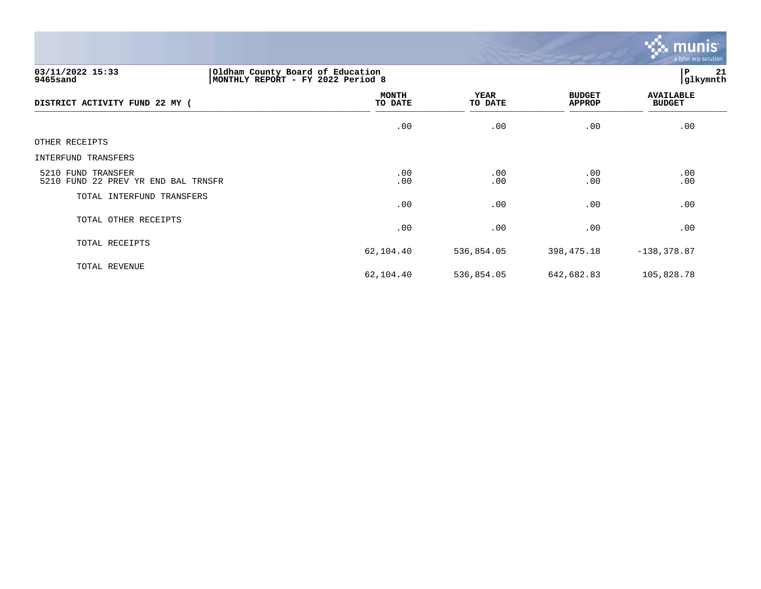Oldham County Board of Education
MONTHLY REPORT - FY 2022 Period 8

03/11/2022 15:33
9465sand

| DISTRICT ACTIVITY FUND 22 MY ( | MONTH TO DATE | YEAR TO DATE | BUDGET APPROP | AVAILABLE BUDGET |
|---|---|---|---|---|
| | .00 | .00 | .00 | .00 |
| OTHER RECEIPTS | | | | |
| INTERFUND TRANSFERS | | | | |
| 5210 FUND TRANSFER | .00 | .00 | .00 | .00 |
| 5210 FUND 22 PREV YR END BAL TRNSFR | .00 | .00 | .00 | .00 |
| TOTAL INTERFUND TRANSFERS | .00 | .00 | .00 | .00 |
| TOTAL OTHER RECEIPTS | .00 | .00 | .00 | .00 |
| TOTAL RECEIPTS | 62,104.40 | 536,854.05 | 398,475.18 | -138,378.87 |
| TOTAL REVENUE | 62,104.40 | 536,854.05 | 642,682.83 | 105,828.78 |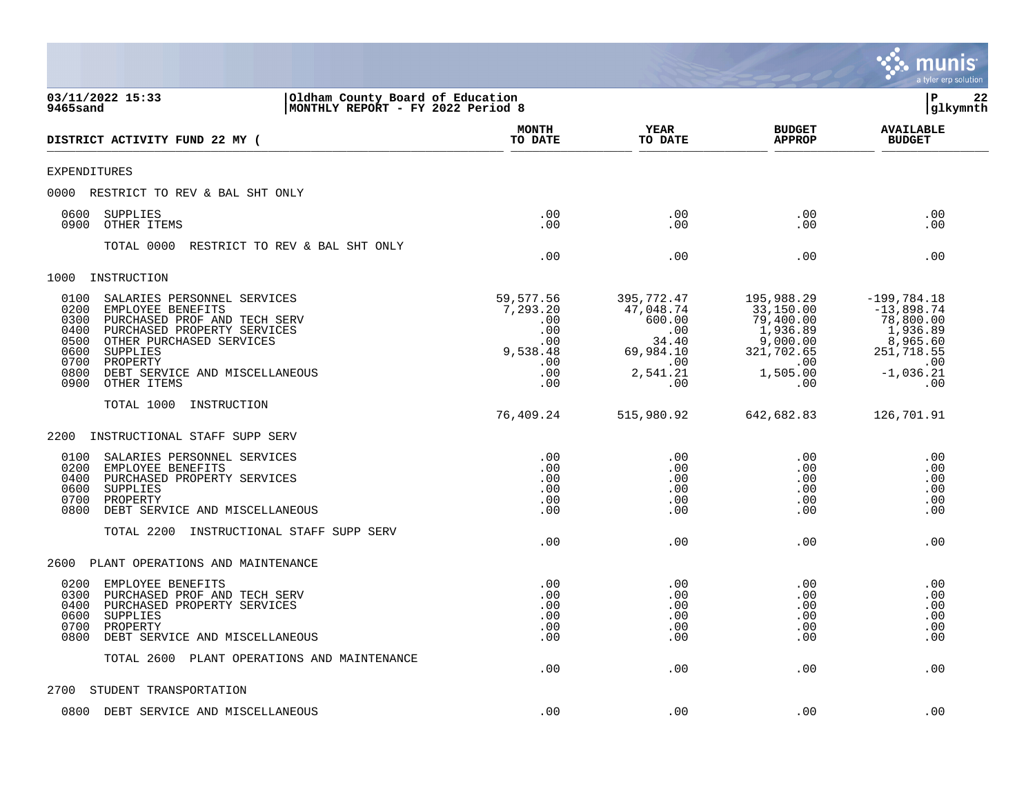03/11/2022 15:33 | Oldham County Board of Education | P 22
9465sand | MONTHLY REPORT - FY 2022 Period 8 | glkymnth

| DISTRICT ACTIVITY FUND 22 MY ( | MONTH TO DATE | YEAR TO DATE | BUDGET APPROP | AVAILABLE BUDGET |
|---|---|---|---|---|
| **EXPENDITURES** | | | | |
| **0000 RESTRICT TO REV & BAL SHT ONLY** | | | | |
| 0600 SUPPLIES | .00 | .00 | .00 | .00 |
| 0900 OTHER ITEMS | .00 | .00 | .00 | .00 |
| TOTAL 0000 RESTRICT TO REV & BAL SHT ONLY | .00 | .00 | .00 | .00 |
| **1000 INSTRUCTION** | | | | |
| 0100 SALARIES PERSONNEL SERVICES | 59,577.56 | 395,772.47 | 195,988.29 | -199,784.18 |
| 0200 EMPLOYEE BENEFITS | 7,293.20 | 47,048.74 | 33,150.00 | -13,898.74 |
| 0300 PURCHASED PROF AND TECH SERV | .00 | 600.00 | 79,400.00 | 78,800.00 |
| 0400 PURCHASED PROPERTY SERVICES | .00 | .00 | 1,936.89 | 1,936.89 |
| 0500 OTHER PURCHASED SERVICES | .00 | 34.40 | 9,000.00 | 8,965.60 |
| 0600 SUPPLIES | 9,538.48 | 69,984.10 | 321,702.65 | 251,718.55 |
| 0700 PROPERTY | .00 | .00 | .00 | .00 |
| 0800 DEBT SERVICE AND MISCELLANEOUS | .00 | 2,541.21 | 1,505.00 | -1,036.21 |
| 0900 OTHER ITEMS | .00 | .00 | .00 | .00 |
| TOTAL 1000 INSTRUCTION | 76,409.24 | 515,980.92 | 642,682.83 | 126,701.91 |
| **2200 INSTRUCTIONAL STAFF SUPP SERV** | | | | |
| 0100 SALARIES PERSONNEL SERVICES | .00 | .00 | .00 | .00 |
| 0200 EMPLOYEE BENEFITS | .00 | .00 | .00 | .00 |
| 0400 PURCHASED PROPERTY SERVICES | .00 | .00 | .00 | .00 |
| 0600 SUPPLIES | .00 | .00 | .00 | .00 |
| 0700 PROPERTY | .00 | .00 | .00 | .00 |
| 0800 DEBT SERVICE AND MISCELLANEOUS | .00 | .00 | .00 | .00 |
| TOTAL 2200 INSTRUCTIONAL STAFF SUPP SERV | .00 | .00 | .00 | .00 |
| **2600 PLANT OPERATIONS AND MAINTENANCE** | | | | |
| 0200 EMPLOYEE BENEFITS | .00 | .00 | .00 | .00 |
| 0300 PURCHASED PROF AND TECH SERV | .00 | .00 | .00 | .00 |
| 0400 PURCHASED PROPERTY SERVICES | .00 | .00 | .00 | .00 |
| 0600 SUPPLIES | .00 | .00 | .00 | .00 |
| 0700 PROPERTY | .00 | .00 | .00 | .00 |
| 0800 DEBT SERVICE AND MISCELLANEOUS | .00 | .00 | .00 | .00 |
| TOTAL 2600 PLANT OPERATIONS AND MAINTENANCE | .00 | .00 | .00 | .00 |
| **2700 STUDENT TRANSPORTATION** | | | | |
| 0800 DEBT SERVICE AND MISCELLANEOUS | .00 | .00 | .00 | .00 |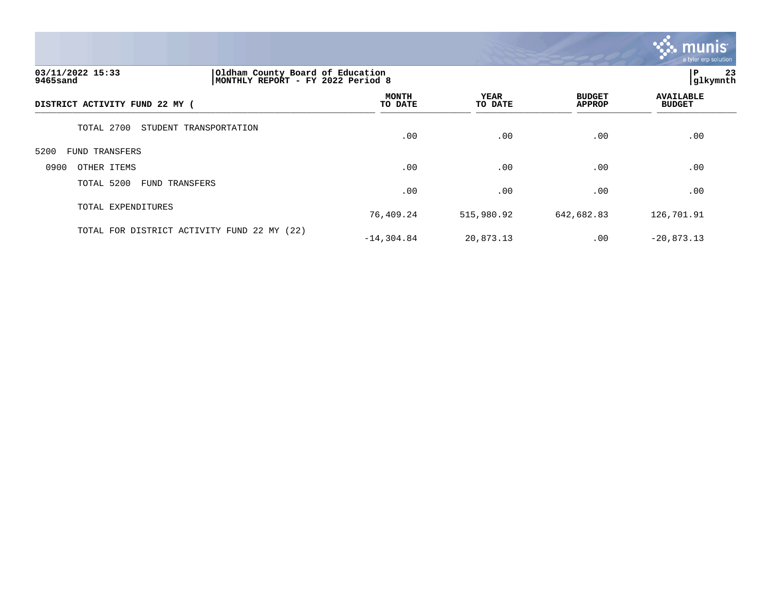**03/11/2022 15:33** | **Oldham County Board of Education**
**9465sand** | **MONTHLY REPORT - FY 2022 Period 8**

| DISTRICT ACTIVITY FUND 22 MY ( | MONTH TO DATE | YEAR TO DATE | BUDGET APPROP | AVAILABLE BUDGET |
|---|---|---|---|---|
| TOTAL 2700 STUDENT TRANSPORTATION | .00 | .00 | .00 | .00 |
| 5200 FUND TRANSFERS | | | | |
| 0900 OTHER ITEMS | .00 | .00 | .00 | .00 |
| TOTAL 5200 FUND TRANSFERS | .00 | .00 | .00 | .00 |
| TOTAL EXPENDITURES | 76,409.24 | 515,980.92 | 642,682.83 | 126,701.91 |
| TOTAL FOR DISTRICT ACTIVITY FUND 22 MY (22) | -14,304.84 | 20,873.13 | .00 | -20,873.13 |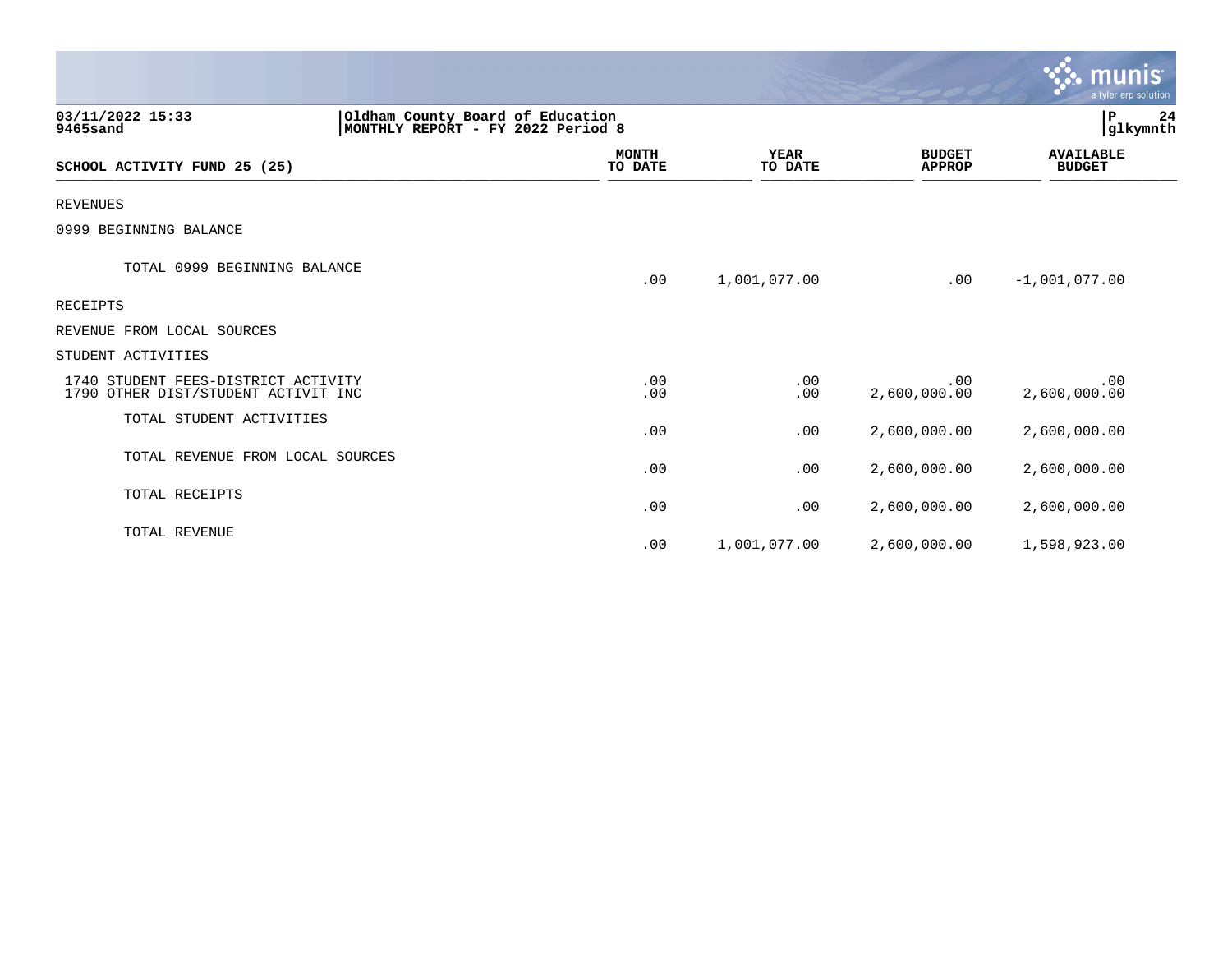03/11/2022 15:33
9465sand

Oldham County Board of Education
MONTHLY REPORT - FY 2022 Period 8

| SCHOOL ACTIVITY FUND 25 (25) | MONTH TO DATE | YEAR TO DATE | BUDGET APPROP | AVAILABLE BUDGET |
|---|---|---|---|---|
| REVENUES | | | | |
| 0999 BEGINNING BALANCE | | | | |
| TOTAL 0999 BEGINNING BALANCE | .00 | 1,001,077.00 | .00 | -1,001,077.00 |
| RECEIPTS | | | | |
| REVENUE FROM LOCAL SOURCES | | | | |
| STUDENT ACTIVITIES | | | | |
| 1740 STUDENT FEES-DISTRICT ACTIVITY | .00 | .00 | .00 | .00 |
| 1790 OTHER DIST/STUDENT ACTIVIT INC | .00 | .00 | 2,600,000.00 | 2,600,000.00 |
| TOTAL STUDENT ACTIVITIES | .00 | .00 | 2,600,000.00 | 2,600,000.00 |
| TOTAL REVENUE FROM LOCAL SOURCES | .00 | .00 | 2,600,000.00 | 2,600,000.00 |
| TOTAL RECEIPTS | .00 | .00 | 2,600,000.00 | 2,600,000.00 |
| TOTAL REVENUE | .00 | 1,001,077.00 | 2,600,000.00 | 1,598,923.00 |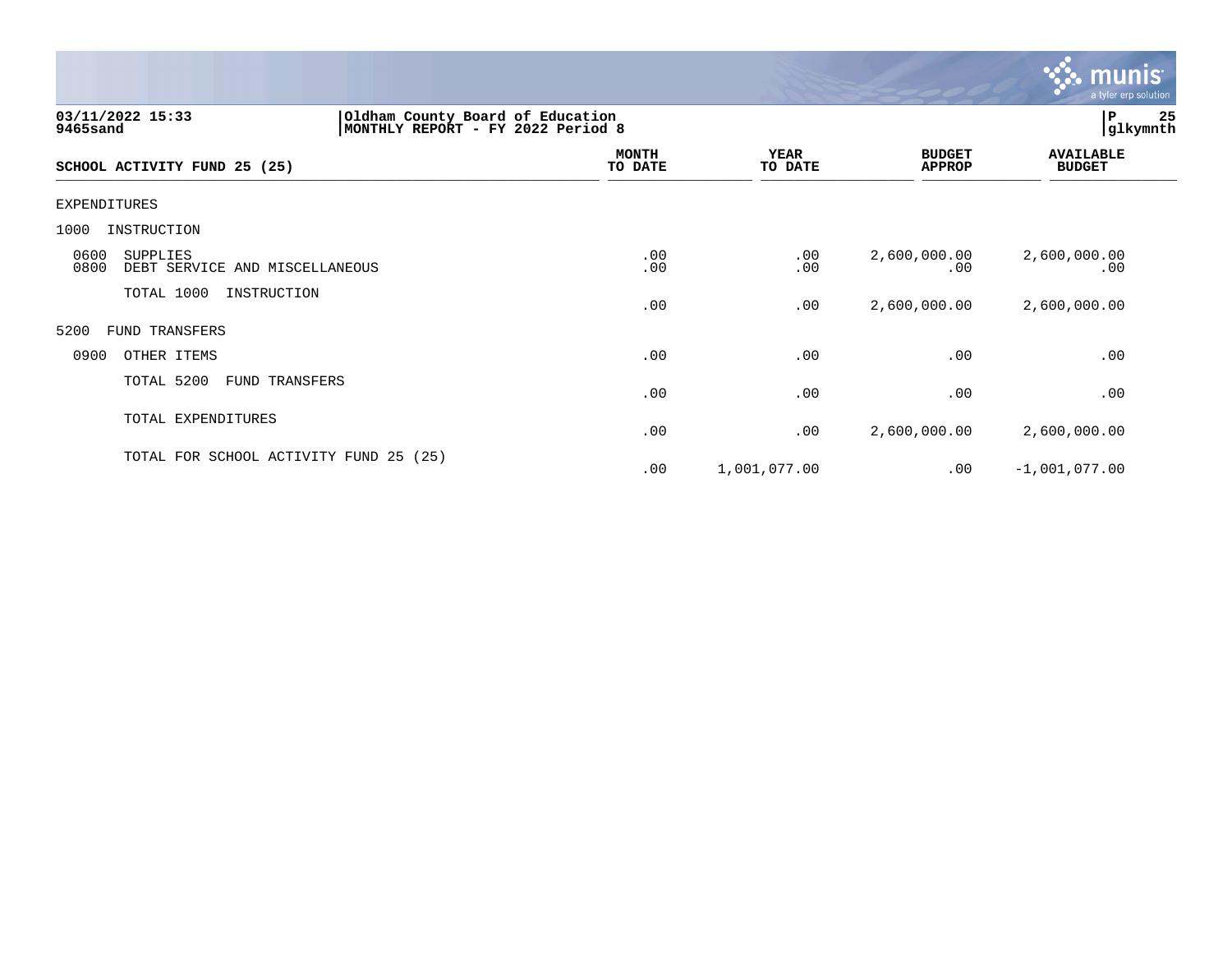03/11/2022 15:33
9465sand

Oldham County Board of Education
MONTHLY REPORT - FY 2022 Period 8

P 25
glkymnth

| SCHOOL ACTIVITY FUND 25 (25) | MONTH TO DATE | YEAR TO DATE | BUDGET APPROP | AVAILABLE BUDGET |
|---|---|---|---|---|
| EXPENDITURES | | | | |
| 1000 INSTRUCTION | | | | |
| 0600 SUPPLIES | .00 | .00 | 2,600,000.00 | 2,600,000.00 |
| 0800 DEBT SERVICE AND MISCELLANEOUS | .00 | .00 | .00 | .00 |
| TOTAL 1000 INSTRUCTION | .00 | .00 | 2,600,000.00 | 2,600,000.00 |
| 5200 FUND TRANSFERS | | | | |
| 0900 OTHER ITEMS | .00 | .00 | .00 | .00 |
| TOTAL 5200 FUND TRANSFERS | .00 | .00 | .00 | .00 |
| TOTAL EXPENDITURES | .00 | .00 | 2,600,000.00 | 2,600,000.00 |
| TOTAL FOR SCHOOL ACTIVITY FUND 25 (25) | .00 | 1,001,077.00 | .00 | -1,001,077.00 |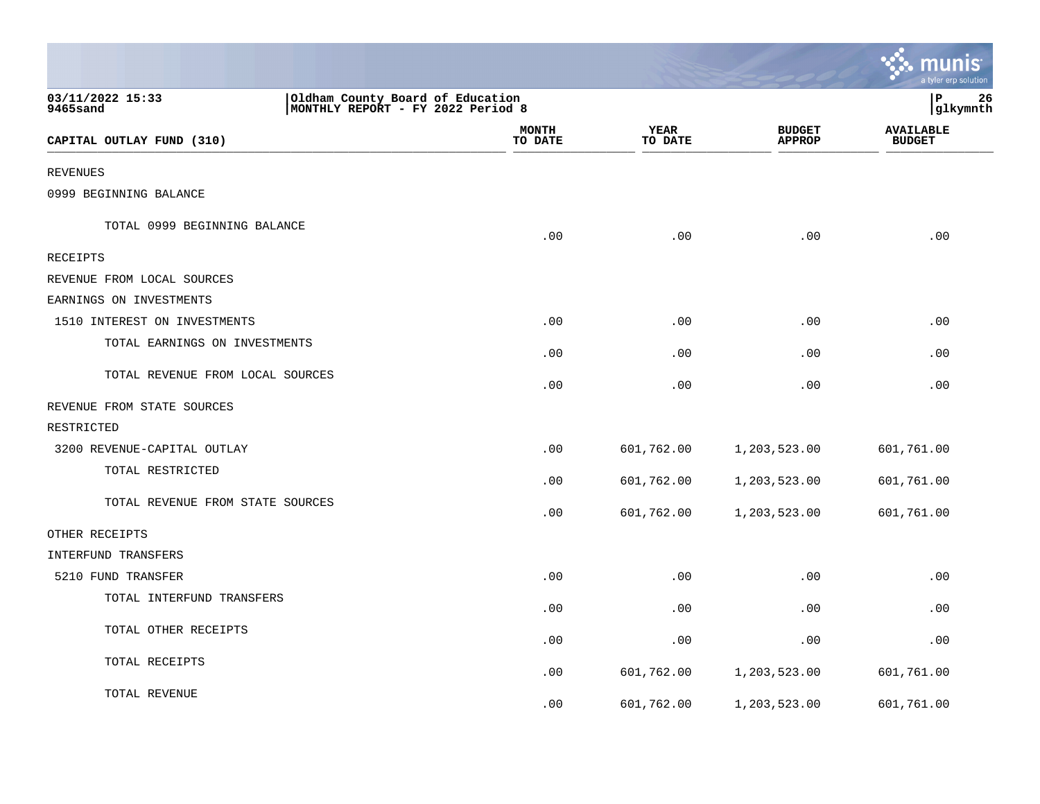Oldham County Board of Education
MONTHLY REPORT - FY 2022 Period 8

03/11/2022 15:33
9465sand

glkymnth

| CAPITAL OUTLAY FUND (310) | MONTH TO DATE | YEAR TO DATE | BUDGET APPROP | AVAILABLE BUDGET |
|---|---|---|---|---|
| REVENUES | | | | |
| 0999 BEGINNING BALANCE | | | | |
| TOTAL 0999 BEGINNING BALANCE | .00 | .00 | .00 | .00 |
| RECEIPTS | | | | |
| REVENUE FROM LOCAL SOURCES | | | | |
| EARNINGS ON INVESTMENTS | | | | |
| 1510 INTEREST ON INVESTMENTS | .00 | .00 | .00 | .00 |
| TOTAL EARNINGS ON INVESTMENTS | .00 | .00 | .00 | .00 |
| TOTAL REVENUE FROM LOCAL SOURCES | .00 | .00 | .00 | .00 |
| REVENUE FROM STATE SOURCES | | | | |
| RESTRICTED | | | | |
| 3200 REVENUE-CAPITAL OUTLAY | .00 | 601,762.00 | 1,203,523.00 | 601,761.00 |
| TOTAL RESTRICTED | .00 | 601,762.00 | 1,203,523.00 | 601,761.00 |
| TOTAL REVENUE FROM STATE SOURCES | .00 | 601,762.00 | 1,203,523.00 | 601,761.00 |
| OTHER RECEIPTS | | | | |
| INTERFUND TRANSFERS | | | | |
| 5210 FUND TRANSFER | .00 | .00 | .00 | .00 |
| TOTAL INTERFUND TRANSFERS | .00 | .00 | .00 | .00 |
| TOTAL OTHER RECEIPTS | .00 | .00 | .00 | .00 |
| TOTAL RECEIPTS | .00 | 601,762.00 | 1,203,523.00 | 601,761.00 |
| TOTAL REVENUE | .00 | 601,762.00 | 1,203,523.00 | 601,761.00 |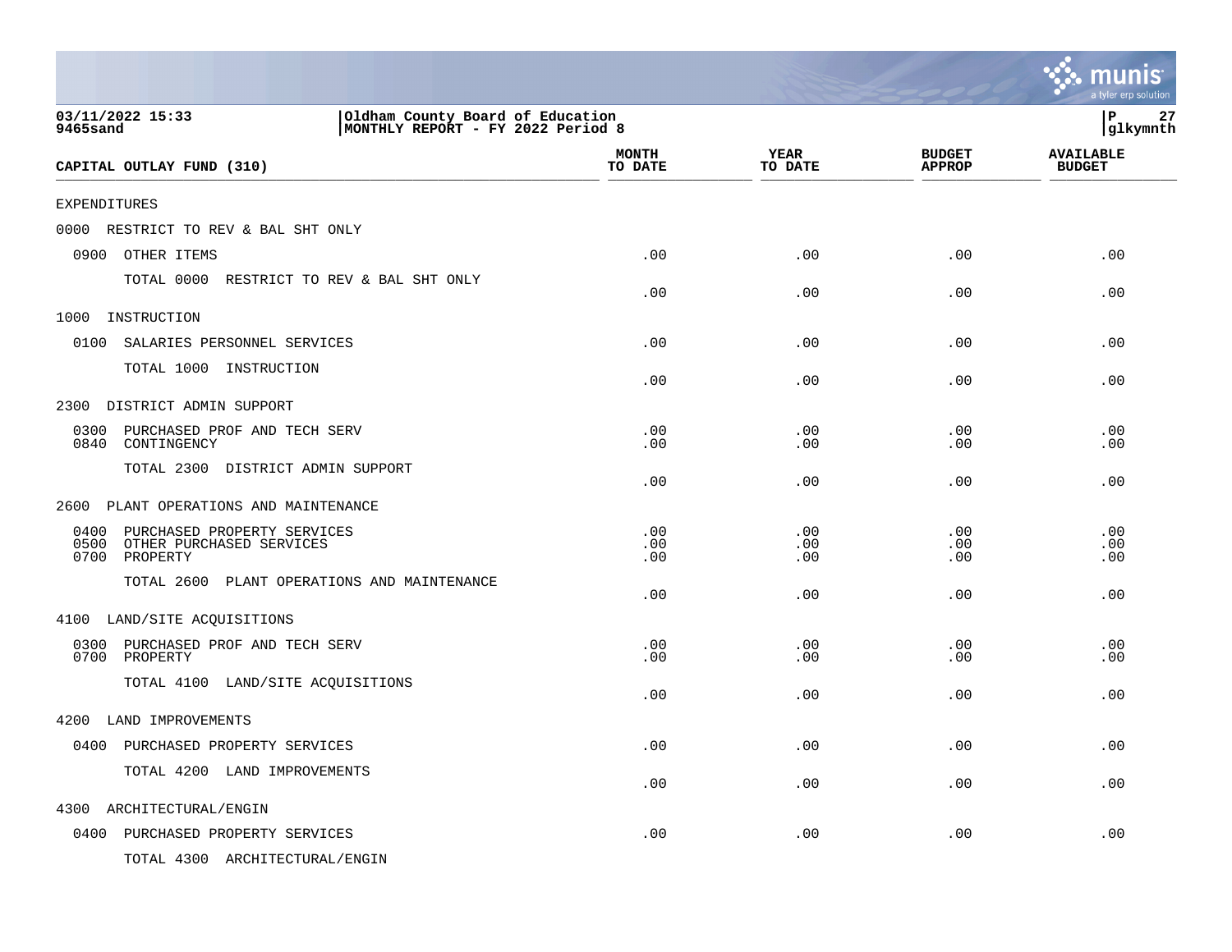03/11/2022 15:33 | Oldham County Board of Education
9465sand | MONTHLY REPORT - FY 2022 Period 8

glkymnth

| CAPITAL OUTLAY FUND (310) | MONTH TO DATE | YEAR TO DATE | BUDGET APPROP | AVAILABLE BUDGET |
|---|---|---|---|---|
| EXPENDITURES | | | | |
| 0000 RESTRICT TO REV & BAL SHT ONLY | | | | |
| 0900 OTHER ITEMS | .00 | .00 | .00 | .00 |
| TOTAL 0000 RESTRICT TO REV & BAL SHT ONLY | .00 | .00 | .00 | .00 |
| 1000 INSTRUCTION | | | | |
| 0100 SALARIES PERSONNEL SERVICES | .00 | .00 | .00 | .00 |
| TOTAL 1000 INSTRUCTION | .00 | .00 | .00 | .00 |
| 2300 DISTRICT ADMIN SUPPORT | | | | |
| 0300 PURCHASED PROF AND TECH SERV | .00 | .00 | .00 | .00 |
| 0840 CONTINGENCY | .00 | .00 | .00 | .00 |
| TOTAL 2300 DISTRICT ADMIN SUPPORT | .00 | .00 | .00 | .00 |
| 2600 PLANT OPERATIONS AND MAINTENANCE | | | | |
| 0400 PURCHASED PROPERTY SERVICES | .00 | .00 | .00 | .00 |
| 0500 OTHER PURCHASED SERVICES | .00 | .00 | .00 | .00 |
| 0700 PROPERTY | .00 | .00 | .00 | .00 |
| TOTAL 2600 PLANT OPERATIONS AND MAINTENANCE | .00 | .00 | .00 | .00 |
| 4100 LAND/SITE ACQUISITIONS | | | | |
| 0300 PURCHASED PROF AND TECH SERV | .00 | .00 | .00 | .00 |
| 0700 PROPERTY | .00 | .00 | .00 | .00 |
| TOTAL 4100 LAND/SITE ACQUISITIONS | .00 | .00 | .00 | .00 |
| 4200 LAND IMPROVEMENTS | | | | |
| 0400 PURCHASED PROPERTY SERVICES | .00 | .00 | .00 | .00 |
| TOTAL 4200 LAND IMPROVEMENTS | .00 | .00 | .00 | .00 |
| 4300 ARCHITECTURAL/ENGIN | | | | |
| 0400 PURCHASED PROPERTY SERVICES | .00 | .00 | .00 | .00 |
| TOTAL 4300 ARCHITECTURAL/ENGIN | | | | |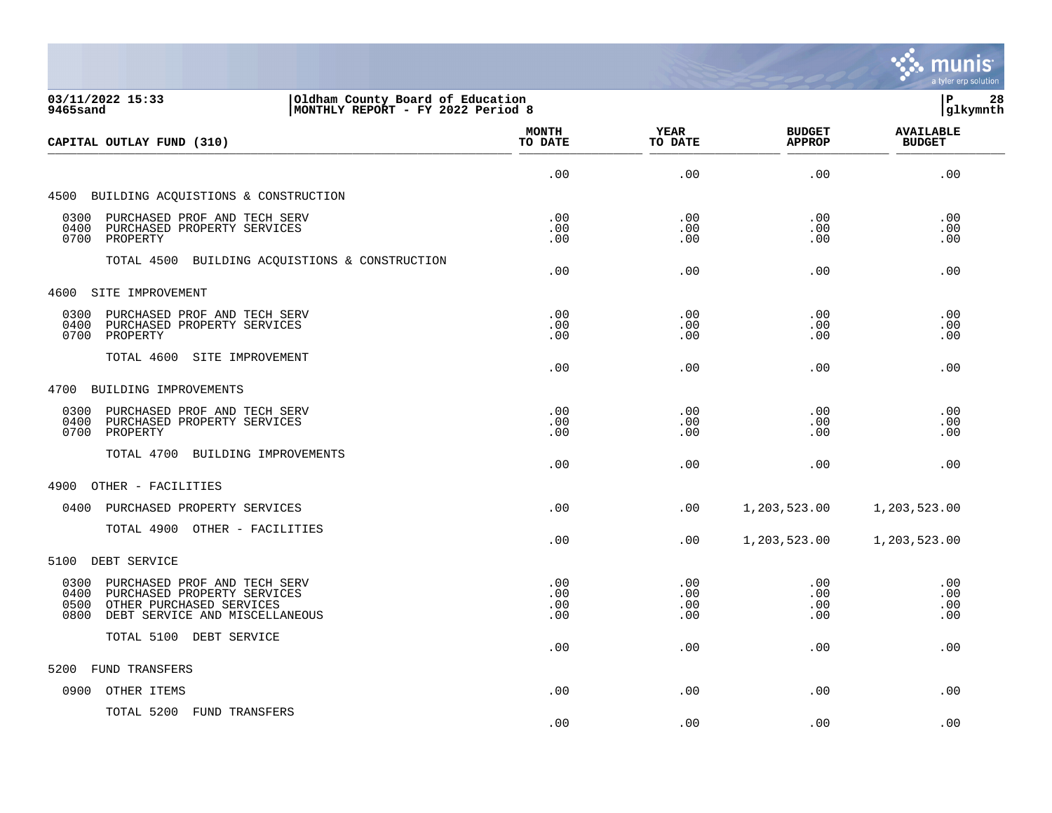03/11/2022 15:33 | Oldham County Board of Education
9465sand | MONTHLY REPORT - FY 2022 Period 8

P 28
glkymnth

| CAPITAL OUTLAY FUND (310) | MONTH TO DATE | YEAR TO DATE | BUDGET APPROP | AVAILABLE BUDGET |
|---|---|---|---|---|
| | .00 | .00 | .00 | .00 |
| **4500 BUILDING ACQUISTIONS & CONSTRUCTION** | | | | |
| 0300 PURCHASED PROF AND TECH SERV | .00 | .00 | .00 | .00 |
| 0400 PURCHASED PROPERTY SERVICES | .00 | .00 | .00 | .00 |
| 0700 PROPERTY | .00 | .00 | .00 | .00 |
| TOTAL 4500 BUILDING ACQUISTIONS & CONSTRUCTION | .00 | .00 | .00 | .00 |
| **4600 SITE IMPROVEMENT** | | | | |
| 0300 PURCHASED PROF AND TECH SERV | .00 | .00 | .00 | .00 |
| 0400 PURCHASED PROPERTY SERVICES | .00 | .00 | .00 | .00 |
| 0700 PROPERTY | .00 | .00 | .00 | .00 |
| TOTAL 4600 SITE IMPROVEMENT | .00 | .00 | .00 | .00 |
| **4700 BUILDING IMPROVEMENTS** | | | | |
| 0300 PURCHASED PROF AND TECH SERV | .00 | .00 | .00 | .00 |
| 0400 PURCHASED PROPERTY SERVICES | .00 | .00 | .00 | .00 |
| 0700 PROPERTY | .00 | .00 | .00 | .00 |
| TOTAL 4700 BUILDING IMPROVEMENTS | .00 | .00 | .00 | .00 |
| **4900 OTHER - FACILITIES** | | | | |
| 0400 PURCHASED PROPERTY SERVICES | .00 | .00 | 1,203,523.00 | 1,203,523.00 |
| TOTAL 4900 OTHER - FACILITIES | .00 | .00 | 1,203,523.00 | 1,203,523.00 |
| **5100 DEBT SERVICE** | | | | |
| 0300 PURCHASED PROF AND TECH SERV | .00 | .00 | .00 | .00 |
| 0400 PURCHASED PROPERTY SERVICES | .00 | .00 | .00 | .00 |
| 0500 OTHER PURCHASED SERVICES | .00 | .00 | .00 | .00 |
| 0800 DEBT SERVICE AND MISCELLANEOUS | .00 | .00 | .00 | .00 |
| TOTAL 5100 DEBT SERVICE | .00 | .00 | .00 | .00 |
| **5200 FUND TRANSFERS** | | | | |
| 0900 OTHER ITEMS | .00 | .00 | .00 | .00 |
| TOTAL 5200 FUND TRANSFERS | .00 | .00 | .00 | .00 |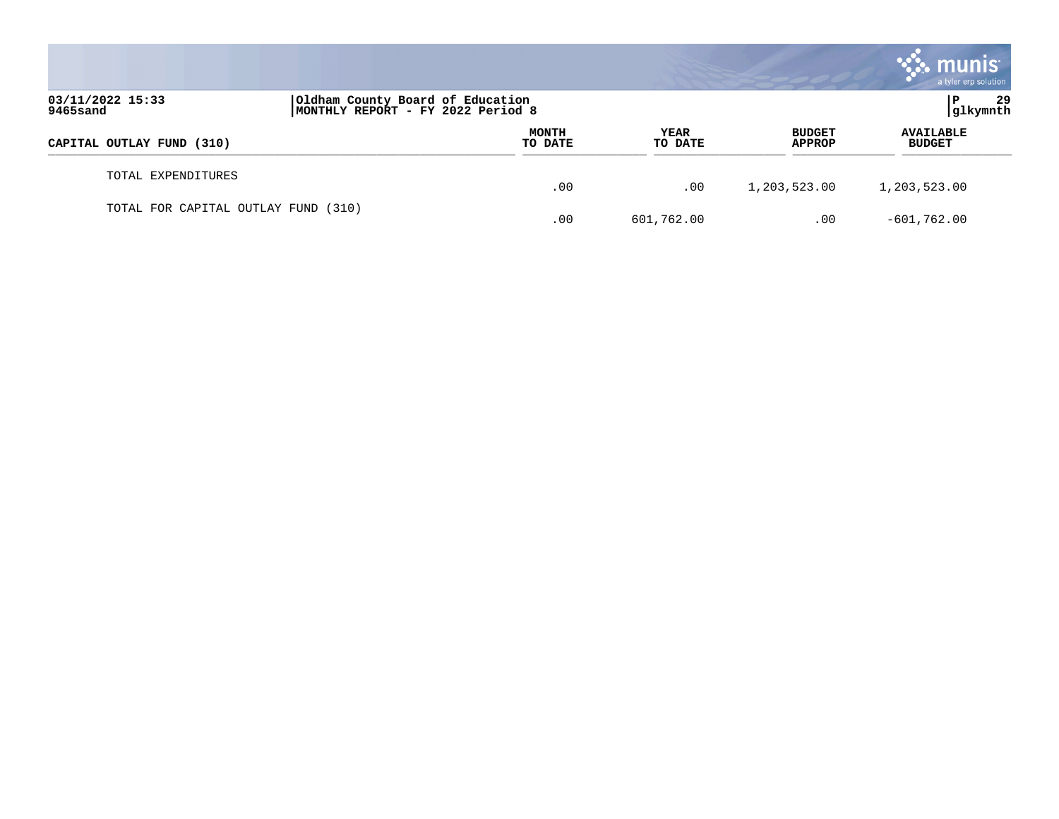03/11/2022 15:33 | Oldham County Board of Education | P 29
9465sand | MONTHLY REPORT - FY 2022 Period 8 | glkymnth

| CAPITAL OUTLAY FUND (310) | MONTH TO DATE | YEAR TO DATE | BUDGET APPROP | AVAILABLE BUDGET |
|---|---|---|---|---|
| TOTAL EXPENDITURES | .00 | .00 | 1,203,523.00 | 1,203,523.00 |
| TOTAL FOR CAPITAL OUTLAY FUND (310) | .00 | 601,762.00 | .00 | -601,762.00 |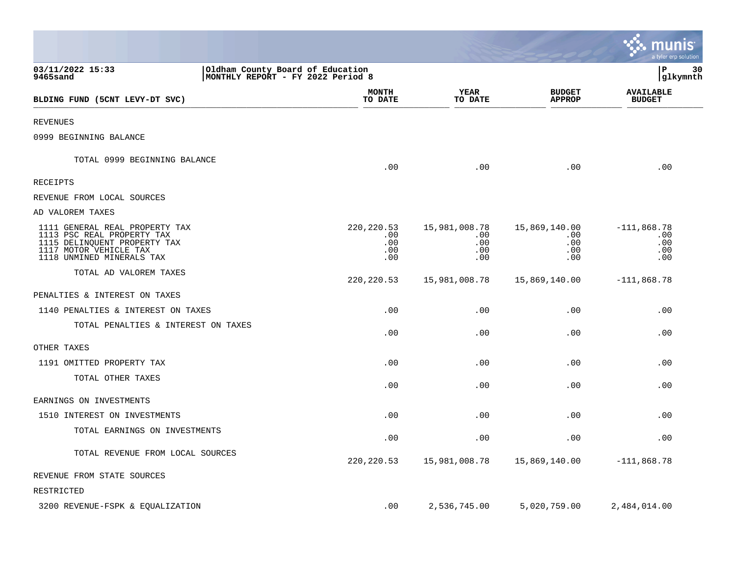03/11/2022 15:33
9465sand

Oldham County Board of Education
MONTHLY REPORT - FY 2022 Period 8

P 30
glkymnth

| BLDING FUND (5CNT LEVY-DT SVC) | MONTH TO DATE | YEAR TO DATE | BUDGET APPROP | AVAILABLE BUDGET |
|---|---|---|---|---|
| REVENUES | | | | |
| 0999 BEGINNING BALANCE | | | | |
| TOTAL 0999 BEGINNING BALANCE | .00 | .00 | .00 | .00 |
| RECEIPTS | | | | |
| REVENUE FROM LOCAL SOURCES | | | | |
| AD VALOREM TAXES | | | | |
| 1111 GENERAL REAL PROPERTY TAX | 220,220.53 | 15,981,008.78 | 15,869,140.00 | -111,868.78 |
| 1113 PSC REAL PROPERTY TAX | .00 | .00 | .00 | .00 |
| 1115 DELINQUENT PROPERTY TAX | .00 | .00 | .00 | .00 |
| 1117 MOTOR VEHICLE TAX | .00 | .00 | .00 | .00 |
| 1118 UNMINED MINERALS TAX | .00 | .00 | .00 | .00 |
| TOTAL AD VALOREM TAXES | 220,220.53 | 15,981,008.78 | 15,869,140.00 | -111,868.78 |
| PENALTIES & INTEREST ON TAXES | | | | |
| 1140 PENALTIES & INTEREST ON TAXES | .00 | .00 | .00 | .00 |
| TOTAL PENALTIES & INTEREST ON TAXES | .00 | .00 | .00 | .00 |
| OTHER TAXES | | | | |
| 1191 OMITTED PROPERTY TAX | .00 | .00 | .00 | .00 |
| TOTAL OTHER TAXES | .00 | .00 | .00 | .00 |
| EARNINGS ON INVESTMENTS | | | | |
| 1510 INTEREST ON INVESTMENTS | .00 | .00 | .00 | .00 |
| TOTAL EARNINGS ON INVESTMENTS | .00 | .00 | .00 | .00 |
| TOTAL REVENUE FROM LOCAL SOURCES | 220,220.53 | 15,981,008.78 | 15,869,140.00 | -111,868.78 |
| REVENUE FROM STATE SOURCES | | | | |
| RESTRICTED | | | | |
| 3200 REVENUE-FSPK & EQUALIZATION | .00 | 2,536,745.00 | 5,020,759.00 | 2,484,014.00 |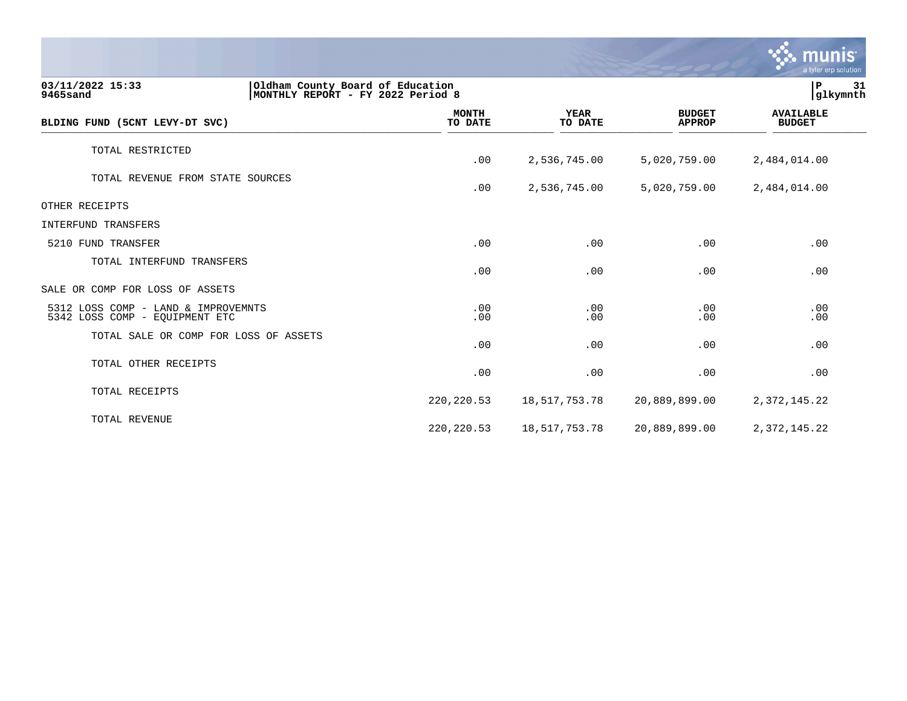03/11/2022 15:33
9465sand

Oldham County Board of Education
MONTHLY REPORT - FY 2022 Period 8

| BLDING FUND (5CNT LEVY-DT SVC) | MONTH TO DATE | YEAR TO DATE | BUDGET APPROP | AVAILABLE BUDGET |
|---|---|---|---|---|
| TOTAL RESTRICTED | .00 | 2,536,745.00 | 5,020,759.00 | 2,484,014.00 |
| TOTAL REVENUE FROM STATE SOURCES | .00 | 2,536,745.00 | 5,020,759.00 | 2,484,014.00 |
| OTHER RECEIPTS | | | | |
| INTERFUND TRANSFERS | | | | |
| 5210 FUND TRANSFER | .00 | .00 | .00 | .00 |
| TOTAL INTERFUND TRANSFERS | .00 | .00 | .00 | .00 |
| SALE OR COMP FOR LOSS OF ASSETS | | | | |
| 5312 LOSS COMP - LAND & IMPROVEMNTS | .00 | .00 | .00 | .00 |
| 5342 LOSS COMP - EQUIPMENT ETC | .00 | .00 | .00 | .00 |
| TOTAL SALE OR COMP FOR LOSS OF ASSETS | .00 | .00 | .00 | .00 |
| TOTAL OTHER RECEIPTS | .00 | .00 | .00 | .00 |
| TOTAL RECEIPTS | 220,220.53 | 18,517,753.78 | 20,889,899.00 | 2,372,145.22 |
| TOTAL REVENUE | 220,220.53 | 18,517,753.78 | 20,889,899.00 | 2,372,145.22 |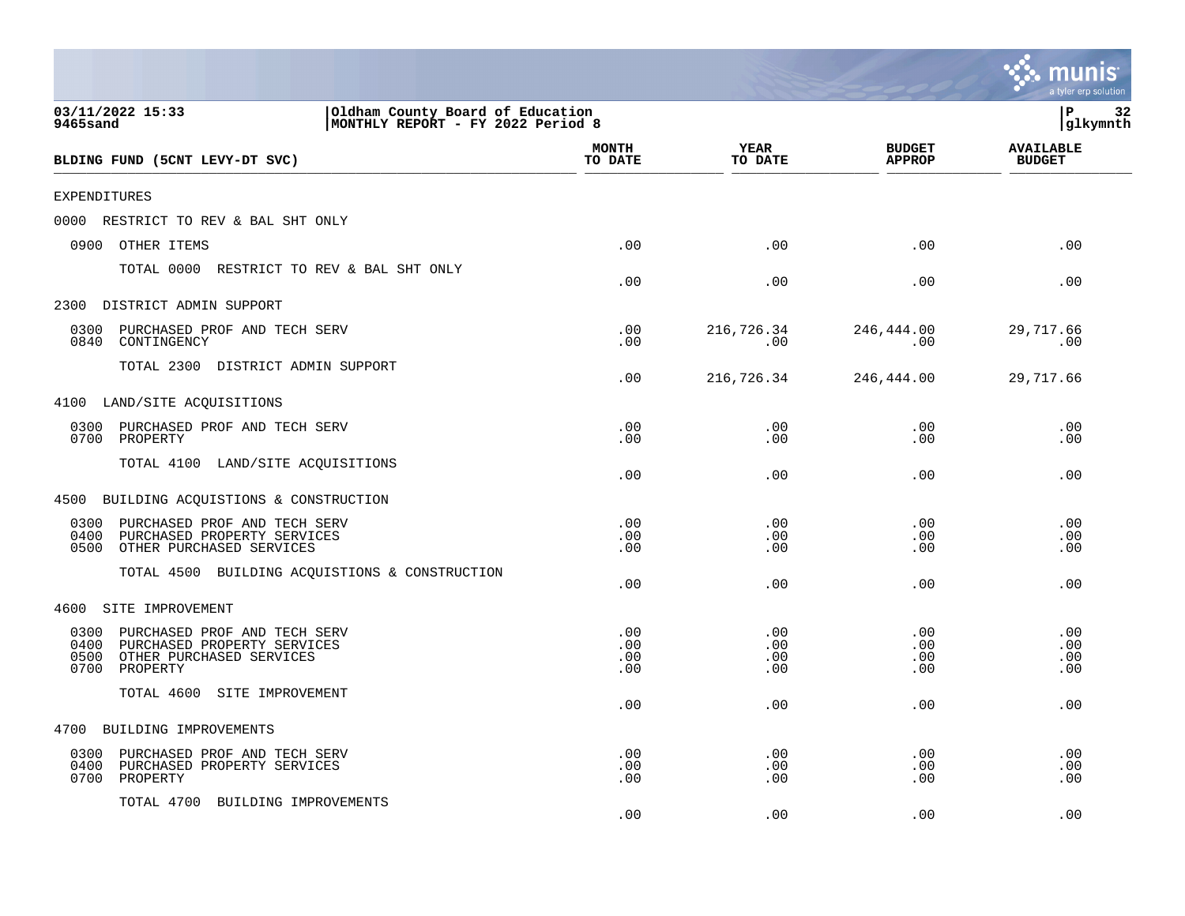**Oldham County Board of Education**
**MONTHLY REPORT - FY 2022 Period 8**

03/11/2022 15:33
9465sand

| BLDING FUND (5CNT LEVY-DT SVC) | MONTH TO DATE | YEAR TO DATE | BUDGET APPROP | AVAILABLE BUDGET |
|---|---|---|---|---|
| **EXPENDITURES** | | | | |
| **0000 RESTRICT TO REV & BAL SHT ONLY** | | | | |
| 0900 OTHER ITEMS | .00 | .00 | .00 | .00 |
| TOTAL 0000 RESTRICT TO REV & BAL SHT ONLY | .00 | .00 | .00 | .00 |
| **2300 DISTRICT ADMIN SUPPORT** | | | | |
| 0300 PURCHASED PROF AND TECH SERV | .00 | 216,726.34 | 246,444.00 | 29,717.66 |
| 0840 CONTINGENCY | .00 | .00 | .00 | .00 |
| TOTAL 2300 DISTRICT ADMIN SUPPORT | .00 | 216,726.34 | 246,444.00 | 29,717.66 |
| **4100 LAND/SITE ACQUISITIONS** | | | | |
| 0300 PURCHASED PROF AND TECH SERV | .00 | .00 | .00 | .00 |
| 0700 PROPERTY | .00 | .00 | .00 | .00 |
| TOTAL 4100 LAND/SITE ACQUISITIONS | .00 | .00 | .00 | .00 |
| **4500 BUILDING ACQUISTIONS & CONSTRUCTION** | | | | |
| 0300 PURCHASED PROF AND TECH SERV | .00 | .00 | .00 | .00 |
| 0400 PURCHASED PROPERTY SERVICES | .00 | .00 | .00 | .00 |
| 0500 OTHER PURCHASED SERVICES | .00 | .00 | .00 | .00 |
| TOTAL 4500 BUILDING ACQUISTIONS & CONSTRUCTION | .00 | .00 | .00 | .00 |
| **4600 SITE IMPROVEMENT** | | | | |
| 0300 PURCHASED PROF AND TECH SERV | .00 | .00 | .00 | .00 |
| 0400 PURCHASED PROPERTY SERVICES | .00 | .00 | .00 | .00 |
| 0500 OTHER PURCHASED SERVICES | .00 | .00 | .00 | .00 |
| 0700 PROPERTY | .00 | .00 | .00 | .00 |
| TOTAL 4600 SITE IMPROVEMENT | .00 | .00 | .00 | .00 |
| **4700 BUILDING IMPROVEMENTS** | | | | |
| 0300 PURCHASED PROF AND TECH SERV | .00 | .00 | .00 | .00 |
| 0400 PURCHASED PROPERTY SERVICES | .00 | .00 | .00 | .00 |
| 0700 PROPERTY | .00 | .00 | .00 | .00 |
| TOTAL 4700 BUILDING IMPROVEMENTS | .00 | .00 | .00 | .00 |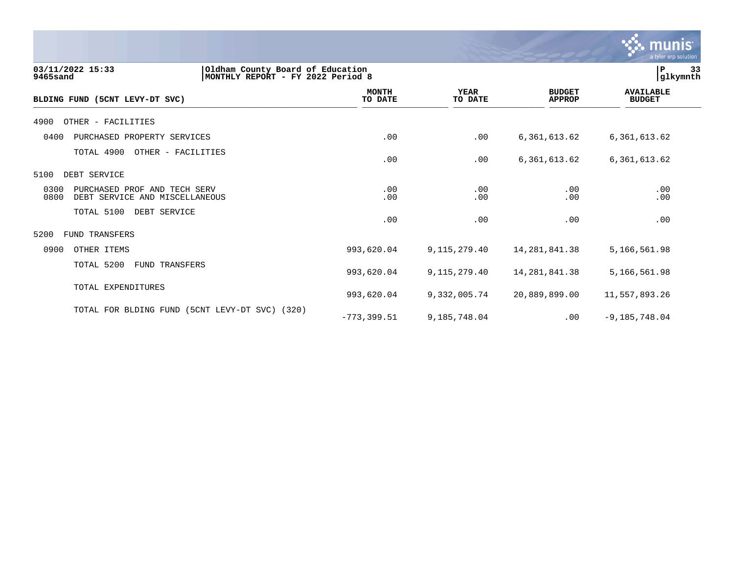03/11/2022 15:33 | Oldham County Board of Education
9465sand | MONTHLY REPORT - FY 2022 Period 8

| BLDING FUND (5CNT LEVY-DT SVC) | MONTH TO DATE | YEAR TO DATE | BUDGET APPROP | AVAILABLE BUDGET |
|---|---|---|---|---|
| 4900 OTHER - FACILITIES | | | | |
| 0400 PURCHASED PROPERTY SERVICES | .00 | .00 | 6,361,613.62 | 6,361,613.62 |
| TOTAL 4900 OTHER - FACILITIES | .00 | .00 | 6,361,613.62 | 6,361,613.62 |
| 5100 DEBT SERVICE | | | | |
| 0300 PURCHASED PROF AND TECH SERV | .00 | .00 | .00 | .00 |
| 0800 DEBT SERVICE AND MISCELLANEOUS | .00 | .00 | .00 | .00 |
| TOTAL 5100 DEBT SERVICE | .00 | .00 | .00 | .00 |
| 5200 FUND TRANSFERS | | | | |
| 0900 OTHER ITEMS | 993,620.04 | 9,115,279.40 | 14,281,841.38 | 5,166,561.98 |
| TOTAL 5200 FUND TRANSFERS | 993,620.04 | 9,115,279.40 | 14,281,841.38 | 5,166,561.98 |
| TOTAL EXPENDITURES | 993,620.04 | 9,332,005.74 | 20,889,899.00 | 11,557,893.26 |
| TOTAL FOR BLDING FUND (5CNT LEVY-DT SVC) (320) | -773,399.51 | 9,185,748.04 | .00 | -9,185,748.04 |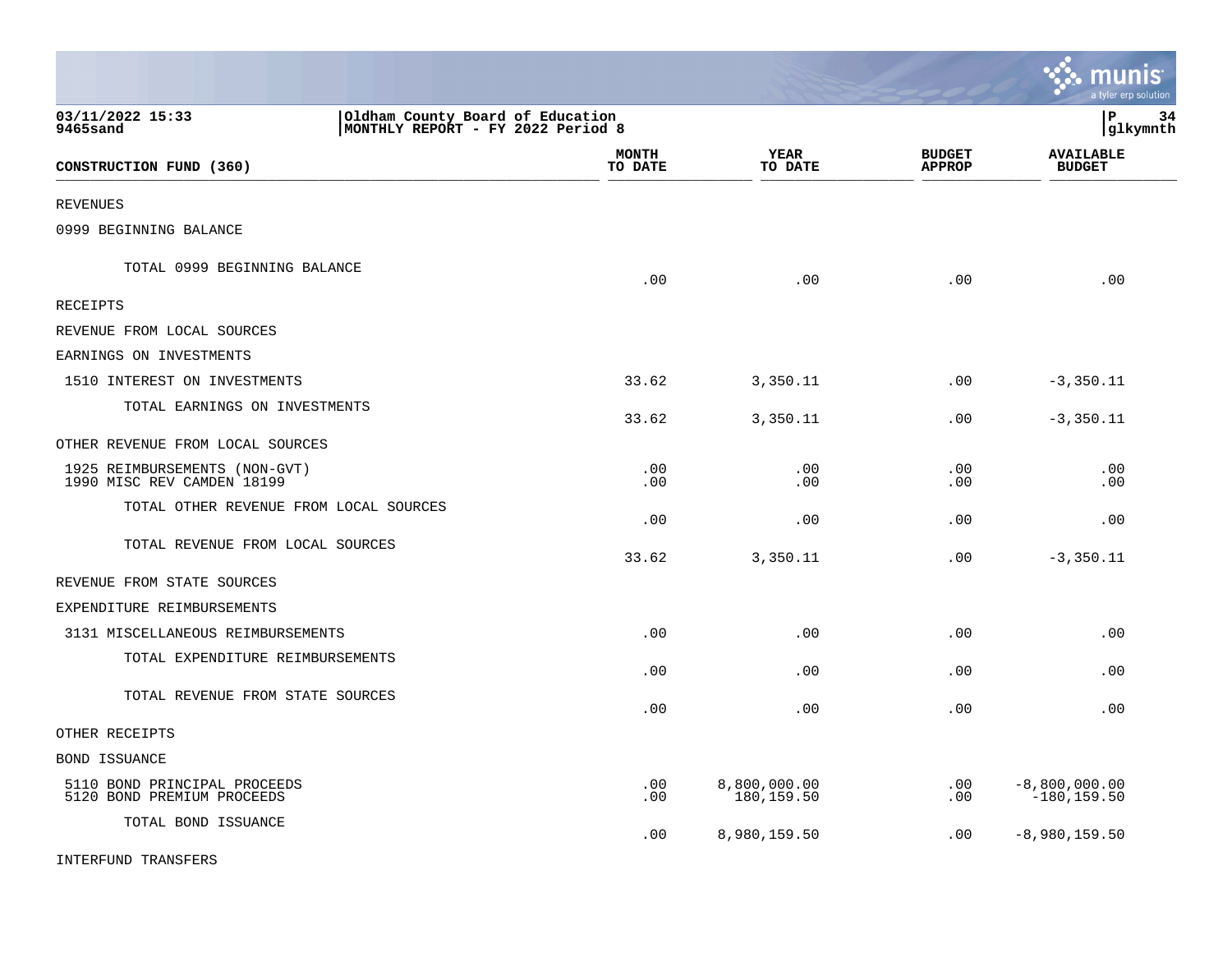03/11/2022 15:33 | Oldham County Board of Education
9465sand | MONTHLY REPORT - FY 2022 Period 8

| CONSTRUCTION FUND (360) | MONTH TO DATE | YEAR TO DATE | BUDGET APPROP | AVAILABLE BUDGET |
|---|---|---|---|---|
| REVENUES | | | | |
| 0999 BEGINNING BALANCE | | | | |
| TOTAL 0999 BEGINNING BALANCE | .00 | .00 | .00 | .00 |
| RECEIPTS | | | | |
| REVENUE FROM LOCAL SOURCES | | | | |
| EARNINGS ON INVESTMENTS | | | | |
| 1510 INTEREST ON INVESTMENTS | 33.62 | 3,350.11 | .00 | -3,350.11 |
| TOTAL EARNINGS ON INVESTMENTS | 33.62 | 3,350.11 | .00 | -3,350.11 |
| OTHER REVENUE FROM LOCAL SOURCES | | | | |
| 1925 REIMBURSEMENTS (NON-GVT) | .00 | .00 | .00 | .00 |
| 1990 MISC REV CAMDEN 18199 | .00 | .00 | .00 | .00 |
| TOTAL OTHER REVENUE FROM LOCAL SOURCES | .00 | .00 | .00 | .00 |
| TOTAL REVENUE FROM LOCAL SOURCES | 33.62 | 3,350.11 | .00 | -3,350.11 |
| REVENUE FROM STATE SOURCES | | | | |
| EXPENDITURE REIMBURSEMENTS | | | | |
| 3131 MISCELLANEOUS REIMBURSEMENTS | .00 | .00 | .00 | .00 |
| TOTAL EXPENDITURE REIMBURSEMENTS | .00 | .00 | .00 | .00 |
| TOTAL REVENUE FROM STATE SOURCES | .00 | .00 | .00 | .00 |
| OTHER RECEIPTS | | | | |
| BOND ISSUANCE | | | | |
| 5110 BOND PRINCIPAL PROCEEDS | .00 | 8,800,000.00 | .00 | -8,800,000.00 |
| 5120 BOND PREMIUM PROCEEDS | .00 | 180,159.50 | .00 | -180,159.50 |
| TOTAL BOND ISSUANCE | .00 | 8,980,159.50 | .00 | -8,980,159.50 |
| INTERFUND TRANSFERS | | | | |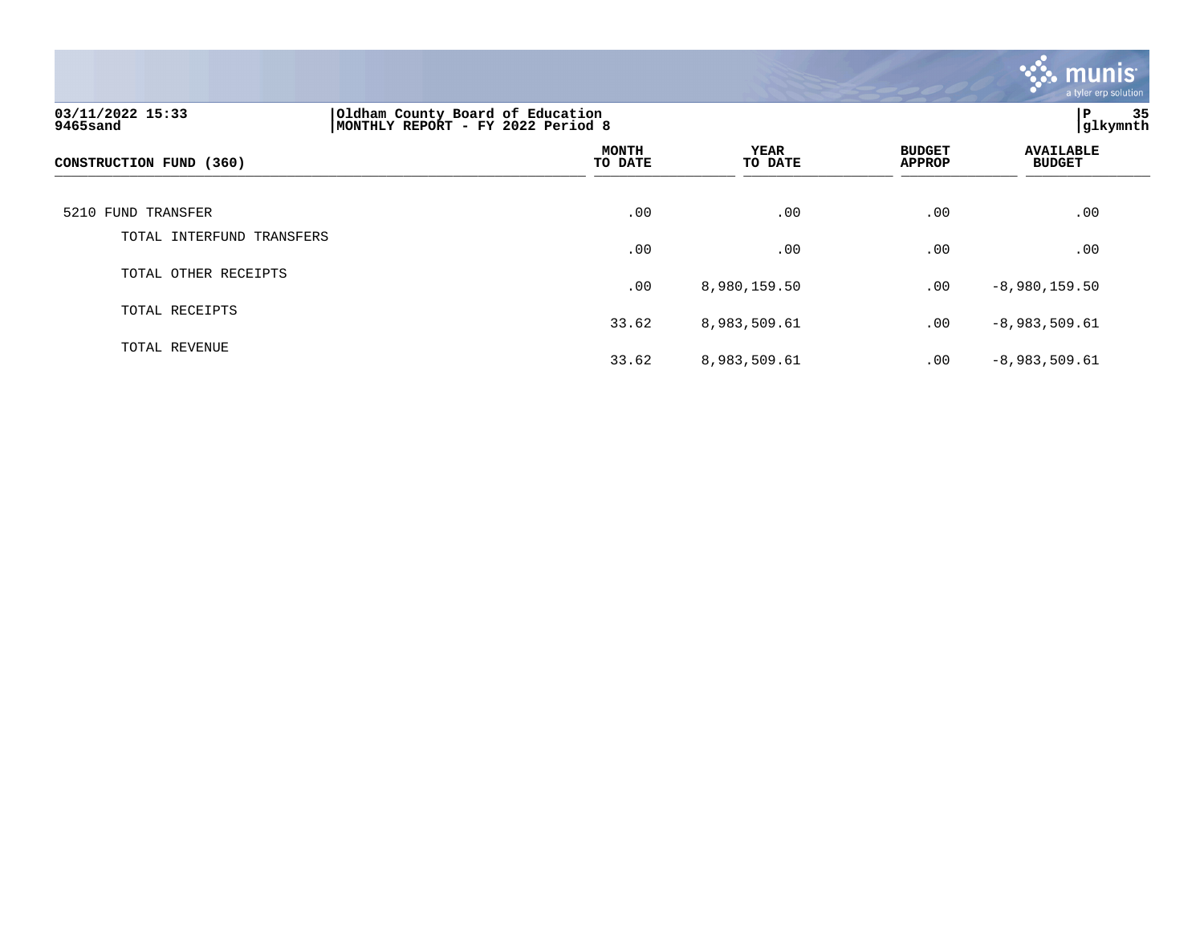03/11/2022 15:33 | Oldham County Board of Education | P 35
9465sand | MONTHLY REPORT - FY 2022 Period 8 | glkymnth

| CONSTRUCTION FUND (360) | MONTH TO DATE | YEAR TO DATE | BUDGET APPROP | AVAILABLE BUDGET |
|---|---|---|---|---|
| 5210 FUND TRANSFER | .00 | .00 | .00 | .00 |
| TOTAL INTERFUND TRANSFERS | .00 | .00 | .00 | .00 |
| TOTAL OTHER RECEIPTS | .00 | 8,980,159.50 | .00 | -8,980,159.50 |
| TOTAL RECEIPTS | 33.62 | 8,983,509.61 | .00 | -8,983,509.61 |
| TOTAL REVENUE | 33.62 | 8,983,509.61 | .00 | -8,983,509.61 |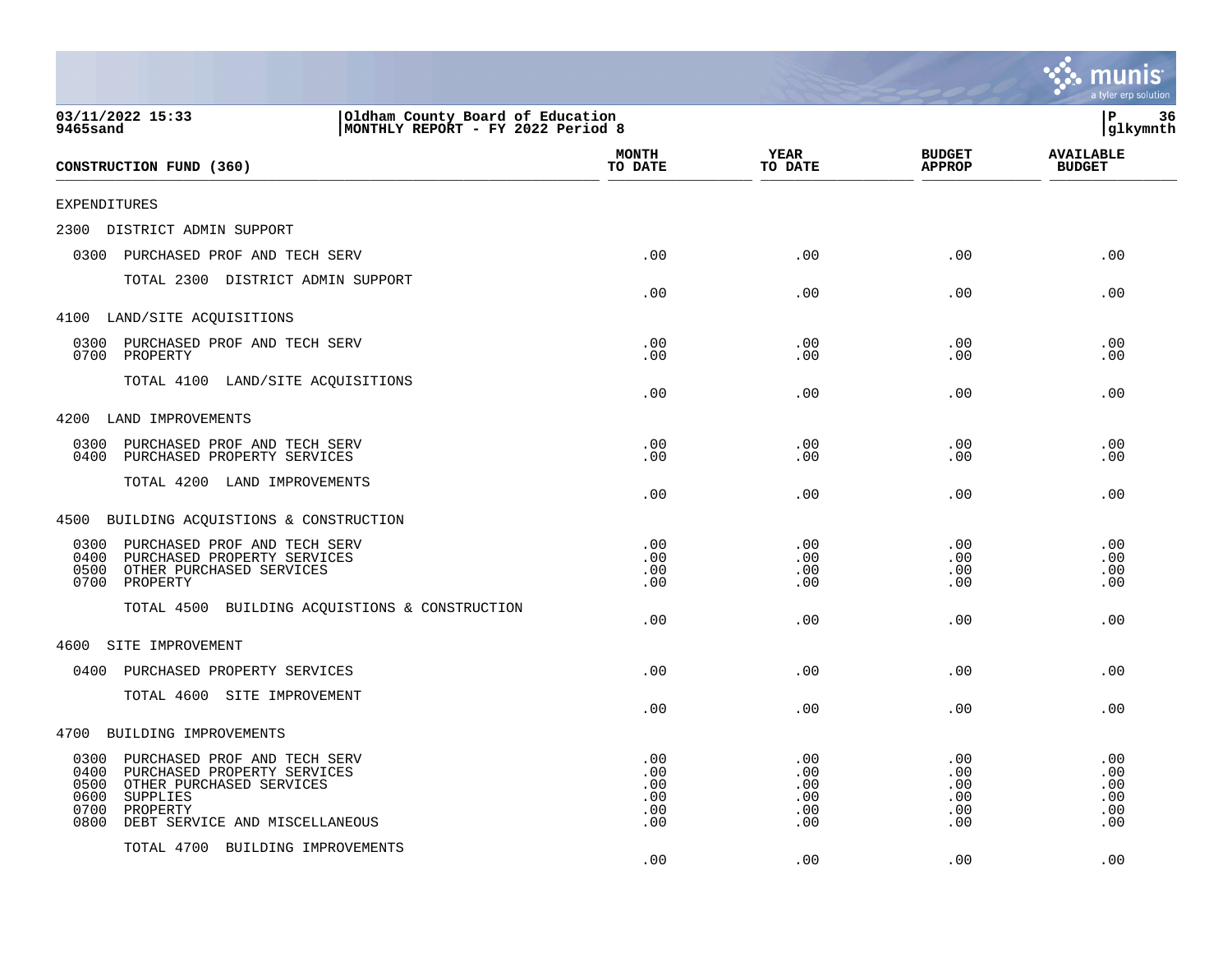03/11/2022 15:33
9465sand

Oldham County Board of Education
MONTHLY REPORT - FY 2022 Period 8

P 36
glkymnth

| CONSTRUCTION FUND (360) | MONTH TO DATE | YEAR TO DATE | BUDGET APPROP | AVAILABLE BUDGET |
|---|---|---|---|---|
| EXPENDITURES | | | | |
| 2300 DISTRICT ADMIN SUPPORT | | | | |
| 0300 PURCHASED PROF AND TECH SERV | .00 | .00 | .00 | .00 |
| TOTAL 2300 DISTRICT ADMIN SUPPORT | .00 | .00 | .00 | .00 |
| 4100 LAND/SITE ACQUISITIONS | | | | |
| 0300 PURCHASED PROF AND TECH SERV | .00 | .00 | .00 | .00 |
| 0700 PROPERTY | .00 | .00 | .00 | .00 |
| TOTAL 4100 LAND/SITE ACQUISITIONS | .00 | .00 | .00 | .00 |
| 4200 LAND IMPROVEMENTS | | | | |
| 0300 PURCHASED PROF AND TECH SERV | .00 | .00 | .00 | .00 |
| 0400 PURCHASED PROPERTY SERVICES | .00 | .00 | .00 | .00 |
| TOTAL 4200 LAND IMPROVEMENTS | .00 | .00 | .00 | .00 |
| 4500 BUILDING ACQUISTIONS & CONSTRUCTION | | | | |
| 0300 PURCHASED PROF AND TECH SERV | .00 | .00 | .00 | .00 |
| 0400 PURCHASED PROPERTY SERVICES | .00 | .00 | .00 | .00 |
| 0500 OTHER PURCHASED SERVICES | .00 | .00 | .00 | .00 |
| 0700 PROPERTY | .00 | .00 | .00 | .00 |
| TOTAL 4500 BUILDING ACQUISTIONS & CONSTRUCTION | .00 | .00 | .00 | .00 |
| 4600 SITE IMPROVEMENT | | | | |
| 0400 PURCHASED PROPERTY SERVICES | .00 | .00 | .00 | .00 |
| TOTAL 4600 SITE IMPROVEMENT | .00 | .00 | .00 | .00 |
| 4700 BUILDING IMPROVEMENTS | | | | |
| 0300 PURCHASED PROF AND TECH SERV | .00 | .00 | .00 | .00 |
| 0400 PURCHASED PROPERTY SERVICES | .00 | .00 | .00 | .00 |
| 0500 OTHER PURCHASED SERVICES | .00 | .00 | .00 | .00 |
| 0600 SUPPLIES | .00 | .00 | .00 | .00 |
| 0700 PROPERTY | .00 | .00 | .00 | .00 |
| 0800 DEBT SERVICE AND MISCELLANEOUS | .00 | .00 | .00 | .00 |
| TOTAL 4700 BUILDING IMPROVEMENTS | .00 | .00 | .00 | .00 |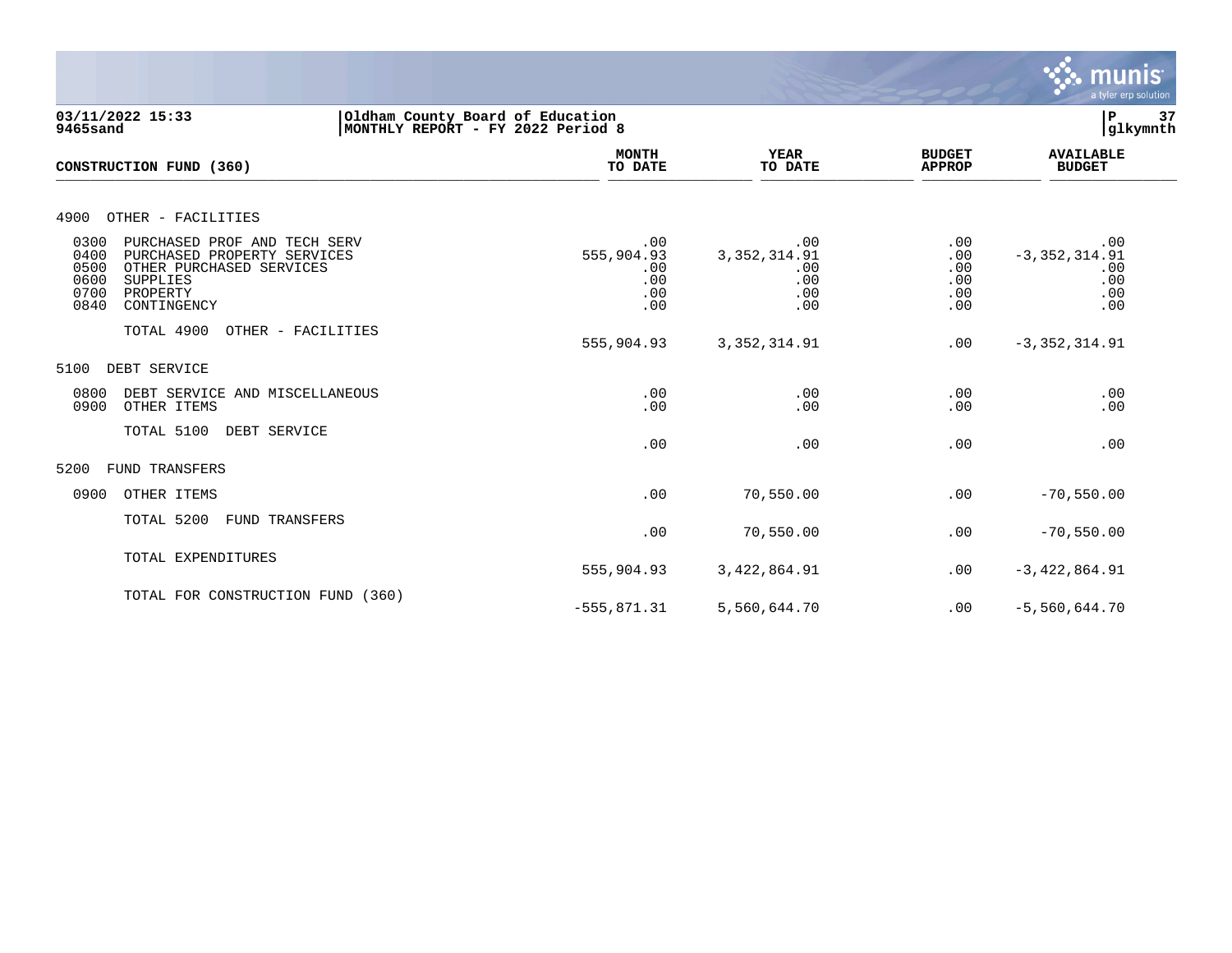03/11/2022 15:33 | Oldham County Board of Education
9465sand | MONTHLY REPORT - FY 2022 Period 8

P 37
glkymnth

| CONSTRUCTION FUND (360) | MONTH TO DATE | YEAR TO DATE | BUDGET APPROP | AVAILABLE BUDGET |
|---|---|---|---|---|
| **4900 OTHER - FACILITIES** | | | | |
| 0300 PURCHASED PROF AND TECH SERV | .00 | .00 | .00 | .00 |
| 0400 PURCHASED PROPERTY SERVICES | 555,904.93 | 3,352,314.91 | .00 | -3,352,314.91 |
| 0500 OTHER PURCHASED SERVICES | .00 | .00 | .00 | .00 |
| 0600 SUPPLIES | .00 | .00 | .00 | .00 |
| 0700 PROPERTY | .00 | .00 | .00 | .00 |
| 0840 CONTINGENCY | .00 | .00 | .00 | .00 |
| TOTAL 4900 OTHER - FACILITIES | 555,904.93 | 3,352,314.91 | .00 | -3,352,314.91 |
| **5100 DEBT SERVICE** | | | | |
| 0800 DEBT SERVICE AND MISCELLANEOUS | .00 | .00 | .00 | .00 |
| 0900 OTHER ITEMS | .00 | .00 | .00 | .00 |
| TOTAL 5100 DEBT SERVICE | .00 | .00 | .00 | .00 |
| **5200 FUND TRANSFERS** | | | | |
| 0900 OTHER ITEMS | .00 | 70,550.00 | .00 | -70,550.00 |
| TOTAL 5200 FUND TRANSFERS | .00 | 70,550.00 | .00 | -70,550.00 |
| TOTAL EXPENDITURES | 555,904.93 | 3,422,864.91 | .00 | -3,422,864.91 |
| TOTAL FOR CONSTRUCTION FUND (360) | -555,871.31 | 5,560,644.70 | .00 | -5,560,644.70 |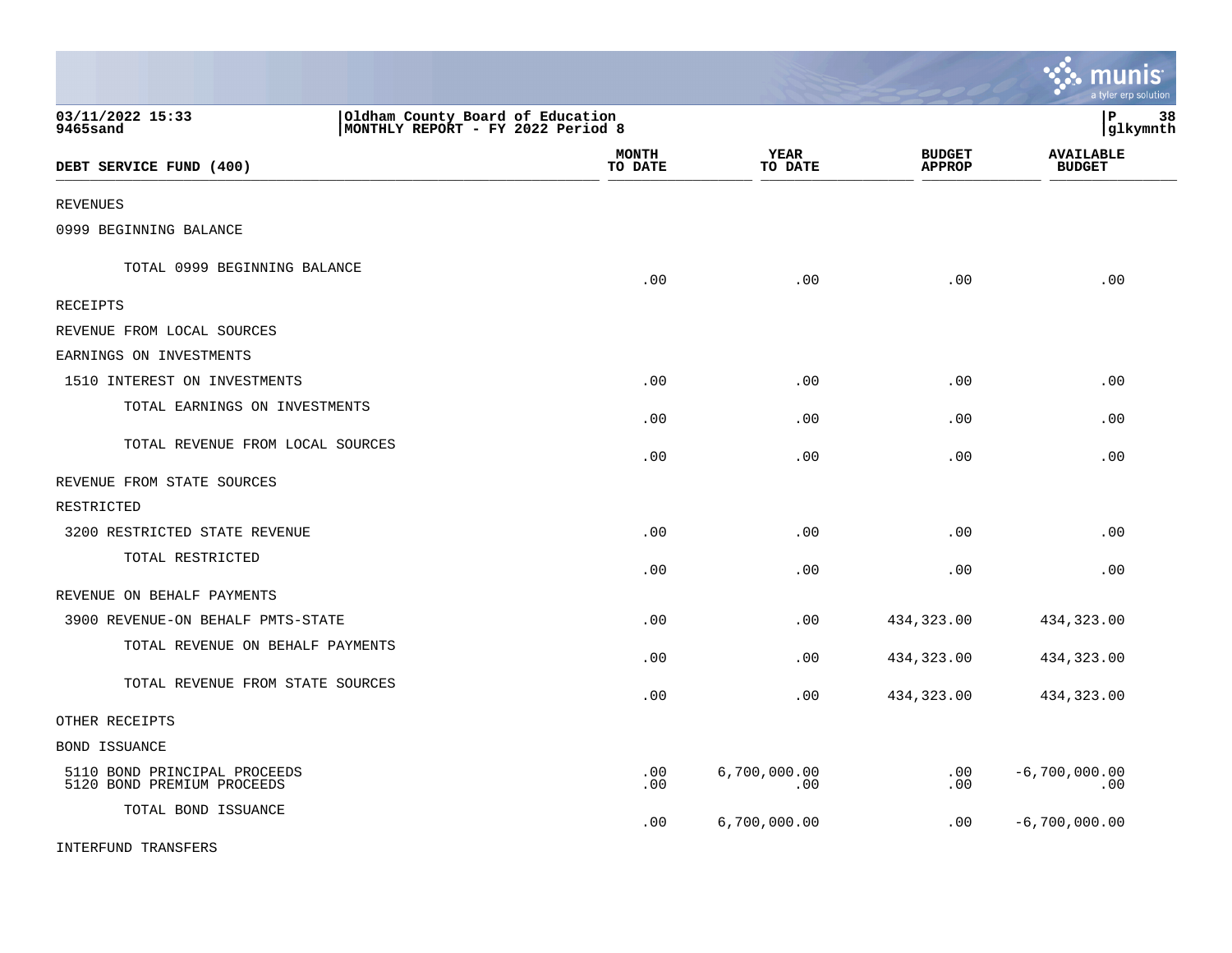03/11/2022 15:33 | Oldham County Board of Education
9465sand | MONTHLY REPORT - FY 2022 Period 8

glkymnth

| DEBT SERVICE FUND (400) | MONTH TO DATE | YEAR TO DATE | BUDGET APPROP | AVAILABLE BUDGET |
|---|---|---|---|---|
| REVENUES | | | | |
| 0999 BEGINNING BALANCE | | | | |
| TOTAL 0999 BEGINNING BALANCE | .00 | .00 | .00 | .00 |
| RECEIPTS | | | | |
| REVENUE FROM LOCAL SOURCES | | | | |
| EARNINGS ON INVESTMENTS | | | | |
| 1510 INTEREST ON INVESTMENTS | .00 | .00 | .00 | .00 |
| TOTAL EARNINGS ON INVESTMENTS | .00 | .00 | .00 | .00 |
| TOTAL REVENUE FROM LOCAL SOURCES | .00 | .00 | .00 | .00 |
| REVENUE FROM STATE SOURCES | | | | |
| RESTRICTED | | | | |
| 3200 RESTRICTED STATE REVENUE | .00 | .00 | .00 | .00 |
| TOTAL RESTRICTED | .00 | .00 | .00 | .00 |
| REVENUE ON BEHALF PAYMENTS | | | | |
| 3900 REVENUE-ON BEHALF PMTS-STATE | .00 | .00 | 434,323.00 | 434,323.00 |
| TOTAL REVENUE ON BEHALF PAYMENTS | .00 | .00 | 434,323.00 | 434,323.00 |
| TOTAL REVENUE FROM STATE SOURCES | .00 | .00 | 434,323.00 | 434,323.00 |
| OTHER RECEIPTS | | | | |
| BOND ISSUANCE | | | | |
| 5110 BOND PRINCIPAL PROCEEDS | .00 | 6,700,000.00 | .00 | -6,700,000.00 |
| 5120 BOND PREMIUM PROCEEDS | .00 | .00 | .00 | .00 |
| TOTAL BOND ISSUANCE | .00 | 6,700,000.00 | .00 | -6,700,000.00 |
| INTERFUND TRANSFERS | | | | |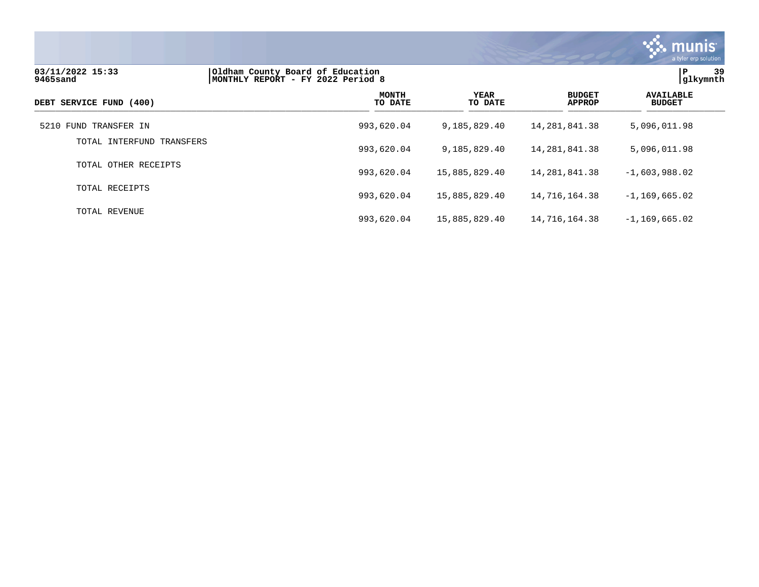Oldham County Board of Education
MONTHLY REPORT - FY 2022 Period 8

| DEBT SERVICE FUND (400) | MONTH TO DATE | YEAR TO DATE | BUDGET APPROP | AVAILABLE BUDGET |
|---|---|---|---|---|
| 5210 FUND TRANSFER IN | 993,620.04 | 9,185,829.40 | 14,281,841.38 | 5,096,011.98 |
| TOTAL INTERFUND TRANSFERS | 993,620.04 | 9,185,829.40 | 14,281,841.38 | 5,096,011.98 |
| TOTAL OTHER RECEIPTS | 993,620.04 | 15,885,829.40 | 14,281,841.38 | -1,603,988.02 |
| TOTAL RECEIPTS | 993,620.04 | 15,885,829.40 | 14,716,164.38 | -1,169,665.02 |
| TOTAL REVENUE | 993,620.04 | 15,885,829.40 | 14,716,164.38 | -1,169,665.02 |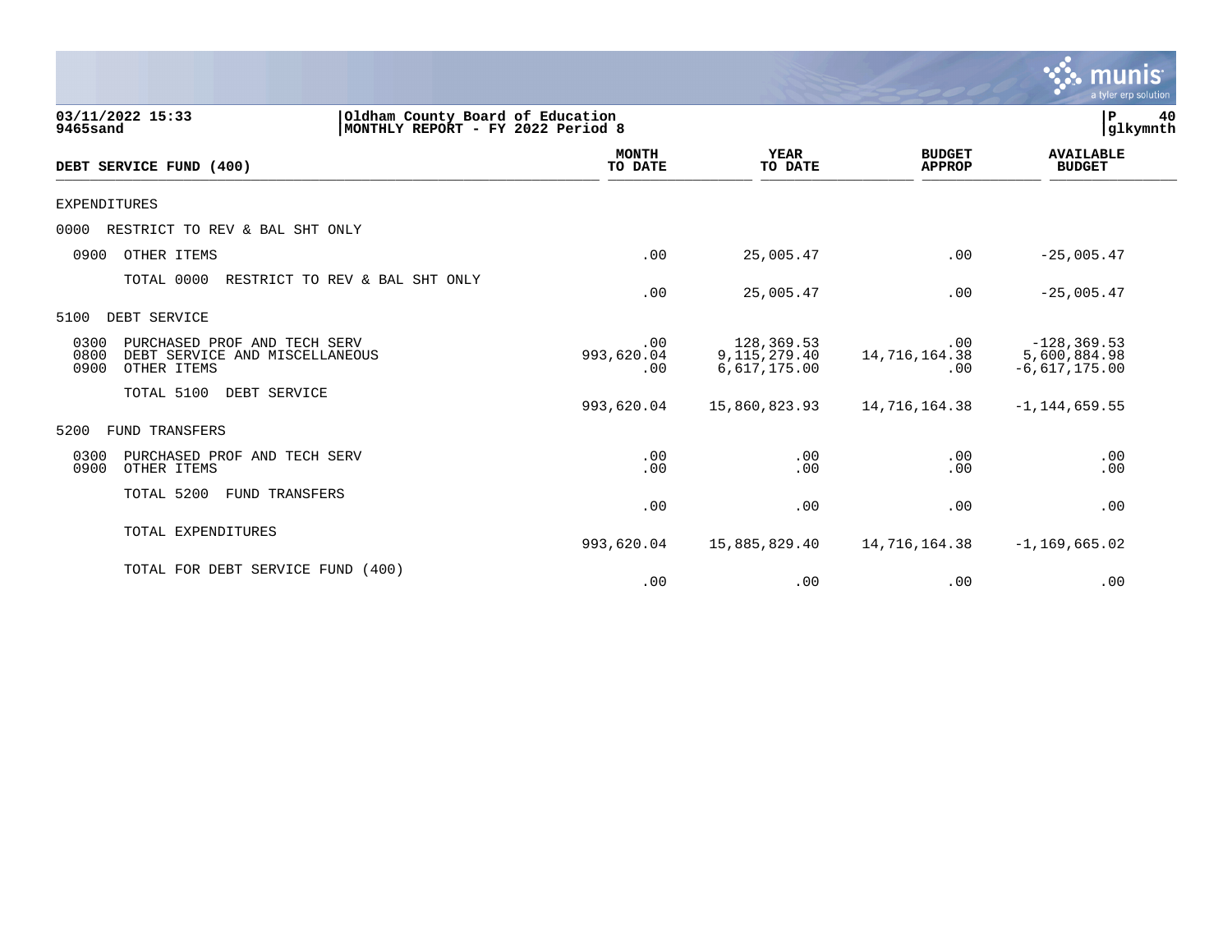03/11/2022 15:33 | Oldham County Board of Education | P 40
9465sand | MONTHLY REPORT - FY 2022 Period 8 | glkymnth

| DEBT SERVICE FUND (400) | MONTH TO DATE | YEAR TO DATE | BUDGET APPROP | AVAILABLE BUDGET |
|---|---|---|---|---|
| EXPENDITURES | | | | |
| 0000 RESTRICT TO REV & BAL SHT ONLY | | | | |
| 0900 OTHER ITEMS | .00 | 25,005.47 | .00 | -25,005.47 |
| TOTAL 0000 RESTRICT TO REV & BAL SHT ONLY | .00 | 25,005.47 | .00 | -25,005.47 |
| 5100 DEBT SERVICE | | | | |
| 0300 PURCHASED PROF AND TECH SERV | .00 | 128,369.53 | .00 | -128,369.53 |
| 0800 DEBT SERVICE AND MISCELLANEOUS | 993,620.04 | 9,115,279.40 | 14,716,164.38 | 5,600,884.98 |
| 0900 OTHER ITEMS | .00 | 6,617,175.00 | .00 | -6,617,175.00 |
| TOTAL 5100 DEBT SERVICE | 993,620.04 | 15,860,823.93 | 14,716,164.38 | -1,144,659.55 |
| 5200 FUND TRANSFERS | | | | |
| 0300 PURCHASED PROF AND TECH SERV | .00 | .00 | .00 | .00 |
| 0900 OTHER ITEMS | .00 | .00 | .00 | .00 |
| TOTAL 5200 FUND TRANSFERS | .00 | .00 | .00 | .00 |
| TOTAL EXPENDITURES | 993,620.04 | 15,885,829.40 | 14,716,164.38 | -1,169,665.02 |
| TOTAL FOR DEBT SERVICE FUND (400) | .00 | .00 | .00 | .00 |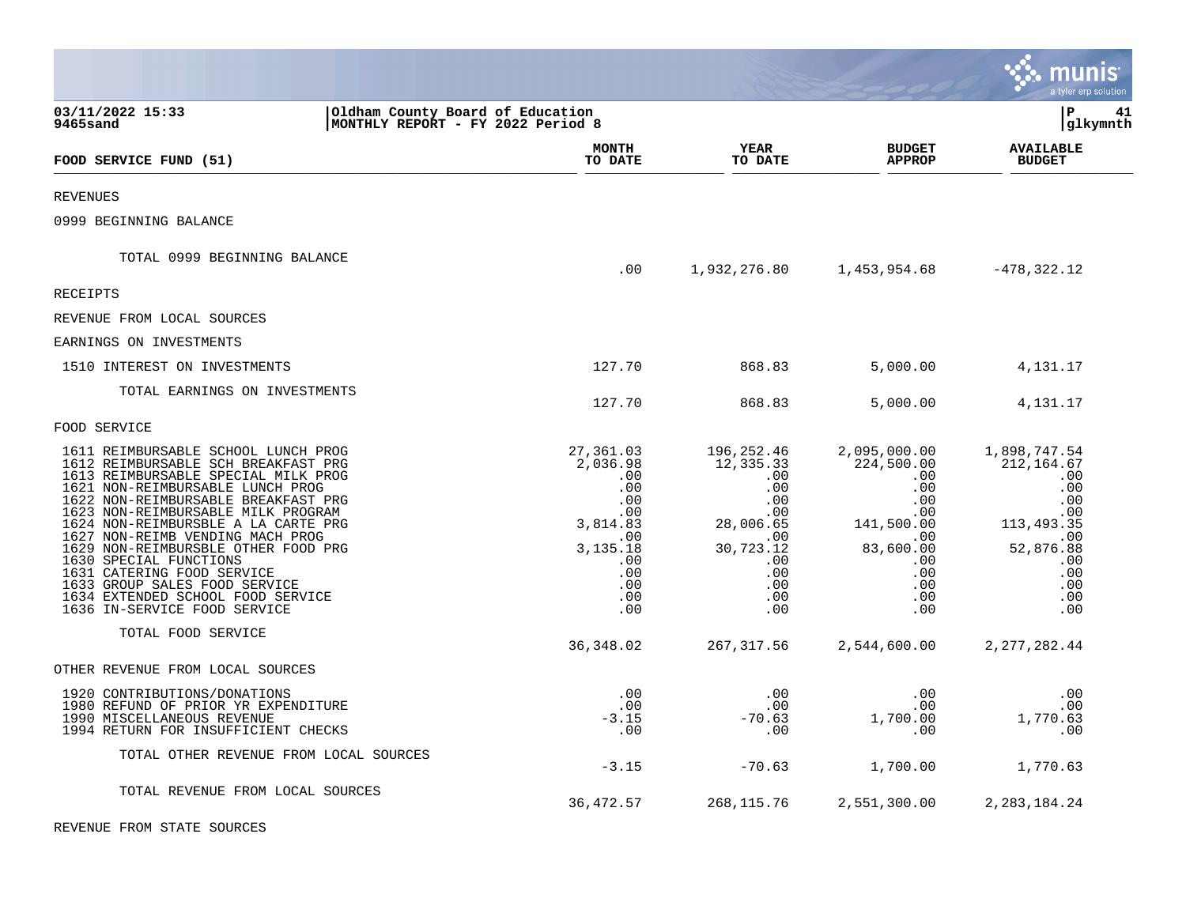**03/11/2022 15:33** | **Oldham County Board of Education**
**9465sand** | **MONTHLY REPORT - FY 2022 Period 8**

| FOOD SERVICE FUND (51) | MONTH TO DATE | YEAR TO DATE | BUDGET APPROP | AVAILABLE BUDGET |
|---|---|---|---|---|
| REVENUES | | | | |
| 0999 BEGINNING BALANCE | | | | |
| TOTAL 0999 BEGINNING BALANCE | .00 | 1,932,276.80 | 1,453,954.68 | -478,322.12 |
| RECEIPTS | | | | |
| REVENUE FROM LOCAL SOURCES | | | | |
| EARNINGS ON INVESTMENTS | | | | |
| 1510 INTEREST ON INVESTMENTS | 127.70 | 868.83 | 5,000.00 | 4,131.17 |
| TOTAL EARNINGS ON INVESTMENTS | 127.70 | 868.83 | 5,000.00 | 4,131.17 |
| FOOD SERVICE | | | | |
| 1611 REIMBURSABLE SCHOOL LUNCH PROG | 27,361.03 | 196,252.46 | 2,095,000.00 | 1,898,747.54 |
| 1612 REIMBURSABLE SCH BREAKFAST PRG | 2,036.98 | 12,335.33 | 224,500.00 | 212,164.67 |
| 1613 REIMBURSABLE SPECIAL MILK PROG | .00 | .00 | .00 | .00 |
| 1621 NON-REIMBURSABLE LUNCH PROG | .00 | .00 | .00 | .00 |
| 1622 NON-REIMBURSABLE BREAKFAST PRG | .00 | .00 | .00 | .00 |
| 1623 NON-REIMBURSABLE MILK PROGRAM | .00 | .00 | .00 | .00 |
| 1624 NON-REIMBURSBLE A LA CARTE PRG | 3,814.83 | 28,006.65 | 141,500.00 | 113,493.35 |
| 1627 NON-REIMB VENDING MACH PROG | .00 | .00 | .00 | .00 |
| 1629 NON-REIMBURSBLE OTHER FOOD PRG | 3,135.18 | 30,723.12 | 83,600.00 | 52,876.88 |
| 1630 SPECIAL FUNCTIONS | .00 | .00 | .00 | .00 |
| 1631 CATERING FOOD SERVICE | .00 | .00 | .00 | .00 |
| 1633 GROUP SALES FOOD SERVICE | .00 | .00 | .00 | .00 |
| 1634 EXTENDED SCHOOL FOOD SERVICE | .00 | .00 | .00 | .00 |
| 1636 IN-SERVICE FOOD SERVICE | .00 | .00 | .00 | .00 |
| TOTAL FOOD SERVICE | 36,348.02 | 267,317.56 | 2,544,600.00 | 2,277,282.44 |
| OTHER REVENUE FROM LOCAL SOURCES | | | | |
| 1920 CONTRIBUTIONS/DONATIONS | .00 | .00 | .00 | .00 |
| 1980 REFUND OF PRIOR YR EXPENDITURE | .00 | .00 | .00 | .00 |
| 1990 MISCELLANEOUS REVENUE | -3.15 | -70.63 | 1,700.00 | 1,770.63 |
| 1994 RETURN FOR INSUFFICIENT CHECKS | .00 | .00 | .00 | .00 |
| TOTAL OTHER REVENUE FROM LOCAL SOURCES | -3.15 | -70.63 | 1,700.00 | 1,770.63 |
| TOTAL REVENUE FROM LOCAL SOURCES | 36,472.57 | 268,115.76 | 2,551,300.00 | 2,283,184.24 |
| REVENUE FROM STATE SOURCES | | | | |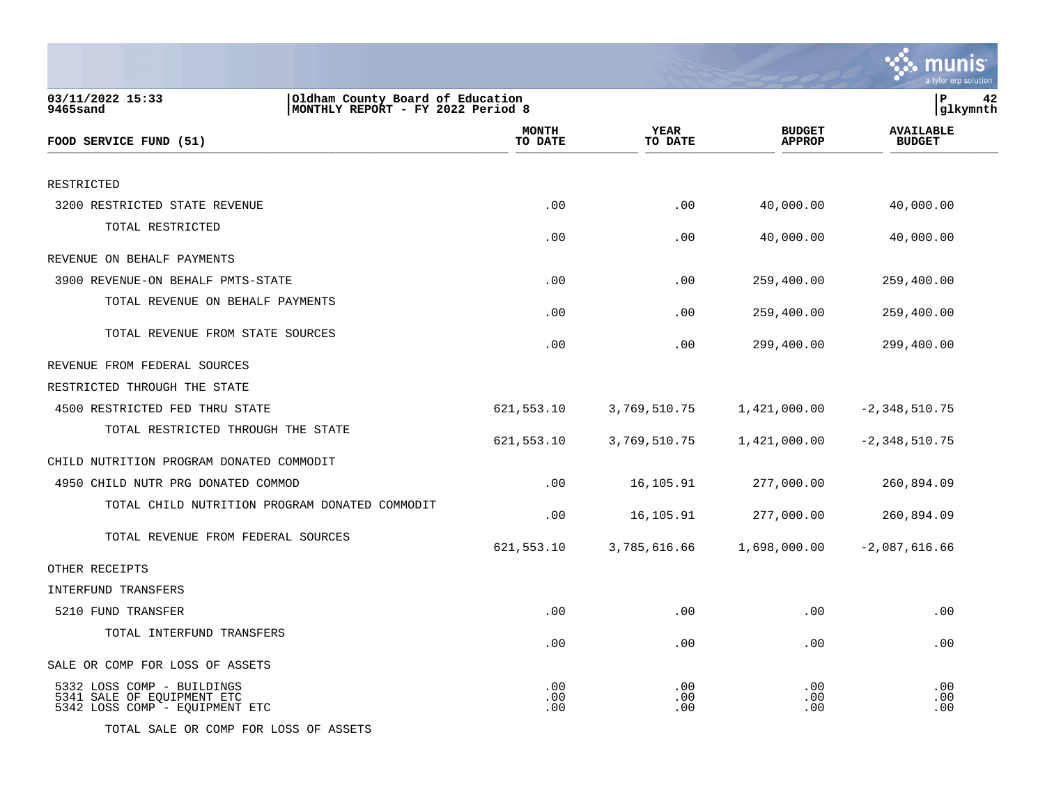03/11/2022 15:33
9465sand

Oldham County Board of Education
MONTHLY REPORT - FY 2022 Period 8

P 42
glkymnth

| FOOD SERVICE FUND (51) | MONTH TO DATE | YEAR TO DATE | BUDGET APPROP | AVAILABLE BUDGET |
|---|---|---|---|---|
| RESTRICTED | | | | |
| 3200 RESTRICTED STATE REVENUE | .00 | .00 | 40,000.00 | 40,000.00 |
| TOTAL RESTRICTED | .00 | .00 | 40,000.00 | 40,000.00 |
| REVENUE ON BEHALF PAYMENTS | | | | |
| 3900 REVENUE-ON BEHALF PMTS-STATE | .00 | .00 | 259,400.00 | 259,400.00 |
| TOTAL REVENUE ON BEHALF PAYMENTS | .00 | .00 | 259,400.00 | 259,400.00 |
| TOTAL REVENUE FROM STATE SOURCES | .00 | .00 | 299,400.00 | 299,400.00 |
| REVENUE FROM FEDERAL SOURCES | | | | |
| RESTRICTED THROUGH THE STATE | | | | |
| 4500 RESTRICTED FED THRU STATE | 621,553.10 | 3,769,510.75 | 1,421,000.00 | -2,348,510.75 |
| TOTAL RESTRICTED THROUGH THE STATE | 621,553.10 | 3,769,510.75 | 1,421,000.00 | -2,348,510.75 |
| CHILD NUTRITION PROGRAM DONATED COMMODIT | | | | |
| 4950 CHILD NUTR PRG DONATED COMMOD | .00 | 16,105.91 | 277,000.00 | 260,894.09 |
| TOTAL CHILD NUTRITION PROGRAM DONATED COMMODIT | .00 | 16,105.91 | 277,000.00 | 260,894.09 |
| TOTAL REVENUE FROM FEDERAL SOURCES | 621,553.10 | 3,785,616.66 | 1,698,000.00 | -2,087,616.66 |
| OTHER RECEIPTS | | | | |
| INTERFUND TRANSFERS | | | | |
| 5210 FUND TRANSFER | .00 | .00 | .00 | .00 |
| TOTAL INTERFUND TRANSFERS | .00 | .00 | .00 | .00 |
| SALE OR COMP FOR LOSS OF ASSETS | | | | |
| 5332 LOSS COMP - BUILDINGS | .00 | .00 | .00 | .00 |
| 5341 SALE OF EQUIPMENT ETC | .00 | .00 | .00 | .00 |
| 5342 LOSS COMP - EQUIPMENT ETC | .00 | .00 | .00 | .00 |
| TOTAL SALE OR COMP FOR LOSS OF ASSETS | | | | |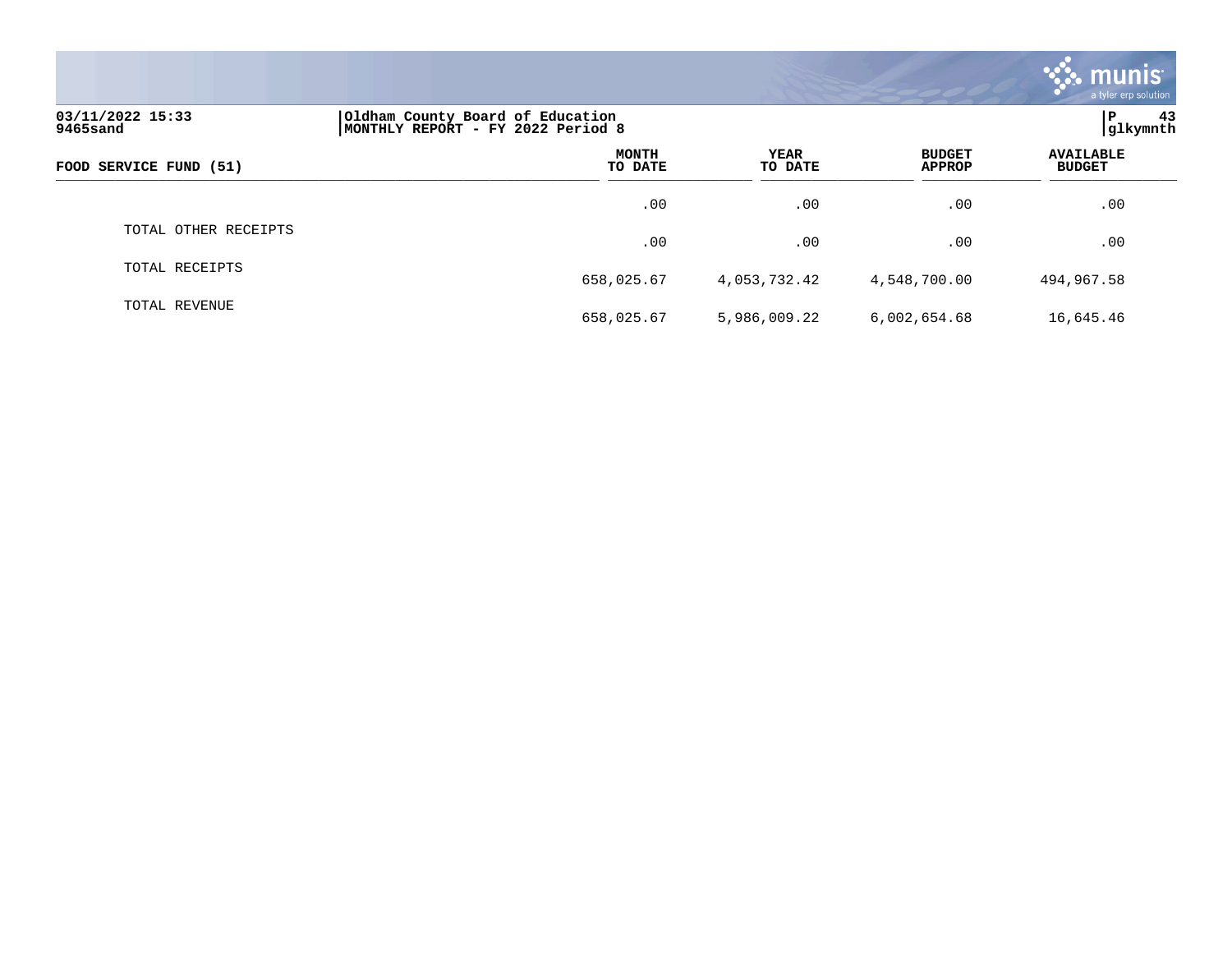03/11/2022 15:33 | Oldham County Board of Education | P 43
9465sand | MONTHLY REPORT - FY 2022 Period 8 | glkymnth

| FOOD SERVICE FUND (51) | MONTH TO DATE | YEAR TO DATE | BUDGET APPROP | AVAILABLE BUDGET |
|---|---|---|---|---|
| | .00 | .00 | .00 | .00 |
| TOTAL OTHER RECEIPTS | .00 | .00 | .00 | .00 |
| TOTAL RECEIPTS | 658,025.67 | 4,053,732.42 | 4,548,700.00 | 494,967.58 |
| TOTAL REVENUE | 658,025.67 | 5,986,009.22 | 6,002,654.68 | 16,645.46 |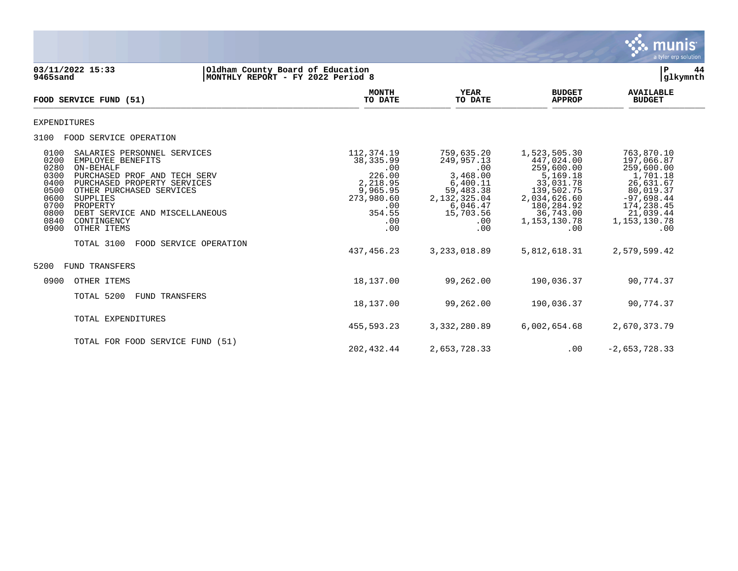**03/11/2022 15:33** | **Oldham County Board of Education**
**9465sand** | **MONTHLY REPORT - FY 2022 Period 8**

| FOOD SERVICE FUND (51) | MONTH TO DATE | YEAR TO DATE | BUDGET APPROP | AVAILABLE BUDGET |
|---|---|---|---|---|
| EXPENDITURES | | | | |
| 3100 FOOD SERVICE OPERATION | | | | |
| 0100 SALARIES PERSONNEL SERVICES | 112,374.19 | 759,635.20 | 1,523,505.30 | 763,870.10 |
| 0200 EMPLOYEE BENEFITS | 38,335.99 | 249,957.13 | 447,024.00 | 197,066.87 |
| 0280 ON-BEHALF | .00 | .00 | 259,600.00 | 259,600.00 |
| 0300 PURCHASED PROF AND TECH SERV | 226.00 | 3,468.00 | 5,169.18 | 1,701.18 |
| 0400 PURCHASED PROPERTY SERVICES | 2,218.95 | 6,400.11 | 33,031.78 | 26,631.67 |
| 0500 OTHER PURCHASED SERVICES | 9,965.95 | 59,483.38 | 139,502.75 | 80,019.37 |
| 0600 SUPPLIES | 273,980.60 | 2,132,325.04 | 2,034,626.60 | -97,698.44 |
| 0700 PROPERTY | .00 | 6,046.47 | 180,284.92 | 174,238.45 |
| 0800 DEBT SERVICE AND MISCELLANEOUS | 354.55 | 15,703.56 | 36,743.00 | 21,039.44 |
| 0840 CONTINGENCY | .00 | .00 | 1,153,130.78 | 1,153,130.78 |
| 0900 OTHER ITEMS | .00 | .00 | .00 | .00 |
| TOTAL 3100 FOOD SERVICE OPERATION | 437,456.23 | 3,233,018.89 | 5,812,618.31 | 2,579,599.42 |
| 5200 FUND TRANSFERS | | | | |
| 0900 OTHER ITEMS | 18,137.00 | 99,262.00 | 190,036.37 | 90,774.37 |
| TOTAL 5200 FUND TRANSFERS | 18,137.00 | 99,262.00 | 190,036.37 | 90,774.37 |
| TOTAL EXPENDITURES | 455,593.23 | 3,332,280.89 | 6,002,654.68 | 2,670,373.79 |
| TOTAL FOR FOOD SERVICE FUND (51) | 202,432.44 | 2,653,728.33 | .00 | -2,653,728.33 |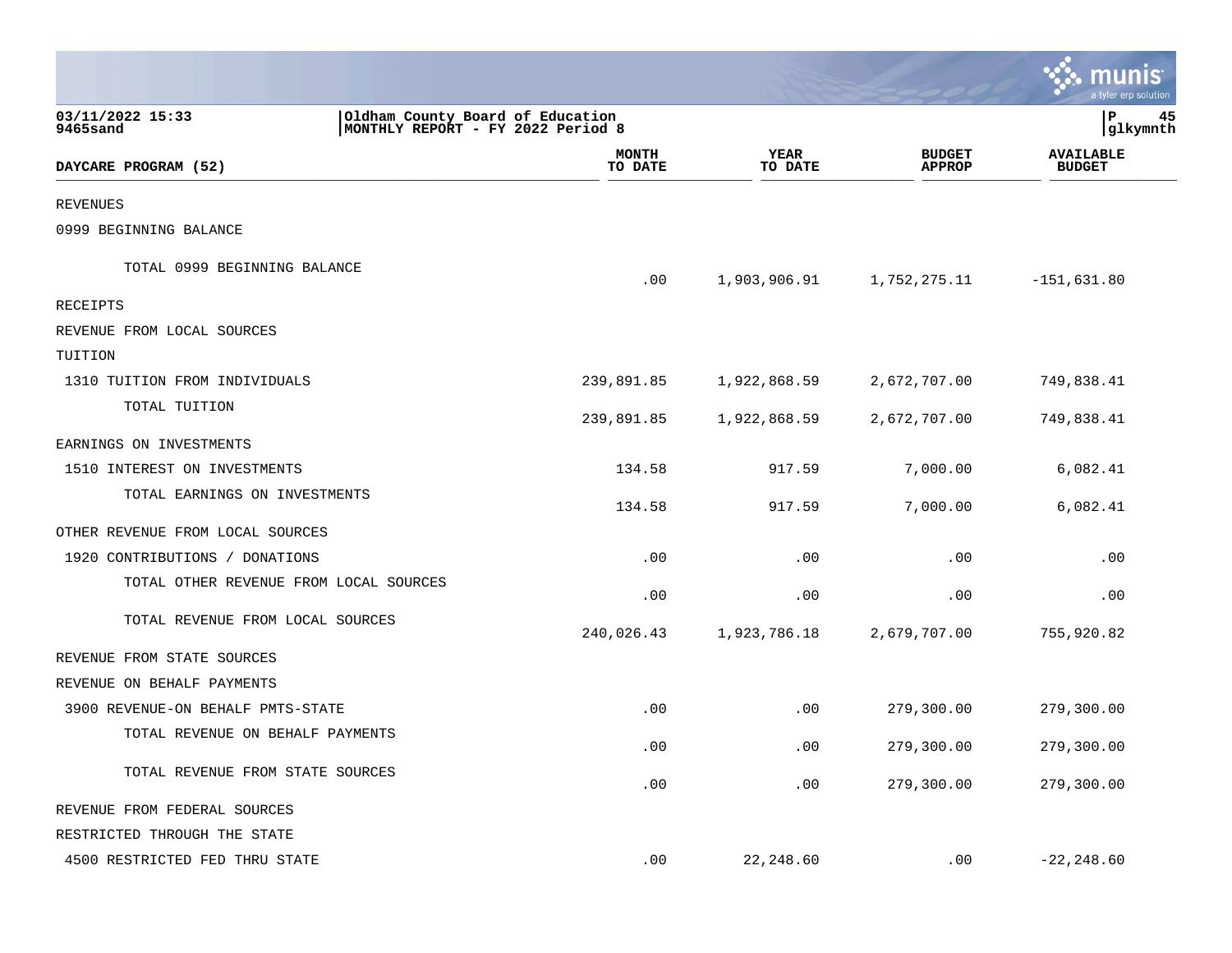03/11/2022 15:33
9465sand

Oldham County Board of Education
MONTHLY REPORT - FY 2022 Period 8

P 45
glkymnth

| DAYCARE PROGRAM (52) | MONTH TO DATE | YEAR TO DATE | BUDGET APPROP | AVAILABLE BUDGET |
|---|---|---|---|---|
| REVENUES | | | | |
| 0999 BEGINNING BALANCE | | | | |
| TOTAL 0999 BEGINNING BALANCE | .00 | 1,903,906.91 | 1,752,275.11 | -151,631.80 |
| RECEIPTS | | | | |
| REVENUE FROM LOCAL SOURCES | | | | |
| TUITION | | | | |
| 1310 TUITION FROM INDIVIDUALS | 239,891.85 | 1,922,868.59 | 2,672,707.00 | 749,838.41 |
| TOTAL TUITION | 239,891.85 | 1,922,868.59 | 2,672,707.00 | 749,838.41 |
| EARNINGS ON INVESTMENTS | | | | |
| 1510 INTEREST ON INVESTMENTS | 134.58 | 917.59 | 7,000.00 | 6,082.41 |
| TOTAL EARNINGS ON INVESTMENTS | 134.58 | 917.59 | 7,000.00 | 6,082.41 |
| OTHER REVENUE FROM LOCAL SOURCES | | | | |
| 1920 CONTRIBUTIONS / DONATIONS | .00 | .00 | .00 | .00 |
| TOTAL OTHER REVENUE FROM LOCAL SOURCES | .00 | .00 | .00 | .00 |
| TOTAL REVENUE FROM LOCAL SOURCES | 240,026.43 | 1,923,786.18 | 2,679,707.00 | 755,920.82 |
| REVENUE FROM STATE SOURCES | | | | |
| REVENUE ON BEHALF PAYMENTS | | | | |
| 3900 REVENUE-ON BEHALF PMTS-STATE | .00 | .00 | 279,300.00 | 279,300.00 |
| TOTAL REVENUE ON BEHALF PAYMENTS | .00 | .00 | 279,300.00 | 279,300.00 |
| TOTAL REVENUE FROM STATE SOURCES | .00 | .00 | 279,300.00 | 279,300.00 |
| REVENUE FROM FEDERAL SOURCES | | | | |
| RESTRICTED THROUGH THE STATE | | | | |
| 4500 RESTRICTED FED THRU STATE | .00 | 22,248.60 | .00 | -22,248.60 |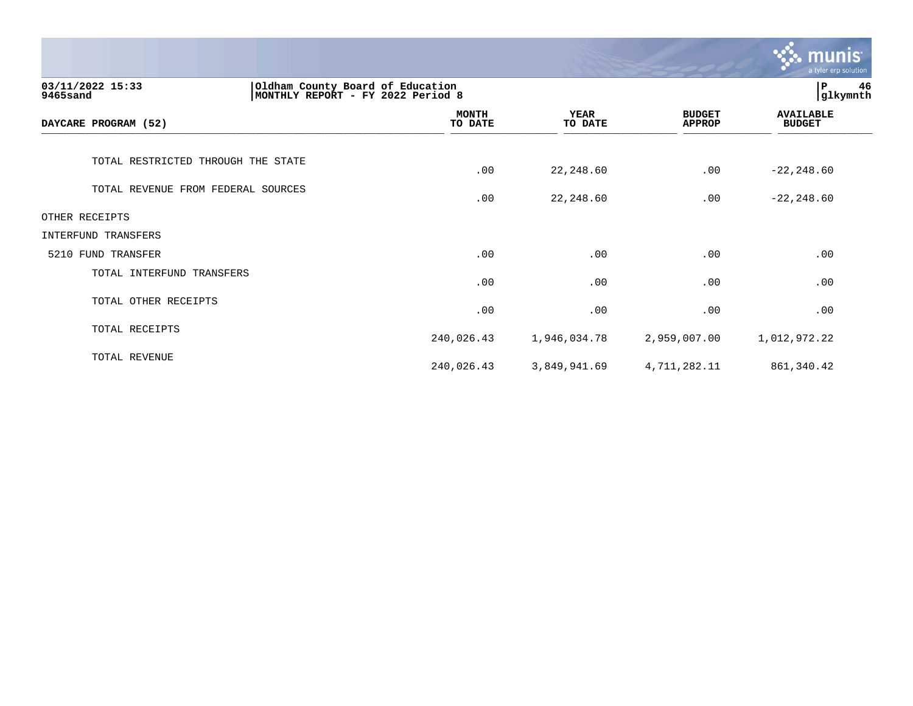03/11/2022 15:33 | Oldham County Board of Education
9465sand | MONTHLY REPORT - FY 2022 Period 8

| DAYCARE PROGRAM (52) | MONTH TO DATE | YEAR TO DATE | BUDGET APPROP | AVAILABLE BUDGET |
|---|---|---|---|---|
| TOTAL RESTRICTED THROUGH THE STATE | .00 | 22,248.60 | .00 | -22,248.60 |
| TOTAL REVENUE FROM FEDERAL SOURCES | .00 | 22,248.60 | .00 | -22,248.60 |
| OTHER RECEIPTS | | | | |
| INTERFUND TRANSFERS | | | | |
| 5210 FUND TRANSFER | .00 | .00 | .00 | .00 |
| TOTAL INTERFUND TRANSFERS | .00 | .00 | .00 | .00 |
| TOTAL OTHER RECEIPTS | .00 | .00 | .00 | .00 |
| TOTAL RECEIPTS | 240,026.43 | 1,946,034.78 | 2,959,007.00 | 1,012,972.22 |
| TOTAL REVENUE | 240,026.43 | 3,849,941.69 | 4,711,282.11 | 861,340.42 |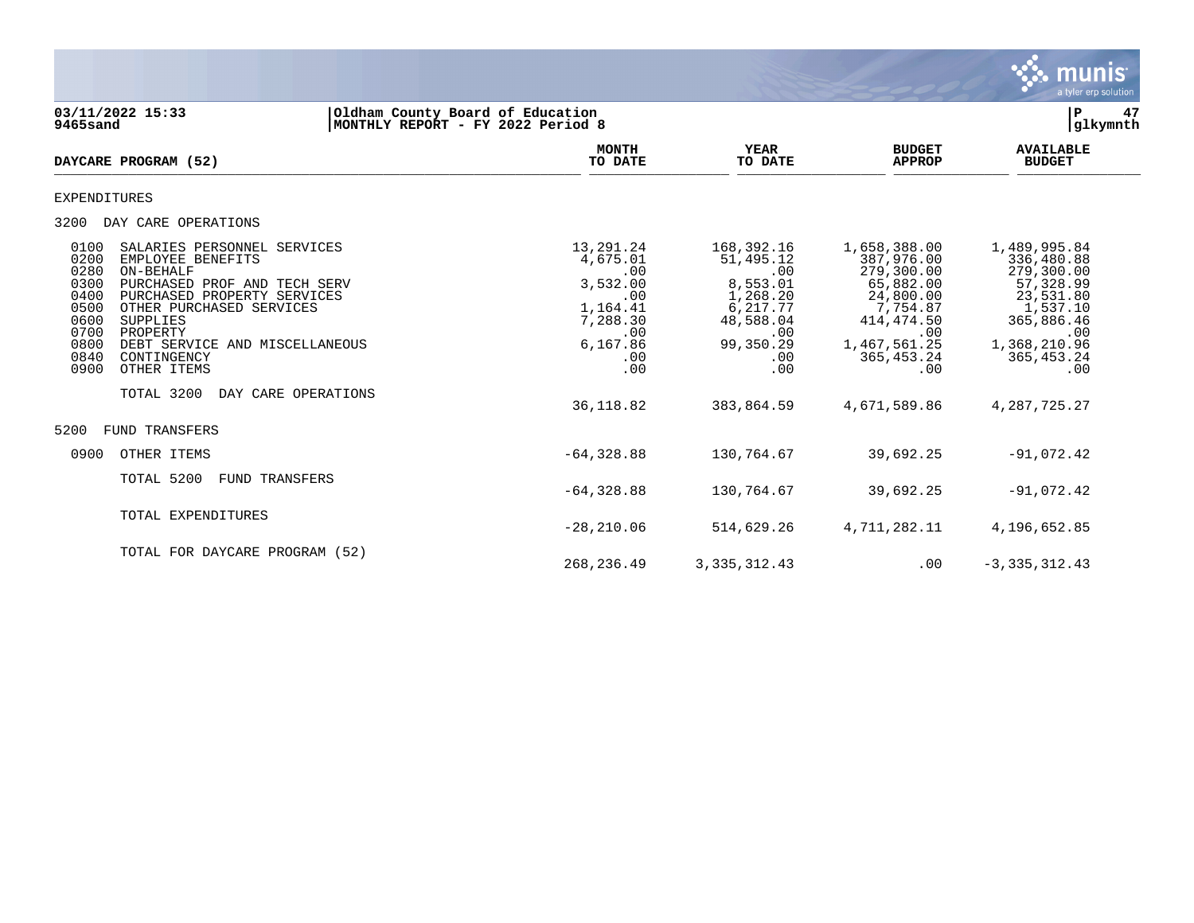03/11/2022 15:33 | Oldham County Board of Education | P 47
9465sand | MONTHLY REPORT - FY 2022 Period 8 | glkymnth

| DAYCARE PROGRAM (52) | MONTH TO DATE | YEAR TO DATE | BUDGET APPROP | AVAILABLE BUDGET |
|---|---|---|---|---|
| **EXPENDITURES** | | | | |
| **3200 DAY CARE OPERATIONS** | | | | |
| 0100 SALARIES PERSONNEL SERVICES | 13,291.24 | 168,392.16 | 1,658,388.00 | 1,489,995.84 |
| 0200 EMPLOYEE BENEFITS | 4,675.01 | 51,495.12 | 387,976.00 | 336,480.88 |
| 0280 ON-BEHALF | .00 | .00 | 279,300.00 | 279,300.00 |
| 0300 PURCHASED PROF AND TECH SERV | 3,532.00 | 8,553.01 | 65,882.00 | 57,328.99 |
| 0400 PURCHASED PROPERTY SERVICES | .00 | 1,268.20 | 24,800.00 | 23,531.80 |
| 0500 OTHER PURCHASED SERVICES | 1,164.41 | 6,217.77 | 7,754.87 | 1,537.10 |
| 0600 SUPPLIES | 7,288.30 | 48,588.04 | 414,474.50 | 365,886.46 |
| 0700 PROPERTY | .00 | .00 | .00 | .00 |
| 0800 DEBT SERVICE AND MISCELLANEOUS | 6,167.86 | 99,350.29 | 1,467,561.25 | 1,368,210.96 |
| 0840 CONTINGENCY | .00 | .00 | 365,453.24 | 365,453.24 |
| 0900 OTHER ITEMS | .00 | .00 | .00 | .00 |
| TOTAL 3200 DAY CARE OPERATIONS | 36,118.82 | 383,864.59 | 4,671,589.86 | 4,287,725.27 |
| **5200 FUND TRANSFERS** | | | | |
| 0900 OTHER ITEMS | -64,328.88 | 130,764.67 | 39,692.25 | -91,072.42 |
| TOTAL 5200 FUND TRANSFERS | -64,328.88 | 130,764.67 | 39,692.25 | -91,072.42 |
| TOTAL EXPENDITURES | -28,210.06 | 514,629.26 | 4,711,282.11 | 4,196,652.85 |
| TOTAL FOR DAYCARE PROGRAM (52) | 268,236.49 | 3,335,312.43 | .00 | -3,335,312.43 |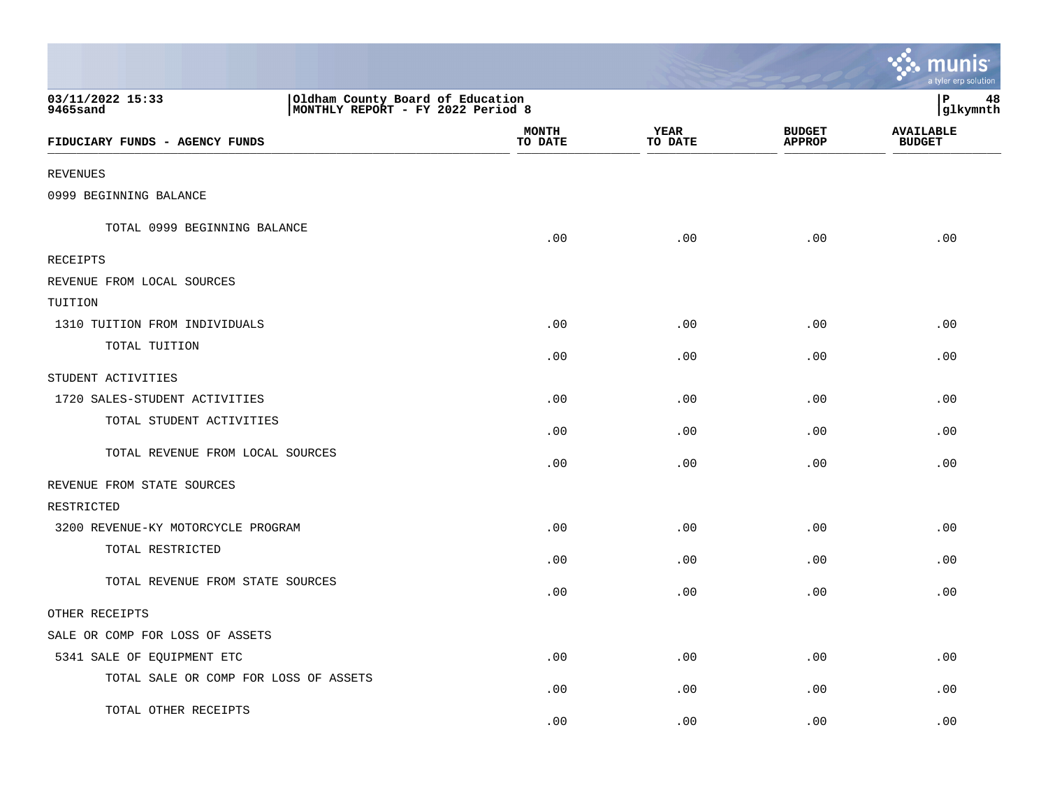03/11/2022 15:33 | Oldham County Board of Education
9465sand | MONTHLY REPORT - FY 2022 Period 8

| FIDUCIARY FUNDS - AGENCY FUNDS | MONTH TO DATE | YEAR TO DATE | BUDGET APPROP | AVAILABLE BUDGET |
|---|---|---|---|---|
| REVENUES | | | | |
| 0999 BEGINNING BALANCE | | | | |
| TOTAL 0999 BEGINNING BALANCE | .00 | .00 | .00 | .00 |
| RECEIPTS | | | | |
| REVENUE FROM LOCAL SOURCES | | | | |
| TUITION | | | | |
| 1310 TUITION FROM INDIVIDUALS | .00 | .00 | .00 | .00 |
| TOTAL TUITION | .00 | .00 | .00 | .00 |
| STUDENT ACTIVITIES | | | | |
| 1720 SALES-STUDENT ACTIVITIES | .00 | .00 | .00 | .00 |
| TOTAL STUDENT ACTIVITIES | .00 | .00 | .00 | .00 |
| TOTAL REVENUE FROM LOCAL SOURCES | .00 | .00 | .00 | .00 |
| REVENUE FROM STATE SOURCES | | | | |
| RESTRICTED | | | | |
| 3200 REVENUE-KY MOTORCYCLE PROGRAM | .00 | .00 | .00 | .00 |
| TOTAL RESTRICTED | .00 | .00 | .00 | .00 |
| TOTAL REVENUE FROM STATE SOURCES | .00 | .00 | .00 | .00 |
| OTHER RECEIPTS | | | | |
| SALE OR COMP FOR LOSS OF ASSETS | | | | |
| 5341 SALE OF EQUIPMENT ETC | .00 | .00 | .00 | .00 |
| TOTAL SALE OR COMP FOR LOSS OF ASSETS | .00 | .00 | .00 | .00 |
| TOTAL OTHER RECEIPTS | .00 | .00 | .00 | .00 |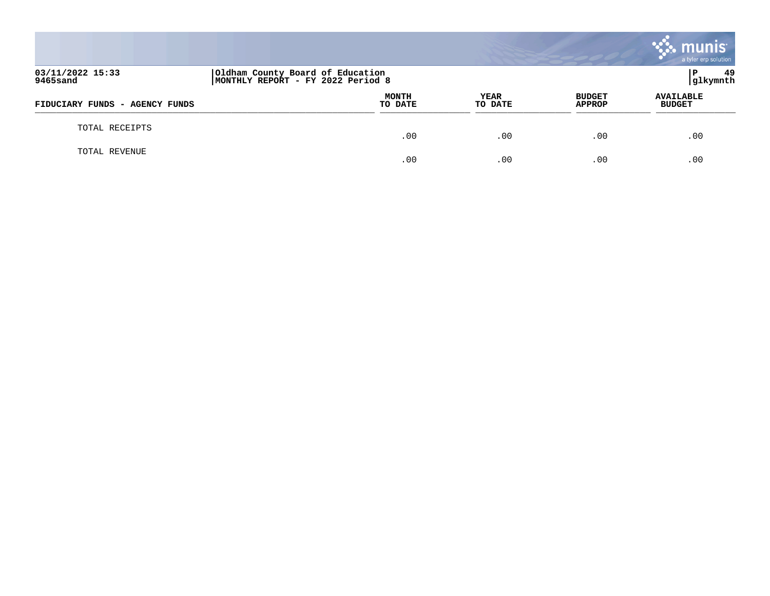| FIDUCIARY FUNDS - AGENCY FUNDS | MONTH TO DATE | YEAR TO DATE | BUDGET APPROP | AVAILABLE BUDGET |
|---|---|---|---|---|
| TOTAL RECEIPTS | .00 | .00 | .00 | .00 |
| TOTAL REVENUE | .00 | .00 | .00 | .00 |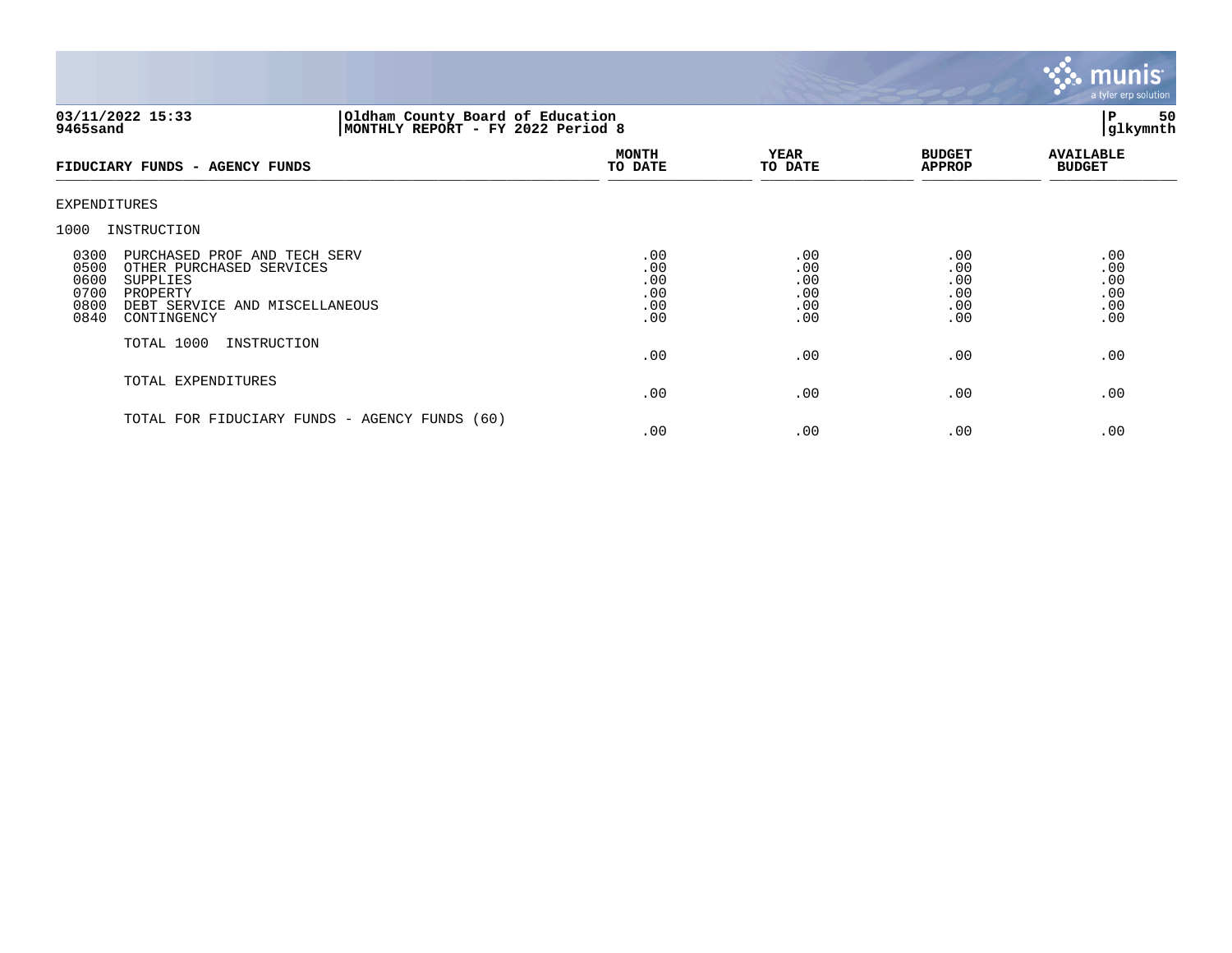**03/11/2022 15:33** | **Oldham County Board of Education** | **P 50**
**9465sand** | **MONTHLY REPORT - FY 2022 Period 8** | **glkymnth**

| FIDUCIARY FUNDS - AGENCY FUNDS | MONTH TO DATE | YEAR TO DATE | BUDGET APPROP | AVAILABLE BUDGET |
|---|---|---|---|---|
| EXPENDITURES | | | | |
| 1000 INSTRUCTION | | | | |
| 0300 PURCHASED PROF AND TECH SERV | .00 | .00 | .00 | .00 |
| 0500 OTHER PURCHASED SERVICES | .00 | .00 | .00 | .00 |
| 0600 SUPPLIES | .00 | .00 | .00 | .00 |
| 0700 PROPERTY | .00 | .00 | .00 | .00 |
| 0800 DEBT SERVICE AND MISCELLANEOUS | .00 | .00 | .00 | .00 |
| 0840 CONTINGENCY | .00 | .00 | .00 | .00 |
| TOTAL 1000 INSTRUCTION | .00 | .00 | .00 | .00 |
| TOTAL EXPENDITURES | .00 | .00 | .00 | .00 |
| TOTAL FOR FIDUCIARY FUNDS - AGENCY FUNDS (60) | .00 | .00 | .00 | .00 |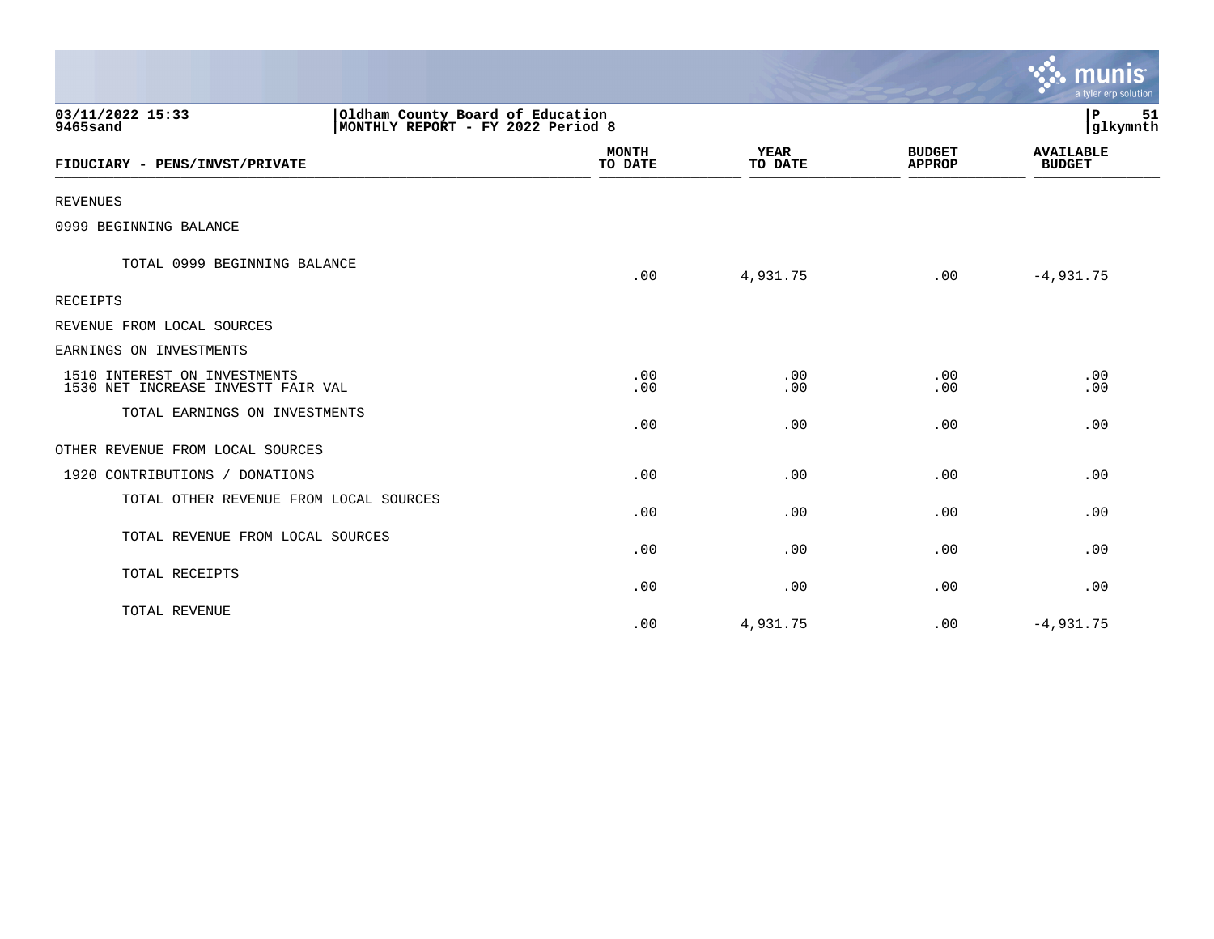03/11/2022 15:33 | Oldham County Board of Education
9465sand | MONTHLY REPORT - FY 2022 Period 8

P 51
glkymnth

| FIDUCIARY - PENS/INVST/PRIVATE | MONTH TO DATE | YEAR TO DATE | BUDGET APPROP | AVAILABLE BUDGET |
|---|---|---|---|---|
| REVENUES | | | | |
| 0999 BEGINNING BALANCE | | | | |
| TOTAL 0999 BEGINNING BALANCE | .00 | 4,931.75 | .00 | -4,931.75 |
| RECEIPTS | | | | |
| REVENUE FROM LOCAL SOURCES | | | | |
| EARNINGS ON INVESTMENTS | | | | |
| 1510 INTEREST ON INVESTMENTS | .00 | .00 | .00 | .00 |
| 1530 NET INCREASE INVESTT FAIR VAL | .00 | .00 | .00 | .00 |
| TOTAL EARNINGS ON INVESTMENTS | .00 | .00 | .00 | .00 |
| OTHER REVENUE FROM LOCAL SOURCES | | | | |
| 1920 CONTRIBUTIONS / DONATIONS | .00 | .00 | .00 | .00 |
| TOTAL OTHER REVENUE FROM LOCAL SOURCES | .00 | .00 | .00 | .00 |
| TOTAL REVENUE FROM LOCAL SOURCES | .00 | .00 | .00 | .00 |
| TOTAL RECEIPTS | .00 | .00 | .00 | .00 |
| TOTAL REVENUE | .00 | 4,931.75 | .00 | -4,931.75 |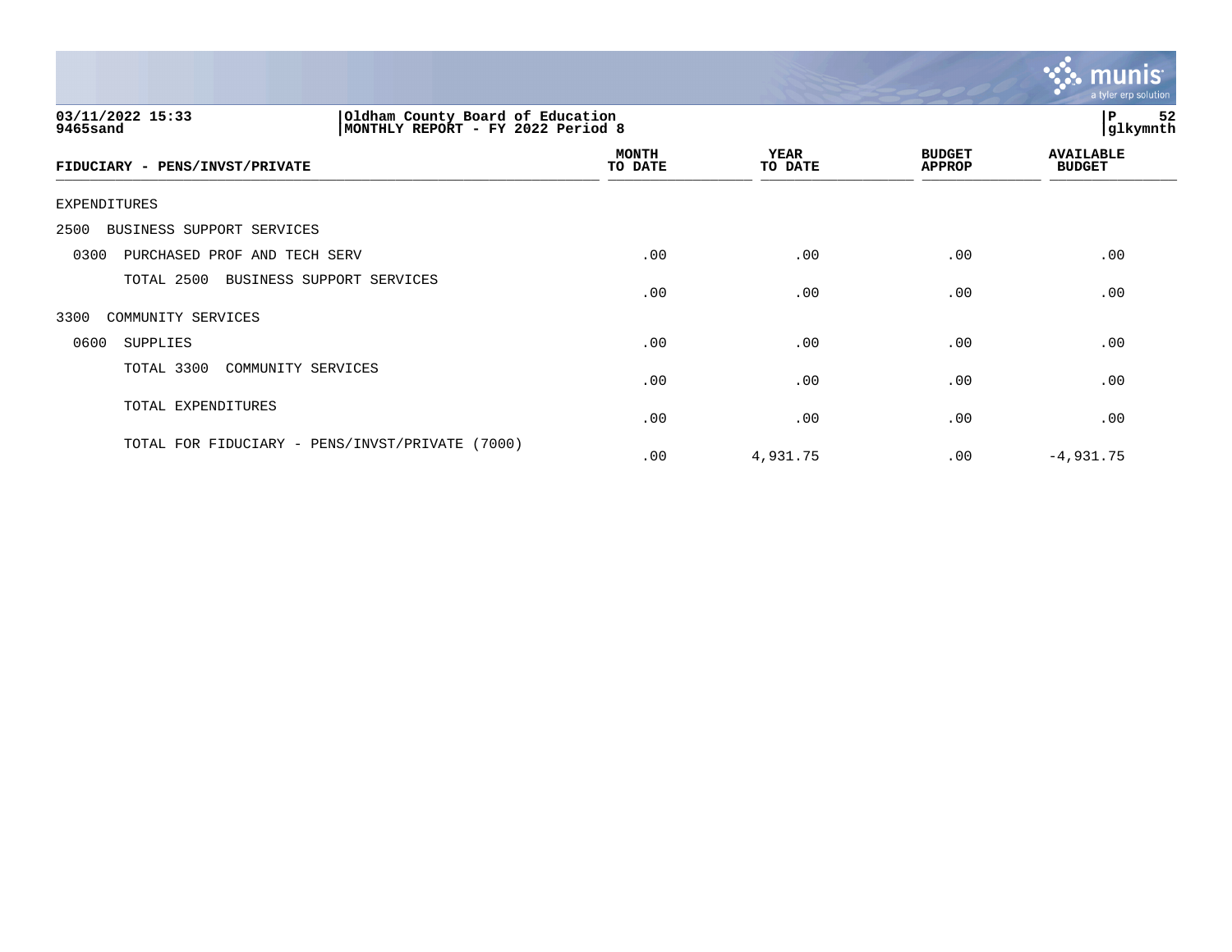03/11/2022 15:33
9465sand

Oldham County Board of Education
MONTHLY REPORT - FY 2022 Period 8

P 52
glkymnth

| FIDUCIARY - PENS/INVST/PRIVATE | MONTH TO DATE | YEAR TO DATE | BUDGET APPROP | AVAILABLE BUDGET |
|---|---|---|---|---|
| EXPENDITURES | | | | |
| 2500 BUSINESS SUPPORT SERVICES | | | | |
| 0300 PURCHASED PROF AND TECH SERV | .00 | .00 | .00 | .00 |
| TOTAL 2500 BUSINESS SUPPORT SERVICES | .00 | .00 | .00 | .00 |
| 3300 COMMUNITY SERVICES | | | | |
| 0600 SUPPLIES | .00 | .00 | .00 | .00 |
| TOTAL 3300 COMMUNITY SERVICES | .00 | .00 | .00 | .00 |
| TOTAL EXPENDITURES | .00 | .00 | .00 | .00 |
| TOTAL FOR FIDUCIARY - PENS/INVST/PRIVATE (7000) | .00 | 4,931.75 | .00 | -4,931.75 |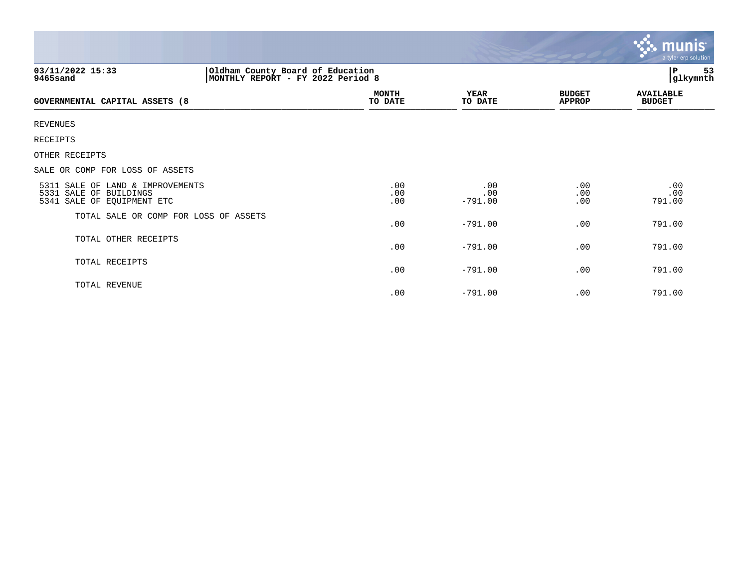03/11/2022 15:33 | Oldham County Board of Education
9465sand | MONTHLY REPORT - FY 2022 Period 8

| GOVERNMENTAL CAPITAL ASSETS (8 | MONTH TO DATE | YEAR TO DATE | BUDGET APPROP | AVAILABLE BUDGET |
|---|---|---|---|---|
| REVENUES | | | | |
| RECEIPTS | | | | |
| OTHER RECEIPTS | | | | |
| SALE OR COMP FOR LOSS OF ASSETS | | | | |
| 5311 SALE OF LAND & IMPROVEMENTS | .00 | .00 | .00 | .00 |
| 5331 SALE OF BUILDINGS | .00 | .00 | .00 | .00 |
| 5341 SALE OF EQUIPMENT ETC | .00 | -791.00 | .00 | 791.00 |
| TOTAL SALE OR COMP FOR LOSS OF ASSETS | .00 | -791.00 | .00 | 791.00 |
| TOTAL OTHER RECEIPTS | .00 | -791.00 | .00 | 791.00 |
| TOTAL RECEIPTS | .00 | -791.00 | .00 | 791.00 |
| TOTAL REVENUE | .00 | -791.00 | .00 | 791.00 |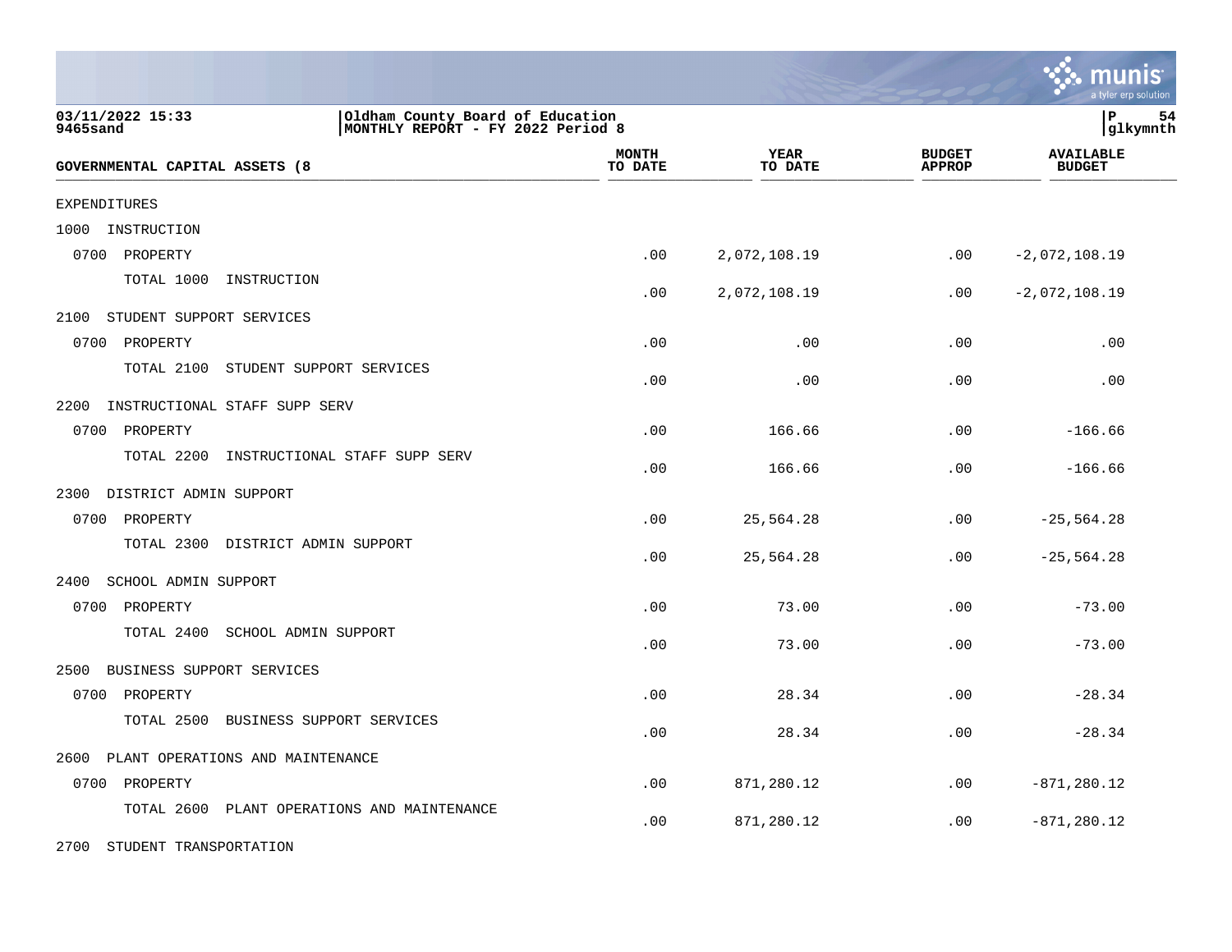03/11/2022 15:33 | Oldham County Board of Education
9465sand | MONTHLY REPORT - FY 2022 Period 8

glkymnth

| GOVERNMENTAL CAPITAL ASSETS (8 | MONTH TO DATE | YEAR TO DATE | BUDGET APPROP | AVAILABLE BUDGET |
|---|---|---|---|---|
| EXPENDITURES | | | | |
| 1000 INSTRUCTION | | | | |
| 0700 PROPERTY | .00 | 2,072,108.19 | .00 | -2,072,108.19 |
| TOTAL 1000 INSTRUCTION | .00 | 2,072,108.19 | .00 | -2,072,108.19 |
| 2100 STUDENT SUPPORT SERVICES | | | | |
| 0700 PROPERTY | .00 | .00 | .00 | .00 |
| TOTAL 2100 STUDENT SUPPORT SERVICES | .00 | .00 | .00 | .00 |
| 2200 INSTRUCTIONAL STAFF SUPP SERV | | | | |
| 0700 PROPERTY | .00 | 166.66 | .00 | -166.66 |
| TOTAL 2200 INSTRUCTIONAL STAFF SUPP SERV | .00 | 166.66 | .00 | -166.66 |
| 2300 DISTRICT ADMIN SUPPORT | | | | |
| 0700 PROPERTY | .00 | 25,564.28 | .00 | -25,564.28 |
| TOTAL 2300 DISTRICT ADMIN SUPPORT | .00 | 25,564.28 | .00 | -25,564.28 |
| 2400 SCHOOL ADMIN SUPPORT | | | | |
| 0700 PROPERTY | .00 | 73.00 | .00 | -73.00 |
| TOTAL 2400 SCHOOL ADMIN SUPPORT | .00 | 73.00 | .00 | -73.00 |
| 2500 BUSINESS SUPPORT SERVICES | | | | |
| 0700 PROPERTY | .00 | 28.34 | .00 | -28.34 |
| TOTAL 2500 BUSINESS SUPPORT SERVICES | .00 | 28.34 | .00 | -28.34 |
| 2600 PLANT OPERATIONS AND MAINTENANCE | | | | |
| 0700 PROPERTY | .00 | 871,280.12 | .00 | -871,280.12 |
| TOTAL 2600 PLANT OPERATIONS AND MAINTENANCE | .00 | 871,280.12 | .00 | -871,280.12 |
| 2700 STUDENT TRANSPORTATION | | | | |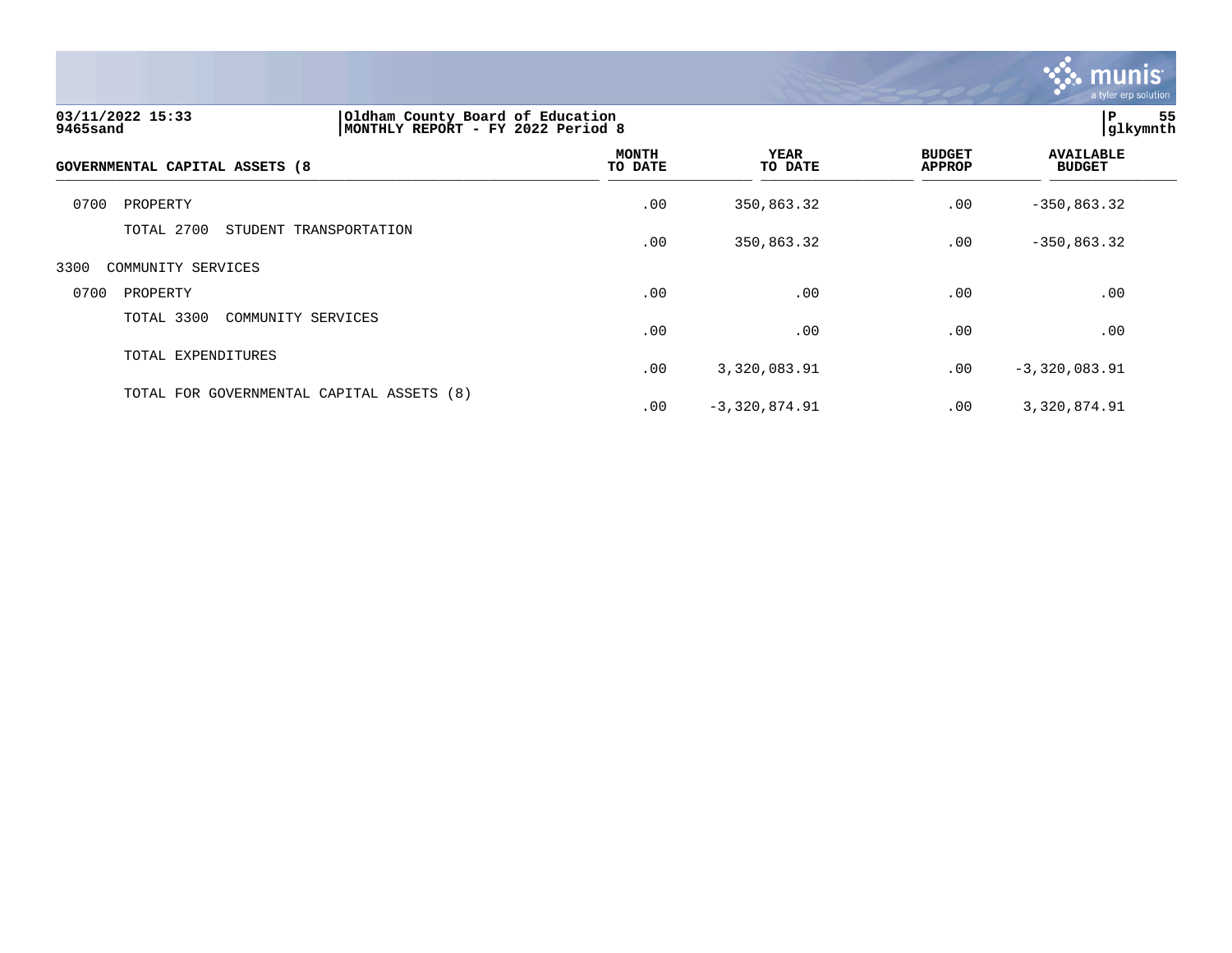03/11/2022 15:33 9465sand | Oldham County Board of Education MONTHLY REPORT - FY 2022 Period 8 | P 55 glkymnth

| GOVERNMENTAL CAPITAL ASSETS (8 | MONTH TO DATE | YEAR TO DATE | BUDGET APPROP | AVAILABLE BUDGET |
|---|---|---|---|---|
| 0700 PROPERTY | .00 | 350,863.32 | .00 | -350,863.32 |
| TOTAL 2700 STUDENT TRANSPORTATION | .00 | 350,863.32 | .00 | -350,863.32 |
| 3300 COMMUNITY SERVICES | | | | |
| 0700 PROPERTY | .00 | .00 | .00 | .00 |
| TOTAL 3300 COMMUNITY SERVICES | .00 | .00 | .00 | .00 |
| TOTAL EXPENDITURES | .00 | 3,320,083.91 | .00 | -3,320,083.91 |
| TOTAL FOR GOVERNMENTAL CAPITAL ASSETS (8) | .00 | -3,320,874.91 | .00 | 3,320,874.91 |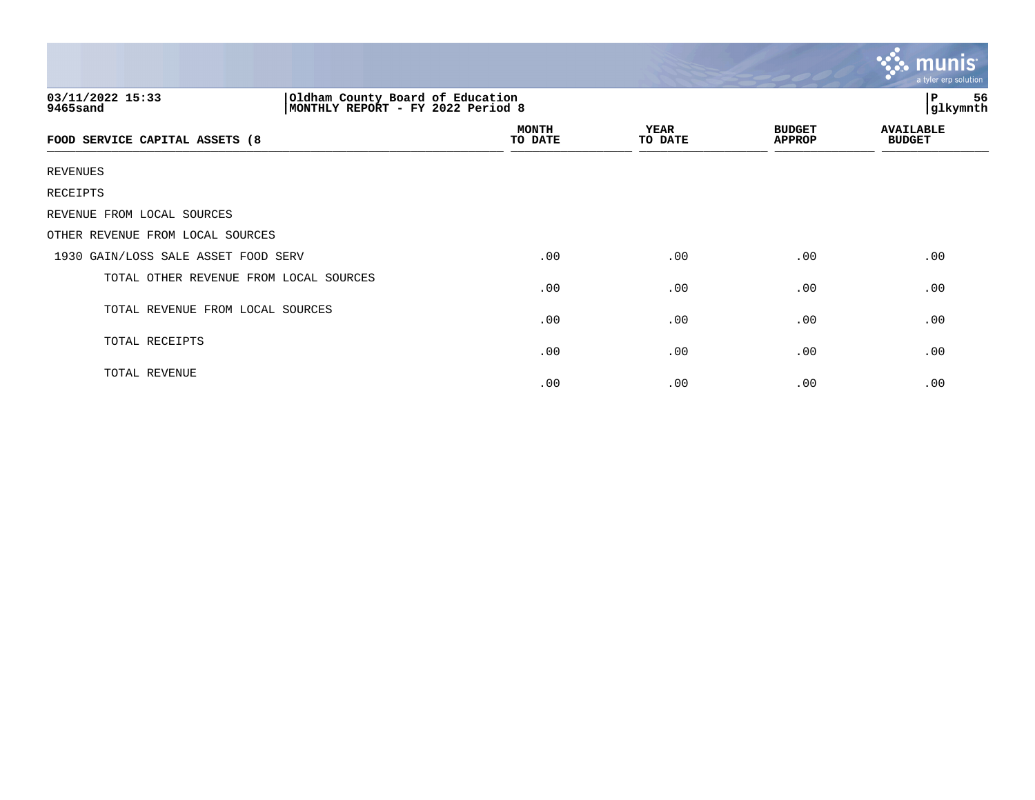03/11/2022 15:33 | Oldham County Board of Education
9465sand | MONTHLY REPORT - FY 2022 Period 8

P 56
glkymnth

| FOOD SERVICE CAPITAL ASSETS (8 | MONTH TO DATE | YEAR TO DATE | BUDGET APPROP | AVAILABLE BUDGET |
|---|---|---|---|---|
| REVENUES | | | | |
| RECEIPTS | | | | |
| REVENUE FROM LOCAL SOURCES | | | | |
| OTHER REVENUE FROM LOCAL SOURCES | | | | |
| 1930 GAIN/LOSS SALE ASSET FOOD SERV | .00 | .00 | .00 | .00 |
| TOTAL OTHER REVENUE FROM LOCAL SOURCES | .00 | .00 | .00 | .00 |
| TOTAL REVENUE FROM LOCAL SOURCES | .00 | .00 | .00 | .00 |
| TOTAL RECEIPTS | .00 | .00 | .00 | .00 |
| TOTAL REVENUE | .00 | .00 | .00 | .00 |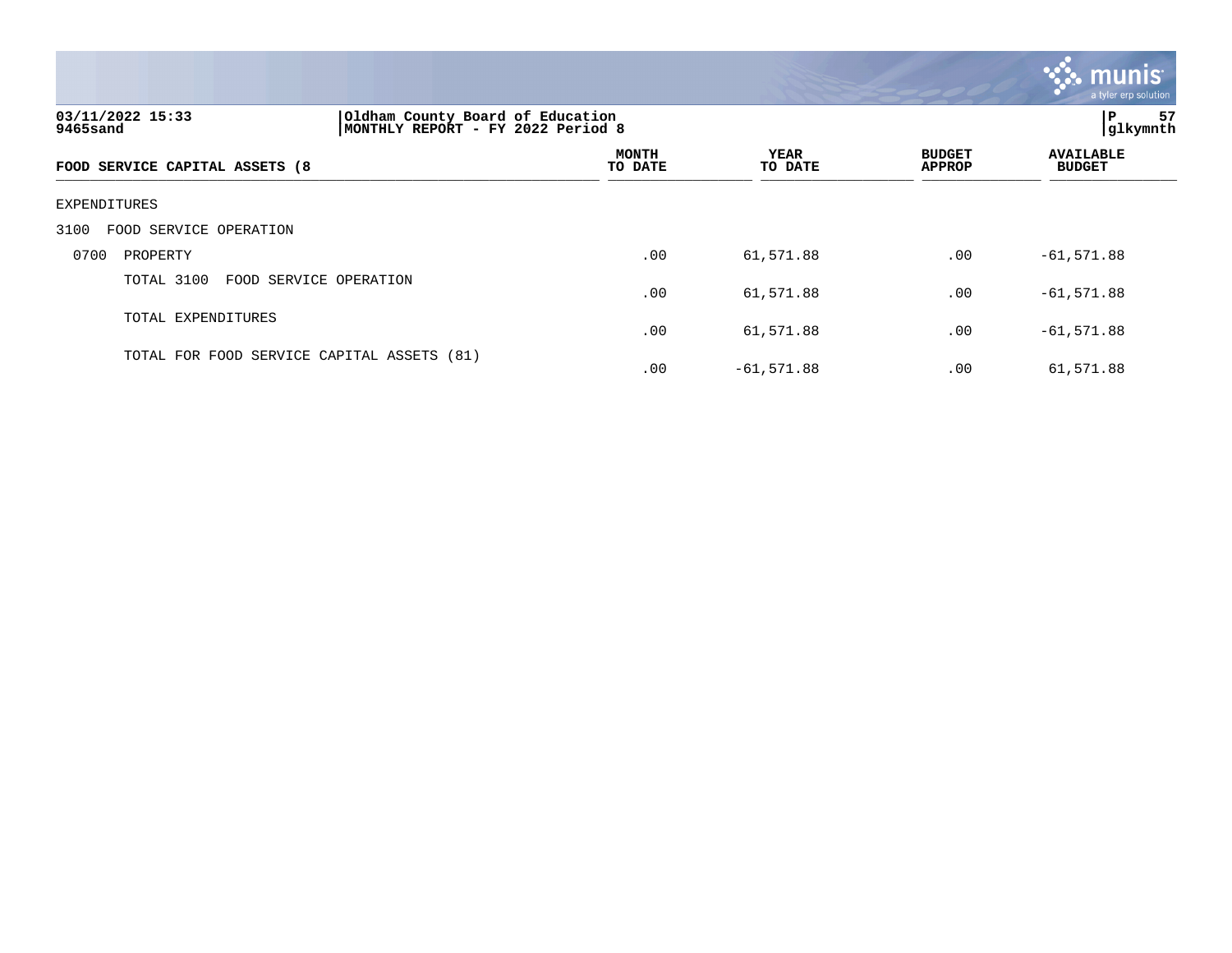03/11/2022 15:33 | Oldham County Board of Education
9465sand | MONTHLY REPORT - FY 2022 Period 8 | glkymnth

| FOOD SERVICE CAPITAL ASSETS (8 | MONTH TO DATE | YEAR TO DATE | BUDGET APPROP | AVAILABLE BUDGET |
|---|---|---|---|---|
| EXPENDITURES | | | | |
| 3100 FOOD SERVICE OPERATION | | | | |
| 0700 PROPERTY | .00 | 61,571.88 | .00 | -61,571.88 |
| TOTAL 3100 FOOD SERVICE OPERATION | .00 | 61,571.88 | .00 | -61,571.88 |
| TOTAL EXPENDITURES | .00 | 61,571.88 | .00 | -61,571.88 |
| TOTAL FOR FOOD SERVICE CAPITAL ASSETS (81) | .00 | -61,571.88 | .00 | 61,571.88 |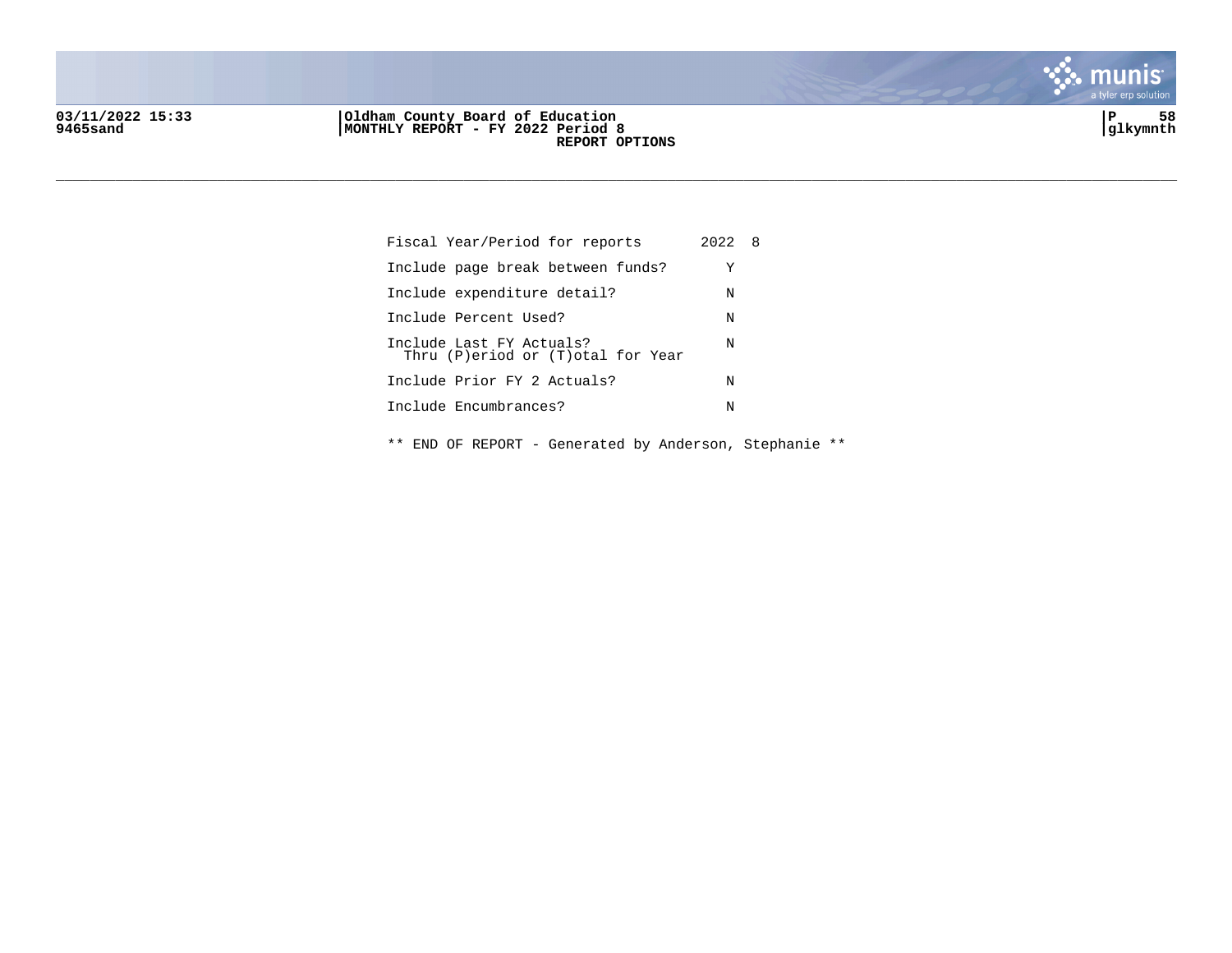**Oldham County Board of Education**
**MONTHLY REPORT - FY 2022 Period 8**
**REPORT OPTIONS**

| | |
|---|---|
| Fiscal Year/Period for reports | 2022 8 |
| Include page break between funds? | Y |
| Include expenditure detail? | N |
| Include Percent Used? | N |
| Include Last FY Actuals?<br>Thru (P)eriod or (T)otal for Year | N |
| Include Prior FY 2 Actuals? | N |
| Include Encumbrances? | N |

** END OF REPORT - Generated by Anderson, Stephanie **